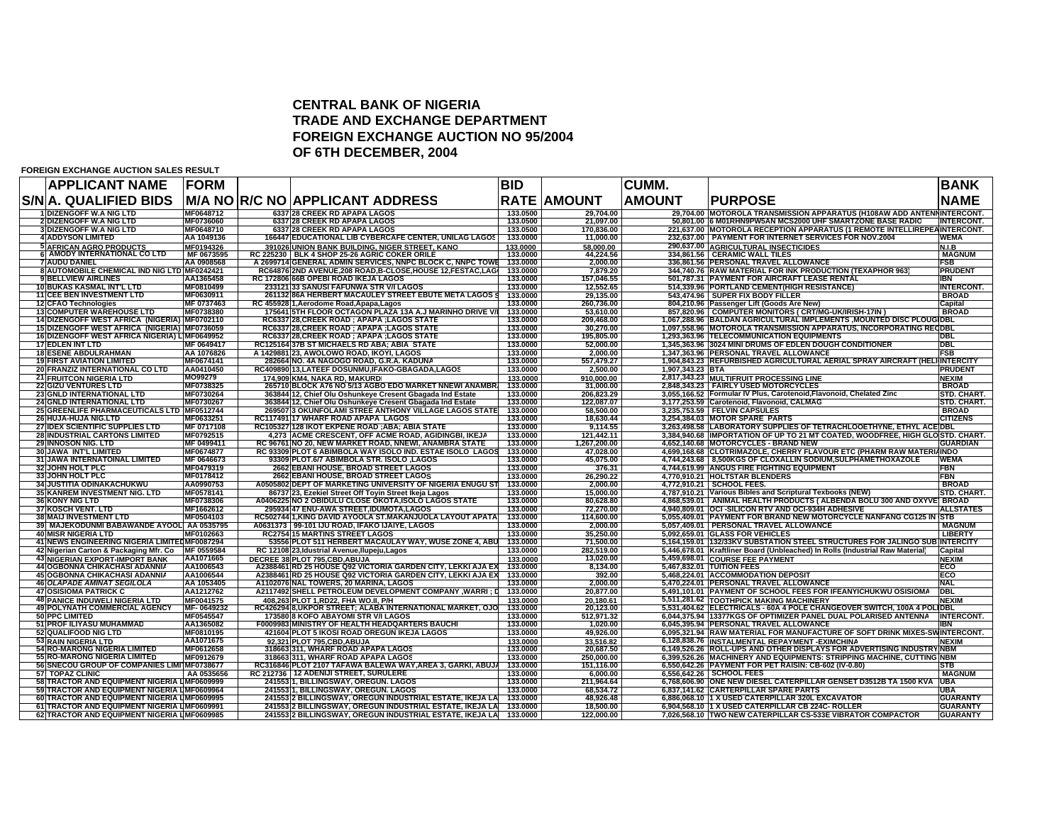# CENTRAL BANK OF NIGERIA
## TRADE AND EXCHANGE DEPARTMENT
## FOREIGN EXCHANGE AUCTION NO 95/2004
## OF 6TH DECEMBER, 2004

**FOREIGN EXCHANGE AUCTION SALES RESULT**

| S/N | APPLICANT NAME<br>A. QUALIFIED BIDS | FORM<br>M/A NO | R/C NO | APPLICANT ADDRESS | BID<br>RATE | AMOUNT | CUMM.<br>AMOUNT | PURPOSE | BANK<br>NAME |
|---|---|---|---|---|---|---|---|---|---|
| 1 | DIZENGOFF W.A NIG LTD | MF0648712 | 6337 | 28 CREEK RD APAPA LAGOS | 133.0500 | 29,704.00 | 29,704.00 | MOTOROLA TRANSMISSION APPARATUS (H108AW ADD ANTENN | INTERCONT. |
| 2 | DIZENGOFF W.A NIG LTD | MF0736060 | 6337 | 28 CREEK RD APAPA LAGOS | 133.0500 | 21,097.00 | 50,801.00 | 6 M01RHN9PW5AN MCS2000 UHF SMARTZONE BASE RADIO | INTERCONT. |
| 3 | DIZENGOFF W.A NIG LTD | MF0648710 | 6337 | 28 CREEK RD APAPA LAGOS | 133.0500 | 170,836.00 | 221,637.00 | MOTOROLA RECEPTION APPARATUS (1 REMOTE INTELLIREPEA | INTERCONT. |
| 4 | ADDYSON LIMITED | AA 1049136 | 166447 | EDUCATIONAL LIB CYBERCAFE CENTER, UNILAG LAGOS | 133.0000 | 11,000.00 | 232,637.00 | PAYMENT FOR INTERNET SERVICES FOR NOV.2004 | WEMA |
| 5 | AFRICAN AGRO PRODUCTS | MF0194326 | 391026 | UNION BANK BUILDING, NIGER STREET, KANO | 133.0000 | 58,000.00 | 290,637.00 | AGRICULTURAL INSECTICIDES | N.I.B |
| 6 | AMODY INTERNATIONAL CO LTD | MF 0673595 | RC 225230 | BLK 4 SHOP 25-26 AGRIC COKER ORILE | 133.0000 | 44,224.56 | 334,861.56 | CERAMIC WALL TILES | MAGNUM |
| 7 | AUDU DANIEL | AA 0908568 | A 2699714 | GENERAL ADMIN SERVICES, NNPC BLOCK C, NNPC TOWE | 133.0000 | 2,000.00 | 336,861.56 | PERSONAL TRAVEL ALLOWANCE | FSB |
| 8 | AUTOMOBILE CHEMICAL IND NIG LTD | MF0242421 | RC64876 | 2ND AVENUE,208 ROAD,B-CLOSE,HOUSE 12,FESTAC,LAG | 133.0000 | 7,879.20 | 344,740.76 | RAW MATERIAL FOR INK PRODUCTION (TEXAPHOR 963) | PRUDENT |
| 9 | BELLVIEW AIRLINES | AA1365458 | RC 172806 | 66B OPEBI ROAD IKEJA LAGOS | 133.0000 | 157,046.55 | 501,787.31 | PAYMENT FOR AIRCRAFT LEASE RENTAL | IBN |
| 10 | BUKAS KASMAL INT'L LTD | MF0810499 | 233121 | 33 SANUSI FAFUNWA STR V/I LAGOS | 133.0000 | 12,552.65 | 514,339.96 | PORTLAND CEMENT(HIGH RESISTANCE) | INTERCONT. |
| 11 | CEE BEN INVESTMENT LTD | MF0630911 | 261132 | 86A HERBERT MACAULEY STREET EBUTE META LAGOS S | 133.0000 | 29,135.00 | 543,474.96 | SUPER FIX BODY FILLER | BROAD |
| 12 | CFAO Technologies | MF 0737463 | RC 455928 | 1,Aerodome Road,Apapa,Lagos | 133.0000 | 260,736.00 | 804,210.96 | Passenger Lift (Goods Are New) | Capital |
| 13 | COMPUTER WAREHOUSE LTD | MF0738380 | 175641 | 5TH FLOOR OCTAGON PLAZA 13A A.J MARINHO DRIVE V/I | 133.0000 | 53,610.00 | 857,820.96 | COMPUTER MONITORS ( CRT/MG-UK/IRISH-17IN ) | BROAD |
| 14 | DIZENGOFF WEST AFRICA (NIGERIA) | MF0702110 | RC6337 | 28,CREEK ROAD ; APAPA ;LAGOS STATE | 133.0000 | 209,468.00 | 1,067,288.96 | BALDAN AGRICULTURAL IMPLEMENTS ,MOUNTED DISC PLOUG | DBL |
| 15 | DIZENGOFF WEST AFRICA (NIGERIA) | MF0736059 | RC6337 | 28,CREEK ROAD ; APAPA ;LAGOS STATE | 133.0000 | 30,270.00 | 1,097,558.96 | MOTOROLA TRANSMISSION APPARATUS, INCORPORATING REC | DBL |
| 16 | DIZENGOFF WEST AFRICA NIGERIA) L | MF0649952 | RC6337 | 28,CREEK ROAD ; APAPA ;LAGOS STATE | 133.0000 | 195,805.00 | 1,293,363.96 | TELECOMMUNICATION EQUIPMENTS | DBL |
| 17 | EDLEN INT LTD | MF 0649417 | RC125164 | 37B ST MICHAELS RD ABA; ABIA STATE | 133.0000 | 52,000.00 | 1,345,363.96 | 3024 MINI DRUMS OF EDLEN DOUGH CONDITIONER | DBL |
| 18 | ESENE ABDULRAHMAN | AA 1076826 | A 1429881 | 23, AWOLOWO ROAD, IKOYI, LAGOS | 133.0000 | 2,000.00 | 1,347,363.96 | PERSONAL TRAVEL ALLOWANCE | FSB |
| 19 | FIRST AVIATION LIMITED | MF0674141 | 282664 | NO. 4A NAGOGO ROAD, G.R.A. KADUNA | 133.0000 | 557,479.27 | 1,904,843.23 | REFURBISHED AGRICULTURAL AERIAL SPRAY AIRCRAFT (HELI | INTERCITY |
| 20 | FRANZIZ INTERNATIONAL CO LTD | AA0410450 | RC409890 | 13,LATEEF DOSUNMU,IFAKO-GBAGADA,LAGOS | 133.0000 | 2,500.00 | 1,907,343.23 | BTA | PRUDENT |
| 21 | FRUITCON NIGERIA LTD | MO99279 | 174,909 | KM4, NAKA RD, MAKURDI | 133.0000 | 910,000.00 | 2,817,343.23 | MULTIFRUIT PROCESSING LINE | NEXIM |
| 22 | GIZU VENTURES LTD | MF0738325 | 265710 | BLOCK A76 NO 5/13 AGBO EDO MARKET NNEWI ANAMBRA | 133.0000 | 31,000.00 | 2,848,343.23 | FAIRLY USED MOTORCYCLES | BROAD |
| 23 | GNLD INTERNATIONAL LTD | MF0730264 | 363844 | 12, Chief Olu Oshunkeye Cresent Gbagada Ind Estate | 133.0000 | 206,823.29 | 3,055,166.52 | Formular IV Plus, Carotenoid,Flavonoid, Chelated Zinc | STD. CHART. |
| 24 | GNLD INTERNATIONAL LTD | MF0730267 | 363844 | 12, Chief Olu Oshunkeye Cresent Gbagada Ind Estate | 133.0000 | 122,087.07 | 3,177,253.59 | Carotenoid, Flavonoid, CALMAG | STD. CHART. |
| 25 | GREENLIFE PHARMACEUTICALS LTD | MF0512744 | 269507 | 3 OKUNFOLAMI STREE ANTHONY VILLAGE LAGOS STATE | 133.0000 | 58,500.00 | 3,235,753.59 | FELVIN CAPSULES | BROAD |
| 26 | HUJA-HUJA NIG.LTD | MF0633251 | RC117491 | 17 WHARF ROAD APAPA LAGOS | 133.0000 | 18,630.44 | 3,254,384.03 | MOTOR SPARE PARTS | CITIZENS |
| 27 | IDEX SCIENTIFIC SUPPLIES LTD | MF 0717108 | RC105327 | 128 IKOT EKPENE ROAD ;ABA; ABIA STATE | 133.0000 | 9,114.55 | 3,263,498.58 | LABORATORY SUPPLIES OF TETRACHLOOETHYNE, ETHYL ACE | DBL |
| 28 | INDUSTRIAL CARTONS LIMITED | MF0792515 | 4,273 | ACME CRESCENT, OFF ACME ROAD, AGIDINGBI, IKEJA | 133.0000 | 121,442.11 | 3,384,940.68 | IMPORTATION OF UP TO 21 MT COATED, WOODFREE, HIGH GLO | STD. CHART. |
| 29 | INNOSON NIG. LTD | MF 0499411 | RC 96761 | NO 20, NEW MARKET ROAD, NNEWI, ANAMBRA STATE | 133.0000 | 1,267,200.00 | 4,652,140.68 | MOTORCYCLES - BRAND NEW | GUARDIAN |
| 30 | JAWA INT'L LIMITED | MF0674877 | RC 93309 | PLOT 6 ABIMBOLA WAY ISOLO IND. ESTAE ISOLO LAGOS | 133.0000 | 47,028.00 | 4,699,168.68 | CLOTRIMAZOLE, CHERRY FLAVOUR ETC (PHARM RAW MATERIA | INDO |
| 31 | JAWA INTERNATOINAL LIMITED | MF 0646673 | 93309 | PLOT.6/7 ABIMBOLA STR. ISOLO ,LAGOS | 133.0000 | 45,075.00 | 4,744,243.68 | 8,500KGS OF CLOXALLIN SODIUM,SULPHAMETHOXAZOLE | WEMA |
| 32 | JOHN HOLT PLC | MF0479319 | 2662 | EBANI HOUSE, BROAD STREET LAGOS | 133.0000 | 376.31 | 4,744,619.99 | ANGUS FIRE FIGHTING EQUIPMENT | FBN |
| 33 | JOHN HOLT PLC | MF0178412 | 2662 | EBANI HOUSE, BROAD STREET LAGOS | 133.0000 | 26,290.22 | 4,770,910.21 | HOLTSTAR BLENDERS | FBN |
| 34 | JUSTITIA ODINAKACHUKWU | AA0990753 | A0505802 | DEPT OF MARKETING UNIVERSITY OF NIGERIA ENUGU ST | 133.0000 | 2,000.00 | 4,772,910.21 | SCHOOL FEES. | BROAD |
| 35 | KANREM INVESTMENT NIG. LTD | MF0578141 | 86737 | 23, Ezekiel Street Off Toyin Street Ikeja Lagos | 133.0000 | 15,000.00 | 4,787,910.21 | Various Bibles and Scriptural Texbooks (NEW) | STD. CHART. |
| 36 | KONY NIG LTD | MF0738306 | A0406225 | NO 2 OBIDULU CLOSE OKOTA,ISOLO LAGOS STATE | 133.0000 | 80,628.80 | 4,868,539.01 | ANIMAL HEALTH PRODUCTS ( ALBENDA BOLU 300 AND OXYVE | BROAD |
| 37 | KOSCH VENT. LTD | MF1662612 | 295934 | 47 ENU-AWA STREET,IDUMOTA,LAGOS | 133.0000 | 72,270.00 | 4,940,809.01 | OCI -SILICON RTV AND OCI-934H ADHESIVE | ALLSTATES |
| 38 | MAIJ INVESTMENT LTD | MF0504103 | RC502744 | 1,KING DAVID AYOOLA ST.MAKANJUOLA LAYOUT APATA | 133.0000 | 114,600.00 | 5,055,409.01 | PAYMENT FOR BRAND NEW MOTORCYCLE NANFANG CG125 IN | STB |
| 39 | MAJEKODUNMI BABAWANDE AYOOL | AA 0535795 | A0631373 | 99-101 IJU ROAD, IFAKO IJAIYE, LAGOS | 133.0000 | 2,000.00 | 5,057,409.01 | PERSONAL TRAVEL ALLOWANCE | MAGNUM |
| 40 | MISR NIGERIA LTD | MF0102663 | RC2754 | 15 MARTINS STREET LAGOS | 133.0000 | 35,250.00 | 5,092,659.01 | GLASS FOR VEHICLES | LIBERTY |
| 41 | NEWS ENGINEERING NIGERIA LIMITED | MF0087294 | 53556 | PLOT 511 HERBERT MACAULAY WAY, WUSE ZONE 4, ABU | 133.0000 | 71,500.00 | 5,164,159.01 | 132/33KV SUBSTATION STEEL STRUCTURES FOR JALINGO SUB | INTERCITY |
| 42 | Nigerian Carton & Packaging Mfr. Co | MF 0559584 | RC 12108 | 23,Idustrial Avenue,Ilupeju,Lagos | 133.0000 | 282,519.00 | 5,446,678.01 | Kraftliner Board (Unbleached) In Rolls (Industrial Raw Material) | Capital |
| 43 | NIGERIAN EXPORT-IMPORT BANK | AA1071665 | DECREE 38 | PLOT 795,CBD,ABUJA | 133.0000 | 13,020.00 | 5,459,698.01 | COURSE FEE PAYMENT | NEXIM |
| 44 | OGBONNA CHIKACHASI ADANNIA | AA1006543 | A2388461 | RD 25 HOUSE Q92 VICTORIA GARDEN CITY, LEKKI AJA EX | 133.0000 | 8,134.00 | 5,467,832.01 | TUITION FEES | ECO |
| 45 | OGBONNA CHIKACHASI ADANNIA | AA1006544 | A2388461 | RD 25 HOUSE Q92 VICTORIA GARDEN CITY, LEKKI AJA EX | 133.0000 | 392.00 | 5,468,224.01 | ACCOMMODATION DEPOSIT | ECO |
| 46 | *OLAPADE AMINAT SEGILOLA* | AA 1053405 | A1102076 | NAL TOWERS, 20 MARINA, LAGOS | 133.0000 | 2,000.00 | 5,470,224.01 | PERSONAL TRAVEL ALLOWANCE | NAL |
| 47 | OSISIOMA PATRICK C | AA1212762 | A2117492 | SHELL PETROLEUM DEVELOPMENT COMPANY ,WARRI ; D | 133.0000 | 20,877.00 | 5,491,101.01 | PAYMENT OF SCHOOL FEES FOR IFEANYICHUKWU OSISIOMA | DBL |
| 48 | PANICE INDUWELI NIGERIA LTD | MF0041575 | 408,263 | PLOT 1,RD22, FHA WO.II, P/H | 133.0000 | 20,180.61 | 5,511,281.62 | TOOTHPICK MAKING MACHINERY | NEXIM |
| 49 | POLYNATH COMMERCIAL AGENCY | MF- 0649232 | RC426294 | 8,UKPOR STREET; ALABA INTERNATIONAL MARKET, OJO | 133.0000 | 20,123.00 | 5,531,404.62 | ELECTRICALS - 60A 4 POLE CHANGEOVER SWITCH, 100A 4 POL | DBL |
| 50 | PPC LIMITED | MF0545547 | 173580 | 8 KOFO ABAYOMI STR V/I LAGOS | 133.0000 | 512,971.32 | 6,044,375.94 | 13377KGS OF OPTIMIZER PANEL DUAL POLARISED ANTENNA | INTERCONT. |
| 51 | PROF ILIYASU MUHAMMAD | AA1365082 | F0009983 | MINISTRY OF HEALTH HEADQARTERS BAUCHI | 133.0000 | 1,020.00 | 6,045,395.94 | PERSONAL TRAVEL ALLOWANCE | IBN |
| 52 | QUALIFOOD NIG LTD | MF0810195 | 421604 | PLOT 5 IKOSI ROAD OREGUN IKEJA LAGOS | 133.0000 | 49,926.00 | 6,095,321.94 | RAW MATERIAL FOR MANUFACTURE OF SOFT DRINK MIXES-SW | INTERCONT. |
| 53 | RAIN NIGERIA LTD | AA1071675 | 92,321 | PLOT 795,CBD,ABUJA | 133.0000 | 33,516.82 | 6,128,838.76 | INSTALMENTAL REPAYMENT -EXIMCHINA | NEXIM |
| 54 | RO-MARONG NIGERIA LIMITED | MF0612658 | 318663 | 311, WHARF ROAD APAPA LAGOS | 133.0000 | 20,687.50 | 6,149,526.26 | ROLL-UPS AND OTHER DISPLAYS FOR ADVERTISING INDUSTRY | NBM |
| 55 | RO-MARONG NIGERIA LIMITED | MF0912679 | 318663 | 311, WHARF ROAD APAPA LAGOS | 133.0000 | 250,000.00 | 6,399,526.26 | MACHINERY AND EQUIPMENTS: STRIPPING MACHINE, CUTTING | NBM |
| 56 | SNECOU GROUP OF COMPANIES LIMI | MF0738677 | RC316846 | PLOT 2107 TAFAWA BALEWA WAY,AREA 3, GARKI, ABUJA | 133.0000 | 151,116.00 | 6,550,642.26 | PAYMENT FOR PET RAISIN: CB-602 (IV-0.80) | STB |
| 57 | TOPAZ CLINIC | AA 0535656 | RC 212736 | 12 ADENIJI STREET, SURULERE | 133.0000 | 6,000.00 | 6,556,642.26 | SCHOOL FEES | MAGNUM |
| 58 | TRACTOR AND EQUIPMENT NIGERIA L | MF0609999 | 241553 | 1, BILLINGSWAY, OREGUN. LAGOS | 133.0000 | 211,964.64 | 6,768,606.90 | ONE NEW DIESEL CATERPILLAR GENSET D3512B TA 1500 KVA | UBA |
| 59 | TRACTOR AND EQUIPMENT NIGERIA L | MF0609964 | 241553 | 1, BILLINGSWAY, OREGUN. LAGOS | 133.0000 | 68,534.72 | 6,837,141.62 | CARTERPILLAR SPARE PARTS | UBA |
| 60 | TRACTOR AND EQUIPMENT NIGERIA L | MF0609995 | 241553 | 2 BILLINGSWAY, OREGUN INDUSTRIAL ESTATE, IKEJA LA | 133.0000 | 48,926.48 | 6,886,068.10 | 1 X USED CATERPILLAR 320L EXCAVATOR | GUARANTY |
| 61 | TRACTOR AND EQUIPMENT NIGERIA L | MF0609991 | 241553 | 2 BILLINGSWAY, OREGUN INDUSTRIAL ESTATE, IKEJA LA | 133.0000 | 18,500.00 | 6,904,568.10 | 1 X USED CATERPILLAR CB 224C- ROLLER | GUARANTY |
| 62 | TRACTOR AND EQUIPMENT NIGERIA L | MF0609985 | 241553 | 2 BILLINGSWAY, OREGUN INDUSTRIAL ESTATE, IKEJA LA | 133.0000 | 122,000.00 | 7,026,568.10 | TWO NEW CATERPILLAR CS-533E VIBRATOR COMPACTOR | GUARANTY |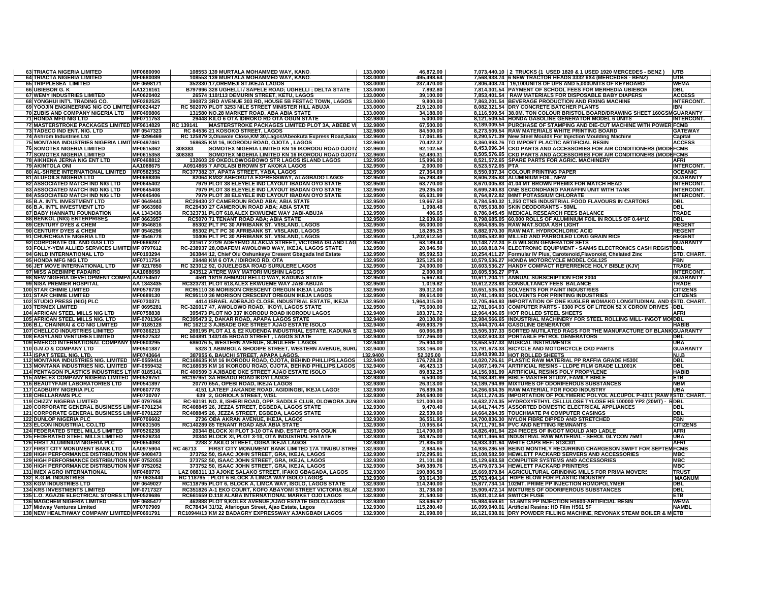| | | | | | | | | |
|---|---|---|---|---|---|---|---|---|
| 63 | TRIACTA NIGERIA LIMITED | MF0680090 | 108553 139 MURTALA MOHAMMED WAY, KANO. | 133.0000 | 46,872.00 | 7,073,440.10 | 2 TRUCKS (1 USED 1820 & 1 USED 1920 MERCEDES - BENZ ) | UTB |
| 64 | TRIACTA NIGERIA LIMITED | MF0680089 | 108553 139 MURTALA MOHAMMED WAY, KANO. | 133.0000 | 495,498.64 | 7,568,938.74 | 6 NEW TRACTOR HEADS 3332 6X4 (MERCEDES - BENZ) | UTB |
| 65 | TRIPPLESEA LIMITED | MF 0698171 | 352330 17,OREMEJI ST.IKEJA LAGOS | 133.0000 | 237,470.00 | 7,806,408.74 | 19,100UNITS OF UPS AND 5,000UNITS OF KEYBOARD | WEMA |
| 66 | UBIEBOR G. K | AA1216161 | B797996 328 UGHELLI / SAPELE ROAD; UGHELLI ; DELTA STATE | 133.0000 | 7,892.80 | 7,814,301.54 | PAYMENT OF SCHOOL FEES FOR MERHEDIA UBIEBOR | DBL |
| 67 | WEMY INDUSTRIES LIMITED | MF0620402 | 26574 110/113 DEMURIN STREET, KETU, LAGOS | 133.0000 | 39,100.00 | 7,853,401.54 | RAW MATERIALS FOR DISPOSABLE BABY DIAPERS | ACCESS |
| 68 | YONGHUI INT'L TRADING CO. | MF0282525 | 390873 3RD AVENUE 303 RD, HOUSE 5B FESTAC TOWN, LAGOS | 133.0000 | 9,800.00 | 7,863,201.54 | BEVERAGE PRODUCTION AND FIXING MACHINE | INTERCONT. |
| 69 | YOOJIN ENGINEERING NIG CO LIMITED | MF0624427 | RC 502070 PLOT 3253 NILE STREET MINISTER HILL ABUJA | 133.0000 | 219,120.00 | 8,082,321.54 | DRY CONCRETE BATCHER PLANTS | IBN |
| 70 | ZUBIS AND COMPANY NIGERIA LTD | MF0499806 | 131580 NO.28 MARKET ROAD, ABA ABIA STATE | 133.0000 | 34,188.00 | 8,116,509.54 | 38.0M. TON COLOUR BRISTOL BOARD/DRAWING SHEET 160GSM | GUARANTY |
| 71 | HONDA MFG NIG LTD | MF0711753 | 29448 KILO 6 OTA IDIROKO RD OTA OGUN STATE | 132.9800 | 5,000.00 | 8,121,509.54 | HONDA GASOLINE GENERATOR MODEL 6 UNITS | INTERCONT. |
| 72 | MASTERSTROKE PACKAGES LIMITED | MF9614829 | RC 139141 MASTERSTROKE PACKAGES LIMITED PLOT 3A, ABEBE VI | 132.9800 | 67,500.00 | 8,189,009.54 | PURCHASE OF STAMPING AND DIE-CUT MACHINE WITH POWER | FCMB |
| 73 | TADECO IND ENT. NIG. LTD | MF 0547323 | RC 84536 21 KOSOKO STREET, LAGOS | 132.9800 | 84,500.00 | 8,273,509.54 | RAW MATERIALS WHITE PRINTING BOARD | GATEWAY |
| 74 | Ashrom Industries Ltd | MF 0296469 | RC 125879 3,Oluwole Close,KM 30,Lagos/Abeokuta Express Road,Salo | 132.9600 | 17,061.85 | 8,290,571.39 | New Steel Moulds For Injection Moulding Machine | Capital |
| 75 | MONTANA INDUSTRIES NIGERIA LIMIT | MF0497461 | 168635 KM 16, IKORODU ROAD, OJOTA , LAGOS | 132.9600 | 70,422.37 | 8,360,993.76 | TO IMPORT PLACTIC ARTIFICIAL RESIN | ACCESS |
| 76 | SOMOTEX NIGERIA LIMITED | MF0615362 | 308383 SOMOTEX NIGERIA LIMITED KN 16 IKORODU ROAD OJOTA | 132.9600 | 92,102.58 | 8,453,096.34 | CKD PARTS AND ACCESSORIES FOR AIR CONDITIONERS (MODE | FCMB |
| 77 | SOMOTEX NIGERIA LIMITED | MF0615358 | 308383 SOMOTEX NIGERIA LIMITED KN 16 IKORODU ROAD OJOTA | 132.9600 | 52,480.31 | 8,505,576.65 | CKD PARTS AND ACCESSORIES FOR AIR CONDITIONERS (MODE | FCMB |
| 78 | AIKHENA JERNA NIG ENT LTD | MF0468812 | 132603 29 OKEOLOWOGBOWO STR LAGOS ISLAND LAGOS | 132.9500 | 15,996.00 | 8,521,572.65 | SPARE PARTS FOR AGRIC. MACHINERY | AFRI |
| 79 | AKINTOLA ONI | AA1088675 | A0914865 7 AFOLABI BROWN ST AKOKA LAGOS | 132.9500 | 2,000.00 | 8,523,572.65 | PTA | INTERCONT. |
| 80 | AL-SHREE INTERNATIONAL LIMITED | MF0582352 | RC377382 37, APATA STREET, YABA, LAGOS | 132.9500 | 27,364.69 | 8,550,937.34 | COLOUR PRINTING PAPER | OCEANIC |
| 81 | ALUFOILS NIGERIA LTD | MF0698306 | 82064 KM32 ABEOKUTA EXPRESSWAY, ALAGBADO LAGOS | 132.9500 | 55,298.49 | 8,606,235.83 | ALUMINIUM FOIL, NEW | GUARANTY |
| 82 | ASSOCIATED MATCH IND NIG LTD | MF0645402 | 7979 PLOT 38 ELEYELE IND LAYOUT IBADAN OYO STATE | 132.9500 | 63,770.00 | 8,670,005.83 | 41.04 MT BROWN PREMIX FOR MATCH HEAD | INTERCONT. |
| 83 | ASSOCIATED MATCH IND NIG LTD | MF0645408 | 7979 PLOT 38 ELEYELE IND LAYOUT IBADAN OYO STATE | 132.9500 | 29,235.00 | 8,699,240.83 | ONE SECONDHAND PARAFFIN UNIT WITH TANK | INTERCONT. |
| 84 | ASSOCIATED MATCH IND NIG LTD | MF0645406 | 7979 PLOT 38 ELEYELE IND LAYOUT IBADAN OYO STATE | 132.9500 | 65,631.99 | 8,764,872.82 | 84MT POTASSIUM CHLORATE | INTERCONT. |
| 85 | B.A. INT'L INVESTMENT LTD | MF 0649443 | RC29430 27 CAMEROUN ROAD ABA; ABIA STATE | 132.9500 | 19,667.50 | 8,784,540.32 | 1,250 CTNS INDUSTRIAL FOOD FLAVOURS IN CARTONS | DBL |
| 86 | B.A. INT'L INVESTMENT LTD | MF 0663980 | RC29430 27 CAMEROUN ROAD ABA; ABIA STATE | 132.9500 | 1,098.48 | 8,785,638.80 | SKIN DEODORANTS - 50ML | DBL |
| 87 | BABY HANNATU FOUNDATION | AA 1343436 | RC323731 PLOT 618,ALEX EKWUEME WAY JABI-ABUJA | 132.9500 | 406.65 | 8,786,045.45 | MEDICAL RESEARCH FEES BALANCE | TRADE |
| 88 | BENKOL (NIG) ENTERPRISES | MF 0663957 | RC5070 71 TENANT ROAD ABA; ABIA STATE | 132.9500 | 12,639.60 | 8,798,685.05 | 60,000 ROLLS OF ALUMINIUM FOIL IN ROLLS OF 0.44*10 | DBL |
| 89 | CENTURY DYES & CHEM | MF 0546816 | 85302 PLT PC 30 AFRIBANK ST. V/ISLAND, LAGOS | 132.9500 | 66,000.00 | 8,864,685.05 | RAW MAT.SODA ASH LIGHT | REGENT |
| 90 | CENTURY DYES & CHEM | MF 0546296 | 85302 PLT PC 30 AFRIBANK ST. V/ISLAND, LAGOS | 132.9500 | 18,285.25 | 8,882,970.30 | RAW MAT. HYDROCHLORIC ACID | REGENT |
| 91 | CHURCHGATE NIGERIA LTD | MF 0546778 | 10406 PLT PC 30 AFRIBANK ST. V/ISLAND, LAGOS | 132.9500 | 1,202,612.50 | 10,085,582.80 | MILLED AND PARBOILED LONG GRAIN RICE | REGENT |
| 92 | CORPORATE OIL AND GAS LTD | MF0686287 | 231617 27/29 ADEYEMO ALAKIJA STREET, VICTORIA ISLAND LAG | 132.9500 | 63,189.44 | 10,148,772.24 | F.G WILSON GENERATOR SETS | GUARANTY |
| 93 | FOLLY-YEM ALLIED SERVICES LIMITED | MF 0797612 | RC-238937 28,OBAFEMI AWOLOWO WAY, IKEJA, LAGOS STATE | 132.9500 | 20,046.50 | 10,168,818.74 | ELECTRONIC EQUIPMENT - SAM4S ELECTRONICS CASH REGIST | DBL |
| 94 | GNLD INTERNATIONAL LTD | MF0193294 | 363844 12, Chief Olu Oshunkeye Cresent Gbagada Ind Estate | 132.9500 | 85,592.53 | 10,254,411.27 | Formular IV Plus, Carotenoid,Flavonoid, Chelated Zinc | STD. CHART. |
| 95 | HONDA MFG NIG LTD | MF0711754 | 29448 KM 6 OTA / IDIROKO RD, OTA | 132.9500 | 325,125.00 | 10,579,536.27 | HONDA MOTORCYCLE MODEL CGL125 | FBN |
| 96 | JET MOVE INTERNATIONAL LTD | MF 0217850 | RC 323012 92, OJUELEGBA ROAD SURULERE LAGOS | 132.9500 | 24,000.00 | 10,603,536.27 | HANDY COMPACT REFERRENCE HOLY BIBLE (KJV) | TRADE |
| 97 | MISS ADEBIMPE FADAIRO | AA1088658 | 243512 ATERE WAY MATORI MUSHIN LAGOS | 132.9500 | 2,000.00 | 10,605,536.27 | PTA | INTERCONT. |
| 98 | NEW NIGERIA DEVELOPMENT COMPA | AA0754507 | 4591 18/19 AHMADU BELLO WAY, KADUNA STATE | 132.9500 | 5,667.84 | 10,611,204.11 | ANNUAL SUBSCRIPTION FOR 2004 | GUARANTY |
| 99 | NISA PREMIER HOSPITAL | AA 1343435 | RC323731 PLOT 618,ALEX EKWUEME WAY JABI-ABUJA | 132.9500 | 1,019.82 | 10,612,223.93 | CONSULTANCY FEES BALANCE | TRADE |
| 100 | STAR CHIMIE LIMITED | MF0576739 | RC95110 36 MORISON CRESCENT OREGUN IKEJA LAGOS | 132.9500 | 39,312.00 | 10,651,535.93 | SOLVENTS FOR PAINT INDUSTRIES | CITIZENS |
| 101 | STAR CHIMIE LIMITED | MF0689130 | RC95110 36 MORISON CRESCENT OREGUN IKEJA LAGOS | 132.9500 | 89,614.00 | 10,741,149.93 | SOLVENTS FOR PRINTING INDUSTRIES | CITIZENS |
| 102 | STUDIO PRESS (NIG) PLC | MF0730371 | 4414 ISRAEL ADEBAJO CLOSE, INDUSTRIAL ESTATE, IKEJA | 132.9500 | 1,964,315.00 | 12,705,464.93 | IMPORTATION OF ONE KUGLER WOMAKO LONGITUDINAL AND C | STD. CHART. |
| 103 | TERMEX LIMITED | MF 0695281 | RC-326017 47, AWOLOWO ROAD, IKOYI, LAGOS STATE | 132.9500 | 75,600.00 | 12,781,064.93 | COMPUTER PARTS - 6300 PCS OF LITEON 52 X CDROM DRIVES | DBL |
| 104 | AFRICAN STEEL MILLS NIG LTD | MF0758838 | 395473 PLOT NO 337 IKORODU ROAD IKORODU LAGOS | 132.9400 | 183,371.72 | 12,964,436.65 | HOT ROLLED STEEL SHEETS | AFRI |
| 105 | AFRICAN STEEL MILLS NIG. LTD | MF-0701364 | RC395473 2, DAKAR ROAD, APAPA LAGOS STATE | 132.9400 | 20,130.00 | 12,984,566.65 | INDUSTRIAL MACHINERY FOR STEEL ROLLING MILL- INGOT MO | DBL |
| 106 | B.L. CHAINRAI & CO NIG LIMITED | MF 0185128 | RC 16212 3 AJIBADE OKE STREET AJAO ESTATE ISOLO | 132.9400 | 459,803.79 | 13,444,370.44 | GASOLINE GENERATOR | HABIB |
| 107 | CHELLCO INDUSTRIES LIMITED | MF0366213 | 269195 PLOT A1 & E2 KUDENDA INDUSTRIAL ESTATE, KADUNA S | 132.9400 | 60,966.89 | 13,505,337.33 | SORTED MUTILATED RAGS FOR THE MANUFACTURE OF BLANK | GUARANTY |
| 108 | EASYLAND VENTURES LIMITED | MF0527532 | RC 504891 143/145 BROAD STREET , LAGOS STATE | 132.9400 | 127,266.00 | 13,632,603.33 | PORTABLE PETROL GENERATORS | DBL |
| 109 | EMEKCO INTERNATIONAL COMPANY L | MF0603295 | 686076 5, WESTERN AVENUE, SURULERE LAGOS | 132.9400 | 25,904.00 | 13,658,507.33 | MUSICAL INSTRUMENTS | UBA |
| 110 | G.M.O & COMPANY LTD | MF0501887 | 5328 1 ABIMBOLA SHODIPE STREET, WESTERN AVENUE, SURU | 132.9400 | 133,166.00 | 13,791,673.33 | BICYCLE AND MOTORCYCLE CKD PARTS | GUARANTY |
| 111 | ISPAT STEEL NIG. LTD. | MF0743664 | 387955 6, BAUCHI STREET, APAPA LAGOS. | 132.9400 | 52,325.00 | 13,843,998.33 | HOT ROLLED SHEETS | N.I.B |
| 112 | MONTANA INDUSTRIES NIG. LIMITED | MF-0559414 | RC168635 KM 16 IKORODU ROAD, OJOTA, BEHIND PHILLIPS,LAGOS | 132.9400 | 176,728.28 | 14,020,726.61 | PLASTIC RAW MATERIAL PP RAFFIA GRADE H5300 | DBL |
| 113 | MONTANA INDUSTRIES NIG. LIMITED | MF-0559432 | RC168635 KM 16 IKORODU ROAD, OJOTA, BEHIND PHILLIPS,LAGOS | 132.9400 | 46,423.13 | 14,067,149.74 | ARTIFICIAL RESINS - LLDPE FILM GRADE LL1001K | DBL |
| 114 | PENTAGON PLASTICS INDUSTRIES LTD | MF 0185141 | RC 400509 3 AJIBADE OKE STREET AJAO ESTATE ISOLO | 132.9400 | 89,832.25 | 14,156,981.99 | ARTIFICIAL RESINS POLY PROPYLENE | HABIB |
| 115 | AMELEX COMPANY NIGERIA LIMITED | MF0529751 | RC197951 3A RIBADU ROAD IKOYI LAGOS | 132.9300 | 6,500.00 | 14,163,481.99 | BIBLE-MASTER STUDY, FAMILY BIBLE | ETB |
| 116 | BEAUTYFAIR LABORATORIES LTD | MF0541897 | 20770 65A, OPEBI ROAD, IKEJA LAGOS | 132.9300 | 26,313.00 | 14,189,794.99 | MIXTURES OF ODORIFEROUS SUBSTANCES | NBM |
| 117 | CADBURY NIGERIA PLC | MF0607778 | 4151 LATEEF JAKANDE ROAD, AGIDINGBI, IKEJA LAGOS | 132.9300 | 76,839.36 | 14,266,634.35 | RAW MATERIAL FOR FOOD INDUSTRY | UBA |
| 118 | CHELLARAMS PLC | MF0730707 | 639 2, GORIOLA STREET, V/ISL | 132.9300 | 244,640.00 | 14,511,274.35 | IMPORTATION OF POLYMERIC POLYOL ALCUPOL P-4311 (RAW M | STD. CHART. |
| 119 | CHIZZY NIGERIA LIMITED | MF 0797958 | RC-93191 NO. 8, ISHERI ROAD, OPP. SADDLE CLUB, OLOWORA JUN | 132.9300 | 121,000.00 | 14,632,274.35 | HYDROXYETHYL CELLULOSE TYLOSE HS 100000 YP2 (20MT) - R | DBL |
| 120 | CORPORATE GENERAL BUSINESS LIM | MF-0701234 | RC408845 26, JEZZA STREET, EGBEDA, LAGOS STATE | 132.9300 | 9,470.40 | 14,641,744.75 | ASSORTED DOMESTIC ELECTRICAL APPLIANCES | DBL |
| 121 | CORPORATE GENERAL BUSINESS LIM | MF-0701227 | RC408845 26, JEZZA STREET, EGBEDA, LAGOS STATE | 132.9300 | 22,539.60 | 14,664,284.35 | TOUCHMATE P4 COMPUTER CASINGS | DBL |
| 122 | DUNLOP NIGERIA PLC | MF0706602 | 2736 OBA AKRAN AVENUE, IKEJA, LAGOS | 132.9300 | 36,551.95 | 14,700,836.30 | NYLON FIBRE DIPPED AND STRETCHED | FBN |
| 123 | ELCON INDUSTRIAL CO.LTD | MF0631505 | RC140289 85 TENANT ROAD ABA ABIA STATE | 132.9300 | 10,955.64 | 14,711,791.94 | PVC AND NETTING REMNANTS | CITIZENS |
| 124 | FEDERATED STEEL MILLS LIMITED | MF0526238 | 20344 BLOCK XI PLOT 3-10 OTA IND. ESTATE OTA OGUN | 132.9300 | 114,700.00 | 14,826,491.94 | 224 PIECES OF INGOT MOULD AND LADLE | AFRI |
| 125 | FEDERATED STEEL MILLS LIMITED | MF0526234 | 20344 BLOCK XI, PLOT 3-10, OTA INDUSTRIAL ESTATE | 132.9300 | 84,975.00 | 14,911,466.94 | INDUSTRIAL RAW MATERIAL - SEROL GLYCON 75MT | UBA |
| 126 | FIRST ALUMINIUM NIGERIA PLC | MF0654093 | 2288 2 AKILO STREET, OGBA IKEJA LAGOS | 132.9300 | 21,835.00 | 14,933,301.94 | WHITE CAPS REF: S13C/01 | AFRI |
| 127 | FIRST CITY MONUMENT BANK LTD | AA0975904 | RC 46713 FIRST CITY MONUMENT BANK LIMITED 17A TINUBU STREE | 132.9300 | 2,984.65 | 14,936,286.59 | BEING MONTHLY RECURRING CHARGESON SWIFT FOR SEPTEM | FCMB |
| 128 | HIGH PERFORMANCE DISTRIBUTION N | MF 0408473 | 373752 50, ISAAC JOHN STREET, GRA, IKEJA, LAGOS | 132.9300 | 172,295.91 | 15,108,582.50 | HEWLETT PACKARD SERVERS AND ACCESSORIES | MBC |
| 129 | HIGH PERFORMANCE DISTRIBUTION N | MF 0752053 | 373752 50, ISAAC JOHN STREET, GRA, IKEJA, LAGOS | 132.9300 | 21,101.08 | 15,129,683.58 | COMPUTER SYSTEMS AND ACCESSORIES | MBC |
| 130 | HIGH PERFORMANCE DISTRIBUTION N | MF 0752052 | 373752 50, ISAAC JOHN STREET, GRA, IKEJA, LAGOS | 132.9300 | 349,389.76 | 15,479,073.34 | HEWLETT PACKARD PRINTERS | MBC |
| 131 | IMEX AGRO INTERNATIONAL | MF0489776 | LAZ 088311 13 AJOKE SALAKO STREET, IFAKO GBAGADA, LAGOS | 132.9300 | 190,806.50 | 15,669,879.84 | AGRICULTURAL GRINDING MILLS FOR PRIMA MOVERS | TRUST |
| 132 | K.G.M. INDUSTRIES | MF 0635440 | RC 118795 PLOT 6 BLOCK A LIMCA WAY ISOLO LAGOS | 132.9300 | 93,614.30 | 15,763,494.14 | HDPE BLOW FOR PLASTIC INDUSTRY | MAGNUM |
| 133 | KGM INDUSTRIES LTD | MF 0649027 | RC118795 PLOT 6, BLOCK A, LIMCA WAY, ISOLO, LAGOS STATE | 132.9300 | 114,240.00 | 15,877,734.14 | 102MT. PRIME PP INJECTION HOMOPOLYMER | DBL |
| 134 | KRS INVESTMENTS LIMITED | MF-0717327 | RC351826 A-1 EKO COURT, KOFO ABAYOMI STREET VICTORIA ISLAI | 132.9300 | 31,738.00 | 15,909,472.14 | MIXTURES OF ODORIFEROUS SUBSTANCES | DBL |
| 135 | L.O. AGAZIE ELECTRICAL STORES LTD | MF0529686 | RC661659 D.118 ALABA INTERNATIONAL MARKET OJO LAGOS | 132.9300 | 21,540.50 | 15,931,012.64 | SWITCH FUSE | ETB |
| 136 | MAGCHEM NIGERIA LIMITED | MF 0685477 | 462888 PLOT 9,KOLEX AVENUE,AJAO ESTATE ISOLO,LAGOS | 132.9300 | 53,646.97 | 15,984,659.61 | 51.6MTS PP INJECTION H1600-ARTIFICIAL RESIN | WEMA |
| 137 | Midway Ventures Limited | MF0707909 | RC78434 31/32, Afariogun Street, Ajao Estate, Lagos | 132.9300 | 115,280.40 | 16,099,940.01 | Artificial Resins: HD Film H561 5F | NAMBL |
| 138 | NEW HEALTHWAY COMPANY LIMITED | MF0691791 | RC10944 1/3 KM 22 BADAGRY EXPRESSWAY AJANGBADI LAGOS | 132.9300 | 21,698.00 | 16,121,638.01 | DRY POWDER FILLING MACHINE, REVONAX STEAM BOILER & M | ETB |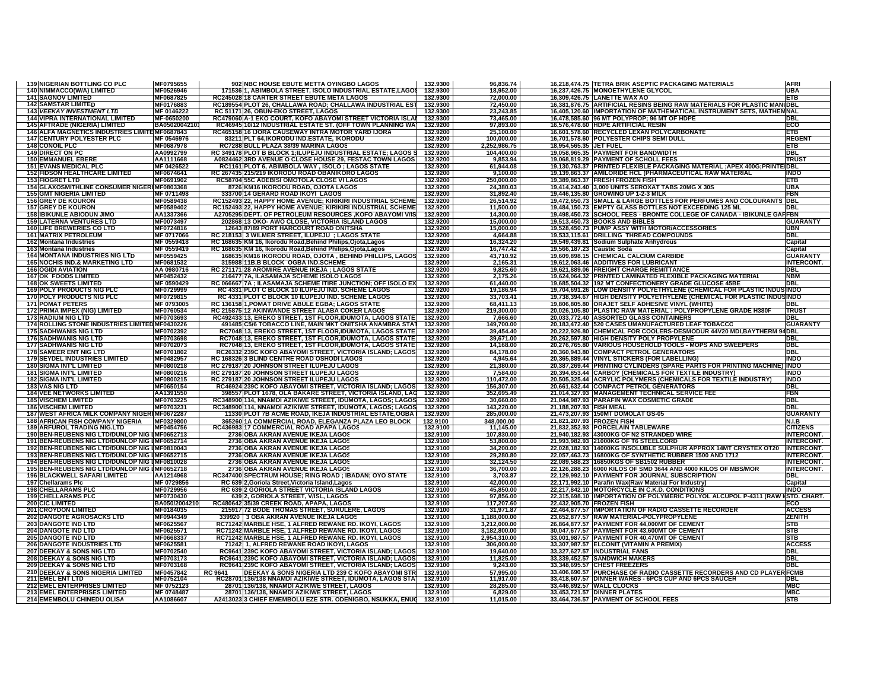| | | | | | | | | | |
|---|---|---|---|---|---|---|---|---|---|
| 139 | NIGERIAN BOTTLING CO PLC | MF0795655 | 902 | NBC HOUSE EBUTE METTA OYINGBO LAGOS | 132.9300 | 96,836.74 | 16,218,474.75 | TETRA BRIK ASEPTIC PACKAGING MATERIALS | AFRI |
| 140 | NIMMACCO(W/A) LIMITED | MF0526946 | 171536 | 1, ABIMBOLA STREET, ISOLO INDUSTRIAL ESTATE,LAGOS | 132.9300 | 18,952.00 | 16,237,426.75 | MONOETHYLENE GLYCOL | UBA |
| 141 | SAGNOV LIMITED | MF0687825 | RC245028 | 18 CARTER STREET EBUTE META LAGOS | 132.9300 | 72,000.00 | 16,309,426.75 | LANETTE WAX AO | ETB |
| 142 | SAMSTAR LIMITED | MF0176883 | RC189554 | PLOT 26, CHALLAWA ROAD; CHALLAWA INDUSTRIAL EST | 132.9300 | 72,450.00 | 16,381,876.75 | ARTIFICIAL RESINS BEING RAW MATERIALS FOR PLASTIC MANU | DBL |
| 143 | VEEKAY INVESTMENT LTD | MF 0146222 | RC 51171 | 26, OBUN-EKO STREET, LAGOS | 132.9300 | 23,243.85 | 16,405,120.60 | IMPORTATION OF MATHEMATICAL INSTRUMENT SETS, MATHEM | NAL |
| 144 | VIPRA INTERNATIONAL LIMITED | MF-0650200 | RC479060 | A-1 EKO COURT, KOFO ABAYOMI STREET VICTORIA ISLAN | 132.9300 | 73,465.00 | 16,478,585.60 | 96 MT POLYPROP; 96 MT OF HDPE | DBL |
| 145 | AFTRADE (NIGERIA) LIMITED | BA0502004210 | RC46945 | 10/12 INDUSTRIAL ESTATE ST. (OFF TOWN PLANNING WA | 132.9200 | 97,893.00 | 16,576,478.60 | HDPE ARTIFICIAL RESIN | ECO |
| 146 | ALFA MAGNETICS INDUSTRIES LIMITED | MF0687843 | RC465158 | 16 IJORA CAUSEWAY INTRA MOTOR YARD IJORA | 132.9200 | 25,100.00 | 16,601,578.60 | RECYCLED LEXAN POLYCARBONATE | ETB |
| 147 | CENTURY POLYESTER PLC | MF 0546976 | 83211 | PLT 64,IKORODU IND.ESTATE, IKORODU | 132.9200 | 100,000.00 | 16,701,578.60 | POLYESTER CHIPS SEMI DULL | REGENT |
| 148 | CONOIL PLC | MF0687978 | RC7288 | BULL PLAZA 38/39 MARINA LAGOS | 132.9200 | 2,252,986.75 | 18,954,565.35 | JET FUEL | ETB |
| 149 | DIRECT ON PC | AA0992799 | RC 349178 | PLOT B BLOCK 1;ILUPEJU INDUSTRIAL ESTATE; LAGOS S | 132.9200 | 104,400.00 | 19,058,965.35 | PAYMENT FOR BANDWIDTH | DBL |
| 150 | EMMANUEL EBERE | AA1111668 | A0824462 | 3RD AVENUE O CLOSE HOUSE 29, FESTAC TOWN LAGOS | 132.9200 | 9,853.94 | 19,068,819.29 | PAYMENT OF SCHOLL FEES | TRUST |
| 151 | EVANS MEDICAL PLC | MF 0426522 | RC1161 | PLOT 6, ABIMBOLA WAY , ISOLO ; LAGOS STATE | 132.9200 | 61,944.08 | 19,130,763.37 | PRINTED FLEXIBLE PACKAGING MATERIAL ;APEX 400G;PRINTE | DBL |
| 152 | FIDSON HEALTHCARE LIMITED | MF0674641 | RC 267435 | 215/219 IKORODU ROAD OBANIKORO LAGOS | 132.9200 | 9,100.00 | 19,139,863.37 | AMILORIDE HCL (PHARMACEUTICAL RAW MATERIAL | INDO |
| 153 | FIOGRET LTD | MF0691902 | RC58704 | 55C ADEBISI OMOTOLA CLOSE VI LAGOS | 132.9200 | 250,000.00 | 19,389,863.37 | FRESH FROZEN FISH | ETB |
| 154 | GLAXOSMITHLINE CONSUMER NIGERI | MF0803368 | 8726 | KM16 IKORODU ROAD, OJOTA LAGOS | 132.9200 | 24,380.03 | 19,414,243.40 | 3,000 UNITS SEROXAT TABS 20MG X 30S | UBA |
| 155 | GMT NIGERIA LIMITED | MF 0711498 | 333700 | 14 GERARD ROAD IKOYI LAGOS | 132.9200 | 31,892.40 | 19,446,135.80 | GROWING UP 1-2-3 MILK | FBN |
| 156 | GREY DE KOURON | MF0589438 | RC152493 | 22, HAPPY HOME AVENUE; KIRIKIRI INDUSTRIAL SCHEME | 132.9200 | 26,514.92 | 19,472,650.73 | SMALL & LARGE BOTTLES FOR PERFUMES AND COLOURANTS | DBL |
| 157 | GREY DE KOURON | MF0589402 | RC152493 | 22, HAPPY HOME AVENUE; KIRIKIRI INDUSTRIAL SCHEME | 132.9200 | 11,500.00 | 19,484,150.73 | EMPTY GLASS BOTTLES NOT EXCEEDING 125 ML | DBL |
| 158 | IBIKUNLE ABIODUN JIMO | AA1337366 | A2705295 | DEPT. OF PETROLEUM RESOURCES ,KOFO ABAYOMI V/IS | 132.9200 | 14,300.00 | 19,498,450.73 | SCHOOL FEES - BRONTE COLLEGE OF CANADA - IBIKUNLE GAF | FBN |
| 159 | LATERNA VENTURES LTD | MF0073497 | 202868 | 13 OKO- AWO CLOSE, VICTORIA ISLAND LAGOS | 132.9200 | 15,000.00 | 19,513,450.73 | BOOKS AND BIBLES | GUARANTY |
| 160 | LIFE BREWERIES CO LTD | MF0724816 | 12643 | 87/89 PORT HARCOURT ROAD ONITSHA | 132.9200 | 15,000.00 | 19,528,450.73 | PUMP ASSY WITH MOTOR/ACCESSORIES | UBN |
| 161 | MATRIX PETROLEUM | MF 0717066 | RC 218153 | 3 WILMER STREET, ILUPEJU ; LAGOS STATE | 132.9200 | 4,664.88 | 19,533,115.61 | DRILLING THREAD COMPOUNDS | DBL |
| 162 | Montana Industries | MF 0559418 | RC 168635 | KM 16, Ikorodu Road,Behind Philips,Ojota,Lagos | 132.9200 | 16,324.20 | 19,549,439.81 | Sodium Sulphate Anhydrous | Capital |
| 163 | Montana Industries | MF 0559419 | RC 168635 | KM 16, Ikorodu Road,Behind Philips,Ojota,Lagos | 132.9200 | 16,747.42 | 19,566,187.23 | Caustic Soda | Capital |
| 164 | MONTANA INDUSTRIES NIG LTD | MF0559425 | 168635 | KM16 IKORODU ROAD, OJOTA , BEHIND PHILLIPS, LAGOS | 132.9200 | 43,710.92 | 19,609,898.15 | CHEMICAL CALCIUM CARBIDE | GUARANTY |
| 165 | NOCHIS IND.& MARKETING LTD | MF0681532 | 315988 | 11B,B BLOCK OGBA IND.SCHEME | 132.9200 | 2,165.31 | 19,612,063.46 | ADDITIVES FOR LUBRICANT | INTERCONT. |
| 166 | OGIDI AVIATION | AA 0980716 | RC 271171 | 28 AROMIRE AVENUE IKEJA ; LAGOS STATE | 132.9200 | 9,825.60 | 19,621,889.06 | FREIGHT CHARGE REMITTANCE | DBL |
| 167 | OK FOODS LIMITED | MF0452432 | 216477 | 7A, ILASAMAJA SCHEME ISOLO LAGOS | 132.9200 | 2,175.26 | 19,624,064.32 | PRINTED LAMINATED FLEXIBLE PACKAGING MATERIAL | NBM |
| 168 | OK SWEETS LIMITED | MF 0590429 | RC 066667 | 7A ; ILASAMAJA SCHEME ITIRE JUNCTION; OFF ISOLO EX | 132.9200 | 61,440.00 | 19,685,504.32 | 192 MT CONFECTIONERY GRADE GLUCOSE 45BE | DBL |
| 169 | POLY PRODUCTS NIG PLC | MF0729999 | RC 4331 | PLOT C BLOCK 10 ILUPEJU IND. SCHEME LAGOS | 132.9200 | 19,186.94 | 19,704,691.26 | LOW DENSITY POLYETHYLENE (CHEMICAL FOR PLASTIC INDUS | INDO |
| 170 | POLY PRODUCTS NIG PLC | MF0729815 | RC 4331 | PLOT C BLOCK 10 ILUPEJU IND. SCHEME LAGOS | 132.9200 | 33,703.41 | 19,738,394.67 | HIGH DENSITY POLYETHYLENE (CHEMICAL FOR PLASTIC INDUS | INDO |
| 171 | POMAT PETERS | MF 0793005 | RC 136158 | 1,POMAT DRIVE ABULE EGBA; LAGOS STATE | 132.9200 | 68,411.13 | 19,806,805.80 | ORAJET SELF ADHESIVE VINYL (WHITE) | DBL |
| 172 | PRIMA IMPEX (NIG) LIMITED | MF0760534 | RC 215875 | 12 AKINWANDE STREET ALABA COKER LAGOS | 132.9200 | 219,300.00 | 20,026,105.80 | PLASTIC RAW MATERIAL : POLYPROPYLENE GRADE H380F | TRUST |
| 173 | RADIUM NIG LTD | MF0703693 | RC492433 | 13, EREKO STREET, 1ST FLOOR,IDUMOTA, LAGOS STATE | 132.9200 | 7,666.60 | 20,033,772.40 | ASSORTED GLASS CONTAINERS | DBL |
| 174 | ROLLING STONE INDUSTRIES LIMITED | MF0430226 | 491485 | C5/6 TOBACCO LINE, MAIN MKT ONITSHA ANAMBRA STA | 132.9200 | 149,700.00 | 20,183,472.40 | 520 CASES UMANUFACTURED LEAF TOBACCO | GUARANTY |
| 175 | SADHWANIS NIG LTD | MF0702392 | RC7048 | 13, EREKO STREET, 1ST FLOOR,IDUMOTA, LAGOS STATE | 132.9200 | 39,454.40 | 20,222,926.80 | CHEMICAL FOR COOLERS-DESMODUR 44V20 MDI,BAYTHERM 94 | DBL |
| 176 | SADHWANIS NIG LTD | MF0703698 | RC7048 | 13, EREKO STREET, 1ST FLOOR,IDUMOTA, LAGOS STATE | 132.9200 | 39,671.00 | 20,262,597.80 | HIGH DENSITY POLY PROPYLENE | DBL |
| 177 | SADHWANIS NIG LTD | MF0702073 | RC7048 | 13, EREKO STREET, 1ST FLOOR,IDUMOTA, LAGOS STATE | 132.9200 | 14,168.00 | 20,276,765.80 | VARIOUS HOUSEHOLD TOOLS - MOPS AND SWEEPERS | DBL |
| 178 | SAMEER ENT NIG LTD | MF0701802 | RC26332 | 239C KOFO ABAYOMI STREET, VICTORIA ISLAND; LAGOS | 132.9200 | 84,178.00 | 20,360,943.80 | COMPACT PETROL GENERATORS | DBL |
| 179 | SEYDEL INDUSTRIES LIMITED | MF0482957 | RC 168326 | 3 BLIND CENTRE ROAD OSHODI LAGOS | 132.9200 | 4,945.64 | 20,365,889.44 | VINYL STICKERS (FOR LABELLING) | INDO |
| 180 | SIGMA INT'L LIMITED | MF0800218 | RC 279187 | 20 JOHNSON STREET ILUPEJU LAGOS | 132.9200 | 21,380.00 | 20,387,269.44 | PRINTING CYLINDERS (SPARE PARTS FOR PRINTING MACHINE) | INDO |
| 181 | SIGMA INT'L LIMITED | MF0800216 | RC 279187 | 20 JOHNSON STREET ILUPEJU LAGOS | 132.9200 | 7,584.00 | 20,394,853.44 | CARBOY (CHEMICALS FOR TEXTILE INDUSTRY) | INDO |
| 182 | SIGMA INT'L LIMITED | MF0800215 | RC 279187 | 20 JOHNSON STREET ILUPEJU LAGOS | 132.9200 | 110,472.00 | 20,505,325.44 | ACRYLIC POLYMERS (CHEMICALS FOR TEXTILE INDUSTRY) | INDO |
| 183 | VAS NIG LTD | MF0650154 | RC46924 | 239C KOFO ABAYOMI STREET, VICTORIA ISLAND; LAGOS | 132.9200 | 156,307.00 | 20,661,632.44 | COMPACT PETROL GENERATORS | DBL |
| 184 | VEE NETWORKS LIMITED | AA1391550 | 398557 | PLOT 1678, OLA BAKARE STREET, VICTORIA ISLAND, LAG | 132.9200 | 352,695.49 | 21,014,327.93 | MANAGEMENT TECHNICAL SERVICE FEE | FBN |
| 185 | VISCHEM LIMITED | MF0703225 | RC348900 | 114, NNAMDI AZIKIWE STREET, IDUMOTA, LAGOS; LAGOS | 132.9200 | 30,660.00 | 21,044,987.93 | PARAFIN WAX COSMETIC GRADE | DBL |
| 186 | VISCHEM LIMITED | MF0703231 | RC348900 | 114, NNAMDI AZIKIWE STREET, IDUMOTA, LAGOS; LAGOS | 132.9200 | 143,220.00 | 21,188,207.93 | FISH MEAL | DBL |
| 187 | WEST AFRICA MILK COMPANY NIGERI | MF0672287 | 11330 | PLOT 7B ACME ROAD, IKEJA INDUSTRIAL ESTATE,OGBA | 132.9200 | 285,000.00 | 21,473,207.93 | 150MT DOMOLAT GS-05 | GUARANTY |
| 188 | AFRICAN FISH COMPANY NIGERIA | MF0329800 | 365260 | 1A COMMERCIAL ROAD, ELEGANZA PLAZA LEO BLOCK | 132.9100 | 348,000.00 | 21,821,207.93 | FROZEN FISH | N.I.B |
| 189 | ARFUROL TRADING NIG.LTD | MF0454756 | RC436983 | 17 COMMERCIAL ROAD APAPA LAGOS | 132.9100 | 11,145.00 | 21,832,352.93 | PORCELAIN TABLEWARE | CITIZENS |
| 190 | BEN-REUBENS NIG LTD/DUNLOP NIG I | MF0652713 | 2736 | OBA AKRAN AVENUE IKEJA LAGOS | 132.9100 | 107,830.00 | 21,940,182.93 | 43000KG OF N2 STRANDED WIRE | INTERCONT. |
| 191 | BEN-REUBENS NIG LTD/DUNLOP NIG I | MF0652714 | 2736 | OBA AKRAN AVENUE IKEJA LAGOS | 132.9100 | 53,800.00 | 21,993,982.93 | 21000KG OF T6 STEELCORD | INTERCONT. |
| 192 | BEN-REUBENS NIG LTD/DUNLOP NIG I | MF0810043 | 2736 | OBA AKRAN AVENUE IKEJA LAGOS | 132.9100 | 34,200.00 | 22,028,182.93 | 14000KG INSOLUBLE SULPHUR APPROX 14MT CRYSTEX OT20 | INTERCONT. |
| 193 | BEN-REUBENS NIG LTD/DUNLOP NIG I | MF0652715 | 2736 | OBA AKRAN AVENUE IKEJA LAGOS | 132.9100 | 29,280.80 | 22,057,463.73 | 16800KG OF SYNTHETIC RUBBER 1500 AND 1712 | INTERCONT. |
| 194 | BEN-REUBENS NIG LTD/DUNLOP NIG I | MF0810028 | 2736 | OBA AKRAN AVENUE IKEJA LAGOS | 132.9100 | 32,124.50 | 22,089,588.23 | 16850KGS OF SB1502 RUBBER | INTERCONT. |
| 195 | BEN-REUBENS NIG LTD/DUNLOP NIG I | MF0652718 | 2736 | OBA AKRAN AVENUE IKEJA LAGOS | 132.9100 | 36,700.00 | 22,126,288.23 | 6000 KILOS OF SMD 3644 AND 4000 KILOS OF MBS/MOR | INTERCONT. |
| 196 | BLACKWELL SAFARI LIMITED | AA1214968 | RC347400 | SPECTRUM HOUSE; RING ROAD ; IBADAN; OYO STATE | 132.9100 | 3,703.87 | 22,129,992.10 | PAYMENT FOR JOURNAL SUBSCRIPTION | DBL |
| 197 | Chellarams Plc | MF 0729856 | RC 639 | 2,Goriola Street,Victoria Island,Lagos | 132.9100 | 42,000.00 | 22,171,992.10 | Parafin Wax(Raw Material For Industry) | Capital |
| 198 | CHELLARAMS PLC | MF0729956 | RC 639 | 2 GORIOLA STREET VICTORIA ISLAND LAGOS | 132.9100 | 45,850.00 | 22,217,842.10 | MOTORCYCLE IN C.K.D. CONDITIONS | INDO |
| 199 | CHELLARAMS PLC | MF0730430 | 639 | 2, GORIOLA STREET, V/ISL, LAGOS | 132.9100 | 97,856.00 | 22,315,698.10 | IMPORTATION OF POLYMERIC POLYOL ALCUPOL P-4311 (RAW N | STD. CHART. |
| 200 | CIC LIMITED | BA050/2004210 | RC480642 | 35/39 CREEK ROAD, APAPA, LAGOS | 132.9100 | 117,207.60 | 22,432,905.70 | FROZEN FISH | ECO |
| 201 | CROYDON LIMITED | MF0184035 | 215917 | 72 BODE THOMAS STREET, SURULERE, LAGOS | 132.9100 | 31,971.87 | 22,464,877.57 | IMPORTATION OF RADIO CASSETTE RECORDER | ACCESS |
| 202 | DANGOTE AGROSACKS LTD | MF0944349 | 339920 | 3 OBA AKRAN AVENUE IKEJA LAGOS | 132.9100 | 1,188,000.00 | 23,652,877.57 | RAW MATERIAL-POLYPROPYLENE | ZENITH |
| 203 | DANGOTE IND LTD | MF0625567 | RC71242 | MARBLE HSE, 1 ALFRED REWANE RD. IKOYI, LAGOS | 132.9100 | 3,212,000.00 | 26,864,877.57 | PAYMENT FOR 44,000MT OF CEMENT | STB |
| 204 | DANGOTE IND LTD | MF0625571 | RC71242 | MARBLE HSE, 1 ALFRED REWANE RD. IKOYI, LAGOS | 132.9100 | 3,182,800.00 | 30,047,677.57 | PAYMENT FOR 43,600MT OF CEMENT | STB |
| 205 | DANGOTE IND LTD | MF0668337 | RC71242 | MARBLE HSE, 1 ALFRED REWANE RD. IKOYI, LAGOS | 132.9100 | 2,954,310.00 | 33,001,987.57 | PAYMENT FOR 40,470MT OF CEMENT | STB |
| 206 | DANGOTE INDUSTRIES LTD | MF0625581 | 71242 | 1, ALFRED REWANE ROAD IKOYI, LAGOS | 132.9100 | 306,000.00 | 33,307,987.57 | ELCONIT (VITAMIN A PREMIX) | ACCESS |
| 207 | DEEKAY & SONS NIG LTD | MF0702540 | RC9641 | 239C KOFO ABAYOMI STREET, VICTORIA ISLAND; LAGOS | 132.9100 | 19,640.00 | 33,327,627.57 | INDUSTRIAL FANS | DBL |
| 208 | DEEKAY & SONS NIG LTD | MF0703173 | RC9641 | 239C KOFO ABAYOMI STREET, VICTORIA ISLAND; LAGOS | 132.9100 | 11,825.00 | 33,339,452.57 | SANDWICH MAKERS | DBL |
| 209 | DEEKAY & SONS NIG LTD | MF0703168 | RC9641 | 239C KOFO ABAYOMI STREET, VICTORIA ISLAND; LAGOS | 132.9100 | 9,243.00 | 33,348,695.57 | CHEST FREEZERS | DBL |
| 210 | DEEKAY & SONS NIGERIA LIMITED | MF0457842 | RC 9641 | DEEKAY & SONS NIGERIA LTD 239 C KOFO ABAYOMI STR | 132.9100 | 57,995.00 | 33,406,690.57 | PURCHASE OF RADIO CASSETTE RECORDERS AND CD PLAYER | FCMB |
| 211 | EMEL ENT LTD | MF0752104 | RC28701 | 136/138 NNAMDI AZIKIWE STREET, IDUMOTA, LAGOS STA | 132.9100 | 11,917.00 | 33,418,607.57 | DINNER WARES - 6PCS CUP AND 6PCS SAUCER | DBL |
| 212 | EMEL ENTERPRISES LIMITED | MF 0752123 | 28701 | 136/138, NNAMDI AZIKIWE STREET, LAGOS | 132.9100 | 28,285.00 | 33,446,892.57 | WALL CLOCKS | MBC |
| 213 | EMEL ENTERPRISES LIMITED | MF 0748487 | 28701 | 136/138, NNAMDI AZIKIWE STREET, LAGOS | 132.9100 | 6,829.00 | 33,453,721.57 | DINNER PLATES | MBC |
| 214 | EMEMBOLU CHINEDU OLISA | AA1086607 | A2413023 | 3 CHIEF EMEMBOLU EZE STR. ODENIGBO, NSUKKA, ENUG | 132.9100 | 11,015.00 | 33,464,736.57 | PAYMENT OF SCHOOL FEES | STB |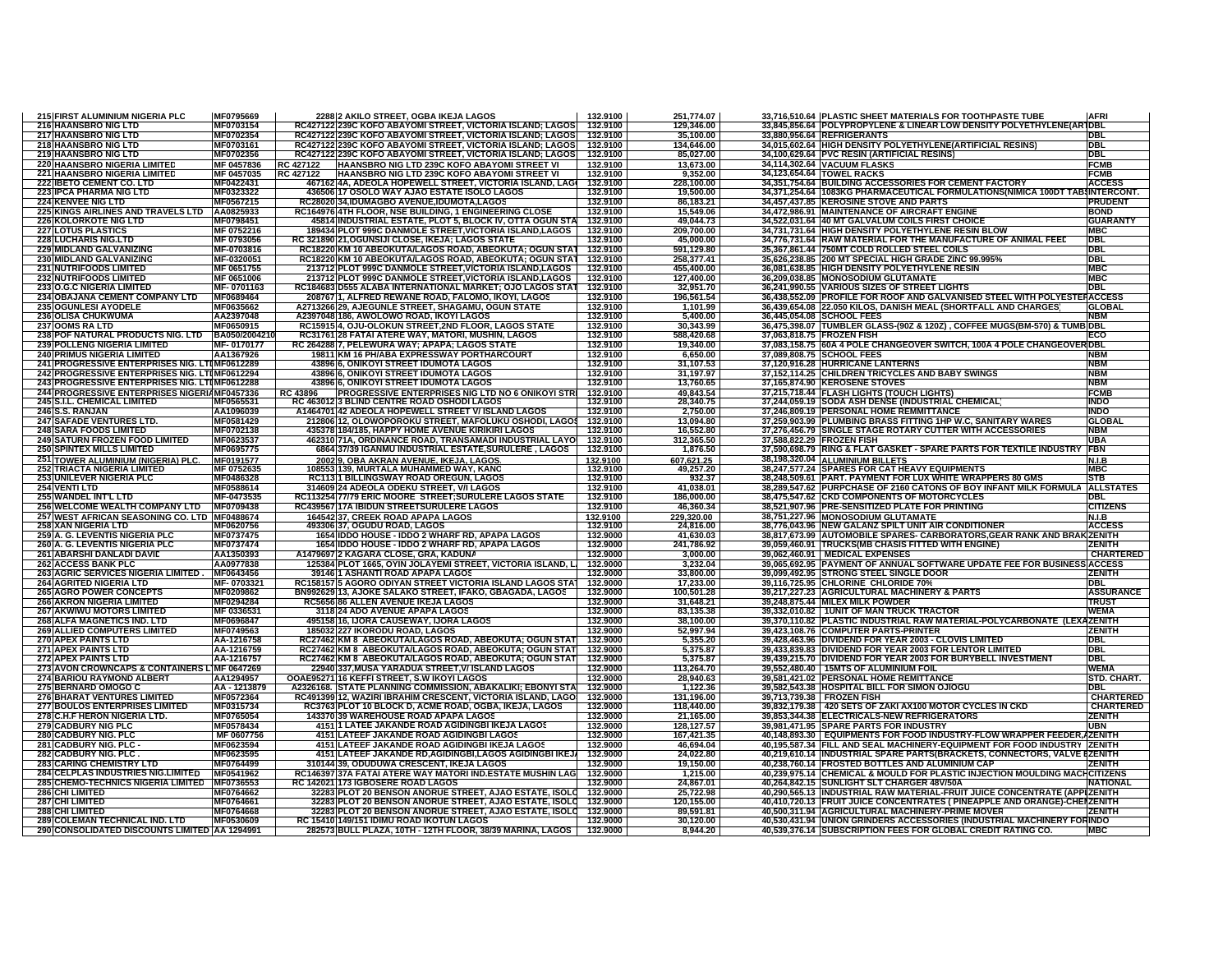| | | | | | | | | | |
|---|---|---|---|---|---|---|---|---|---|
| 215 | FIRST ALUMINIUM NIGERIA PLC | MF0795669 | 2288 | 2 AKILO STREET, OGBA IKEJA LAGOS | 132.9100 | 251,774.07 | 33,716,510.64 | PLASTIC SHEET MATERIALS FOR TOOTHPASTE TUBE | AFRI |
| 216 | HAANSBRO NIG LTD | MF0703154 | RC427122 | 239C KOFO ABAYOMI STREET, VICTORIA ISLAND; LAGOS | 132.9100 | 129,346.00 | 33,845,856.64 | POLYPROPYLENE & LINEAR LOW DENSITY POLYETHYLENE(AR | DBL |
| 217 | HAANSBRO NIG LTD | MF0702354 | RC427122 | 239C KOFO ABAYOMI STREET, VICTORIA ISLAND; LAGOS | 132.9100 | 35,100.00 | 33,880,956.64 | REFRIGERANTS | DBL |
| 218 | HAANSBRO NIG LTD | MF0703161 | RC427122 | 239C KOFO ABAYOMI STREET, VICTORIA ISLAND; LAGOS | 132.9100 | 134,646.00 | 34,015,602.64 | HIGH DENSITY POLYETHYLENE(ARTIFICIAL RESINS) | DBL |
| 219 | HAANSBRO NIG LTD | MF0702356 | RC427122 | 239C KOFO ABAYOMI STREET, VICTORIA ISLAND; LAGOS | 132.9100 | 85,027.00 | 34,100,629.64 | PVC RESIN (ARTIFICIAL RESINS) | DBL |
| 220 | HAANSBRO NIGERIA LIMITED | MF 0457836 | RC 427122 | HAANSBRO NIG LTD 239C KOFO ABAYOMI STREET VI | 132.9100 | 13,673.00 | 34,114,302.64 | VACUUM FLASKS | FCMB |
| 221 | HAANSBRO NIGERIA LIMITED | MF 0457035 | RC 427122 | HAANSBRO NIG LTD 239C KOFO ABAYOMI STREET VI | 132.9100 | 9,352.00 | 34,123,654.64 | TOWEL RACKS | FCMB |
| 222 | IBETO CEMENT CO. LTD | MF0422431 | 467162 | 4A, ADEOLA HOPEWELL STREET, VICTORIA ISLAND, LAG | 132.9100 | 228,100.00 | 34,351,754.64 | BUILDING ACCESSORIES FOR CEMENT FACTORY | ACCESS |
| 223 | IPCA PHARMA NIG LTD | MF0323322 | 436506 | 17 OSOLO WAY AJAO ESTATE ISOLO LAGOS | 132.9100 | 19,500.00 | 34,371,254.64 | 1083KG PHARMACEUTICAL FORMULATIONS(NIMICA 100DT TABS | INTERCONT. |
| 224 | KENVEE NIG LTD | MF0567215 | RC28020 | 34,IDUMAGBO AVENUE,IDUMOTA,LAGOS | 132.9100 | 86,183.21 | 34,457,437.85 | KEROSINE STOVE AND PARTS | PRUDENT |
| 225 | KINGS AIRLINES AND TRAVELS LTD | AA0825933 | RC164976 | 4TH FLOOR, NSE BUILDING, 1 ENGINEERING CLOSE | 132.9100 | 15,549.06 | 34,472,986.91 | MAINTENANCE OF AIRCRAFT ENGINE | BOND |
| 226 | KOLORKOTE NIG LTD | MF0798451 | 45814 | INDUSTRIAL ESTATE, PLOT 5, BLOCK IV, OTTA OGUN STA | 132.9100 | 49,044.73 | 34,522,031.64 | 40 MT GALVALUM COILS FIRST CHOICE | GUARANTY |
| 227 | LOTUS PLASTICS | MF 0752216 | 189434 | PLOT 999C DANMOLE STREET,VICTORIA ISLAND,LAGOS | 132.9100 | 209,700.00 | 34,731,731.64 | HIGH DENSITY POLYETHYLENE RESIN BLOW | MBC |
| 228 | LUCHARIS NIG.LTD | MF 0793056 | RC 321890 | 21,OGUNSIJI CLOSE, IKEJA; LAGOS STATE | 132.9100 | 45,000.00 | 34,776,731.64 | RAW MATERIAL FOR THE MANUFACTURE OF ANIMAL FEED | DBL |
| 229 | MIDLAND GALVANIZING | MF-0703816 | RC18220 | KM 10 ABEOKUTA/LAGOS ROAD, ABEOKUTA; OGUN STAT | 132.9100 | 591,129.80 | 35,367,861.44 | 750MT COLD ROLLED STEEL COILS | DBL |
| 230 | MIDLAND GALVANIZING | MF-0320051 | RC18220 | KM 10 ABEOKUTA/LAGOS ROAD, ABEOKUTA; OGUN STAT | 132.9100 | 258,377.41 | 35,626,238.85 | 200 MT SPECIAL HIGH GRADE ZINC 99.995% | DBL |
| 231 | NUTRIFOODS LIMITED | MF 0651755 | 213712 | PLOT 999C DANMOLE STREET,VICTORIA ISLAND,LAGOS | 132.9100 | 455,400.00 | 36,081,638.85 | HIGH DENSITY POLYETHYLENE RESIN | MBC |
| 232 | NUTRIFOODS LIMITED | MF 0651006 | 213712 | PLOT 999C DANMOLE STREET,VICTORIA ISLAND,LAGOS | 132.9100 | 127,400.00 | 36,209,038.85 | MONOSODIUM GLUTAMATE | MBC |
| 233 | O.G.C NIGERIA LIMITED | MF- 0701163 | RC184683 | D555 ALABA INTERNATIONAL MARKET; OJO LAGOS STAT | 132.9100 | 32,951.70 | 36,241,990.55 | VARIOUS SIZES OF STREET LIGHTS | DBL |
| 234 | OBAJANA CEMENT COMPANY LTD | MF0689464 | 208767 | 1, ALFRED REWANE ROAD, FALOMO, IKOYI, LAGOS | 132.9100 | 196,561.54 | 36,438,552.09 | PROFILE FOR ROOF AND GALVANISED STEEL WITH POLYESTER | ACCESS |
| 235 | OGUNLESI AYODELE | MF0635662 | A2713266 | 29, AJEGUNLE STREET, SHAGAMU, OGUN STATE | 132.9100 | 1,101.99 | 36,439,654.08 | 22.050 KILOS, DANISH MEAL (SHORTFALL AND CHARGES) | GLOBAL |
| 236 | OLISA CHUKWUMA | AA2397048 | A2397048 | 186, AWOLOWO ROAD, IKOYI LAGOS | 132.9100 | 5,400.00 | 36,445,054.08 | SCHOOL FEES | NBM |
| 237 | OOMS RA LTD | MF0650915 | RC15915 | 4, OJU-OLOKUN STREET,2ND FLOOR, LAGOS STATE | 132.9100 | 30,343.99 | 36,475,398.07 | TUMBLER GLASS-(9OZ & 12OZ) , COFFEE MUGS(BM-570) & TUMB | DBL |
| 238 | POF NATURAL PRODUCTS NIG. LTD | BA050/2004210 | RC31761 | 28 FATAI ATERE WAY, MATORI, MUSHIN, LAGOS | 132.9100 | 588,420.68 | 37,063,818.75 | FROZEN FISH | ECO |
| 239 | POLLENG NIGERIA LIMITED | MF- 0170177 | RC 264288 | 7, PELEWURA WAY; APAPA; LAGOS STATE | 132.9100 | 19,340.00 | 37,083,158.75 | 60A 4 POLE CHANGEOVER SWITCH, 100A 4 POLE CHANGEOVER | DBL |
| 240 | PRIMUS NIGERIA LIMITED | AA1367926 | 19811 | KM 16 PH/ABA EXPRESSWAY PORTHARCOURT | 132.9100 | 6,650.00 | 37,089,808.75 | SCHOOL FEES | NBM |
| 241 | PROGRESSIVE ENTERPRISES NIG. LTD | MF0612289 | 43896 | 6, ONIKOYI STREET IDUMOTA LAGOS | 132.9100 | 31,107.53 | 37,120,916.28 | HURRICANE LANTERNS | NBM |
| 242 | PROGRESSIVE ENTERPRISES NIG. LTD | MF0612294 | 43896 | 6, ONIKOYI STREET IDUMOTA LAGOS | 132.9100 | 31,197.97 | 37,152,114.25 | CHILDREN TRICYCLES AND BABY SWINGS | NBM |
| 243 | PROGRESSIVE ENTERPRISES NIG. LTD | MF0612288 | 43896 | 6, ONIKOYI STREET IDUMOTA LAGOS | 132.9100 | 13,760.65 | 37,165,874.90 | KEROSENE STOVES | NBM |
| 244 | PROGRESSIVE ENTERPRISES NIGERIA | MF0457336 | RC 43896 | PROGRESSIVE ENTERPRISES NIG LTD NO 6 ONIKOYI STR | 132.9100 | 49,843.54 | 37,215,718.44 | FLASH LIGHTS (TOUCH LIGHTS) | FCMB |
| 245 | S.I.L. CHEMICAL LIMITED | MF0565531 | RC 463012 | 3 BLIND CENTRE ROAD OSHODI LAGOS | 132.9100 | 28,340.75 | 37,244,059.19 | SODA ASH DENSE (INDUSTRIAL CHEMICAL) | INDO |
| 246 | S.S. RANJAN | AA1096039 | A1464701 | 42 ADEOLA HOPEWELL STREET V/ ISLAND LAGOS | 132.9100 | 2,750.00 | 37,246,809.19 | PERSONAL HOME REMMITTANCE | INDO |
| 247 | SAFADE VENTURES LTD. | MF0581429 | 212806 | 12, OLOWOPOROKU STREET, MAFOLUKU OSHODI, LAGOS | 132.9100 | 13,094.80 | 37,259,903.99 | PLUMBING BRASS FITTING 1HP W.C, SANITARY WARES | GLOBAL |
| 248 | SARA FOODS LIMITED | MF0702138 | 435378 | 184/185, HAPPY HOME AVENUE KIRIKIRI LAGOS | 132.9100 | 16,552.80 | 37,276,456.79 | SINGLE STAGE ROTARY CUTTER WITH ACCESSORIES | NBM |
| 249 | SATURN FROZEN FOOD LIMITED | MF0623537 | 462310 | 71A, ORDINANCE ROAD, TRANSAMADI INDUSTRIAL LAYO | 132.9100 | 312,365.50 | 37,588,822.29 | FROZEN FISH | UBA |
| 250 | SPINTEX MILLS LIMITED | MF0695775 | 6864 | 37/39 IGANMU INDUSTRIAL ESTATE,SURULERE , LAGOS | 132.9100 | 1,876.50 | 37,590,698.79 | RING & FLAT GASKET - SPARE PARTS FOR TEXTILE INDUSTRY | FBN |
| 251 | TOWER ALUMINIUM (NIGERIA) PLC. | MF0191577 | 2002 | 9, OBA AKRAN AVENUE, IKEJA, LAGOS. | 132.9100 | 607,621.25 | 38,198,320.04 | ALUMINIUM BILLETS | N.I.B |
| 252 | TRIACTA NIGERIA LIMITED | MF 0752635 | 108553 | 139, MURTALA MUHAMMED WAY, KANO | 132.9100 | 49,257.20 | 38,247,577.24 | SPARES FOR CAT HEAVY EQUIPMENTS | MBC |
| 253 | UNILEVER NIGERIA PLC | MF0486328 | RC113 | 1 BILLINGSWAY ROAD OREGUN, LAGOS | 132.9100 | 932.37 | 38,248,509.61 | PART. PAYMENT FOR LUX WHITE WRAPPERS 80 GMS | STB |
| 254 | VENTI LTD | MF0588614 | 314609 | 24 ADEOLA ODEKU STREET, V/I LAGOS | 132.9100 | 41,038.01 | 38,289,547.62 | PURPCHASE OF 2160 CATONS OF BOY INFANT MILK FORMULA | ALLSTATES |
| 255 | WANDEL INT'L LTD | MF-0473535 | RC113254 | 77/79 ERIC MOORE STREET;SURULERE LAGOS STATE | 132.9100 | 186,000.00 | 38,475,547.62 | CKD COMPONENTS OF MOTORCYCLES | DBL |
| 256 | WELCOME WEALTH COMPANY LTD | MF0709438 | RC439567 | 17A IBIDUN STREETSURULERE LAGOS | 132.9100 | 46,360.34 | 38,521,907.96 | PRE-SENSITIZED PLATE FOR PRINTING | CITIZENS |
| 257 | WEST AFRICAN SEASONING CO. LTD | MF0489674 | 164542 | 37, CREEK ROAD APAPA LAGOS | 132.9100 | 229,320.00 | 38,751,227.96 | MONOSODIUM GLUTAMATE | N.I.B |
| 258 | XAN NIGERIA LTD | MF0620756 | 493306 | 37, OGUDU ROAD, LAGOS | 132.9100 | 24,816.00 | 38,776,043.96 | NEW GALANZ SPILT UNIT AIR CONDITIONER | ACCESS |
| 259 | A. G. LEVENTIS NIGERIA PLC | MF0737475 | 1654 | IDDO HOUSE - IDDO 2 WHARF RD, APAPA LAGOS | 132.9000 | 41,630.03 | 38,817,673.99 | AUTOMOBILE SPARES- CARBORATORS,GEAR RANK AND BRAK | ZENITH |
| 260 | A. G. LEVENTIS NIGERIA PLC | MF0737474 | 1654 | IDDO HOUSE - IDDO 2 WHARF RD, APAPA LAGOS | 132.9000 | 241,786.92 | 39,059,460.91 | TRUCKS(MB CHASIS FITTED WITH ENGINE) | ZENITH |
| 261 | ABARSHI DANLADI DAVID | AA1350393 | A1479697 | 2 KAGARA CLOSE, GRA, KADUNA | 132.9000 | 3,000.00 | 39,062,460.91 | MEDICAL EXPENSES | CHARTERED |
| 262 | ACCESS BANK PLC | AA0977838 | 125384 | PLOT 1665, OYIN JOLAYEMI STREET, VICTORIA ISLAND, L | 132.9000 | 3,232.04 | 39,065,692.95 | PAYMENT OF ANNUAL SOFTWARE UPDATE FEE FOR BUSINESS | ACCESS |
| 263 | AGRIC SERVICES NIGERIA LIMITED . | MF0643456 | 39146 | 1 ASHANTI ROAD APAPA LAGOS | 132.9000 | 33,800.00 | 39,099,492.95 | STRONG STEEL SINGLE DOOR | ZENITH |
| 264 | AGRITED NIGERIA LTD | MF- 0703321 | RC158157 | 5 AGORO ODIYAN STREET VICTORIA ISLAND LAGOS STAT | 132.9000 | 17,233.00 | 39,116,725.95 | CHLORINE CHLORIDE 70% | DBL |
| 265 | AGRO POWER CONCEPTS | MF0209862 | BN992629 | 13, AJOKE SALAKO STREET, IFAKO, GBAGADA, LAGOS | 132.9000 | 100,501.28 | 39,217,227.23 | AGRICULTURAL MACHINERY & PARTS | ASSURANCE |
| 266 | AKRON NIGERIA LIMITED | MF0294284 | RC5656 | 86 ALLEN AVENUE IKEJA LAGOS | 132.9000 | 31,648.21 | 39,248,875.44 | MILEX MILK POWDER | TRUST |
| 267 | AKWIWU MOTORS LIMITED | MF 0336531 | 3118 | 24 ADO AVENUE APAPA LAGOS | 132.9000 | 83,135.38 | 39,332,010.82 | 1UNIT OF MAN TRUCK TRACTOR | WEMA |
| 268 | ALFA MAGNETICS IND. LTD | MF0696847 | 495158 | 16, IJORA CAUSEWAY, IJORA LAGOS | 132.9000 | 38,100.00 | 39,370,110.82 | PLASTIC INDUSTRIAL RAW MATERIAL-POLYCARBONATE (LEXA | ZENITH |
| 269 | ALLIED COMPUTERS LIMITED | MF0749563 | 185032 | 227 IKORODU ROAD, LAGOS | 132.9000 | 52,997.94 | 39,423,108.76 | COMPUTER PARTS-PRINTER | ZENITH |
| 270 | APEX PAINTS LTD | AA-1216758 | RC27462 | KM 8 ABEOKUTA/LAGOS ROAD, ABEOKUTA; OGUN STAT | 132.9000 | 5,355.20 | 39,428,463.96 | DIVIDEND FOR YEAR 2003 - CLOVIS LIMITED | DBL |
| 271 | APEX PAINTS LTD | AA-1216759 | RC27462 | KM 8 ABEOKUTA/LAGOS ROAD, ABEOKUTA; OGUN STAT | 132.9000 | 5,375.87 | 39,433,839.83 | DIVIDEND FOR YEAR 2003 FOR LENTOR LIMITED | DBL |
| 272 | APEX PAINTS LTD | AA-1216757 | RC27462 | KM 8 ABEOKUTA/LAGOS ROAD, ABEOKUTA; OGUN STAT | 132.9000 | 5,375.87 | 39,439,215.70 | DIVIDEND FOR YEAR 2003 FOR BURYBELL INVESTMENT | DBL |
| 273 | AVON CROWNCAPS & CONTAINERS L | MF 0647269 | 22940 | 337,MUSA YARADUA STREET,V/ ISLAND LAGOS | 132.9000 | 113,264.70 | 39,552,480.40 | 15MTS OF ALUMINIUM FOIL | WEMA |
| 274 | BARIOU RAYMOND ALBERT | AA1294957 | OOAE95271 | 16 KEFFI STREET, S.W IKOYI LAGOS | 132.9000 | 28,940.63 | 39,581,421.02 | PERSONAL HOME REMITTANCE | STD. CHART. |
| 275 | BERNARD OMOGO C | AA - 1213879 | A2326168. | STATE PLANNING COMMISSION, ABAKALIKI; EBONYI STA | 132.9000 | 1,122.36 | 39,582,543.38 | HOSPITAL BILL FOR SIMON OJIOGU | DBL |
| 276 | BHARAT VENTURES LIMITED | MF0572364 | RC491399 | 12, WAZIRI IBRAHIM CRESCENT, VICTORIA ISLAND, LAGO | 132.9000 | 131,196.00 | 39,713,739.38 | FROZEN FISH | CHARTERED |
| 277 | BOULOS ENTERPRISES LIMITED | MF0315734 | RC3763 | PLOT 10 BLOCK D, ACME ROAD, OGBA, IKEJA, LAGOS | 132.9000 | 118,440.00 | 39,832,179.38 | 420 SETS OF ZAKI AX100 MOTOR CYCLES IN CKD | CHARTERED |
| 278 | C.H.F HERON NIGERIA LTD. | MF0765054 | 143370 | 39 WAREHOUSE ROAD APAPA LAGOS | 132.9000 | 21,165.00 | 39,853,344.38 | ELECTRICALS-NEW REFRIGERATORS | ZENITH |
| 279 | CADBURY NIG PLC | MF0578434 | 4151 | 1 LATEE JAKANDE ROAD AGIDINGBI IKEJA LAGOS | 132.9000 | 128,127.57 | 39,981,471.95 | SPARE PARTS FOR INDUSTRY | UBN |
| 280 | CADBURY NIG. PLC | MF 0607756 | 4151 | LATEEF JAKANDE ROAD AGIDINGBI LAGOS | 132.9000 | 167,421.35 | 40,148,893.30 | EQUIPMENTS FOR FOOD INDUSTRY-FLOW WRAPPER FEEDER,A | ZENITH |
| 281 | CADBURY NIG. PLC - | MF0623594 | 4151 | LATEEF JAKANDE ROAD AGIDINGBI IKEJA LAGOS | 132.9000 | 46,694.04 | 40,195,587.34 | FILL AND SEAL MACHINERY-EQUIPMENT FOR FOOD INDUSTRY | ZENITH |
| 282 | CADBURY NIG. PLC . | MF0623595 | 4151 | LATEEF JAKANDE RD,AGIDINGBI,LAGOS AGIDINGBI IKEJ | 132.9000 | 24,022.80 | 40,219,610.14 | INDUSTRIAL SPARE PARTS(BRACKETS, CONNECTORS, VALVE E | ZENITH |
| 283 | CARING CHEMISTRY LTD | MF0764499 | 310144 | 39, ODUDUWA CRESCENT, IKEJA LAGOS | 132.9000 | 19,150.00 | 40,238,760.14 | FROSTED BOTTLES AND ALUMINIUM CAP | ZENITH |
| 284 | CELPLAS INDUSTRIES NIG.LIMITED | MF0541962 | RC146397 | 37A FATAI ATERE WAY MATORI IND.ESTATE MUSHIN LAG | 132.9000 | 1,215.00 | 40,239,975.14 | CHEMICAL & MOULD FOR PLASTIC INJECTION MOULDING MACH | CITIZENS |
| 285 | CHEMO-TECHNICS NIGERIA LIMITED | MF0736553 | RC 142021 | 173 IGBOSERE ROAD LAGOS | 132.9000 | 24,867.01 | 40,264,842.15 | SUNLIGHT SLT CHARGER 48V/50A | NATIONAL |
| 286 | CHI LIMITED | MF0764662 | 32283 | PLOT 20 BENSON ANORUE STREET, AJAO ESTATE, ISOLO | 132.9000 | 25,722.98 | 40,290,565.13 | INDUSTRIAL RAW MATERIAL-FRUIT JUICE CONCENTRATE (APPL | ZENITH |
| 287 | CHI LIMITED | MF0764661 | 32283 | PLOT 20 BENSON ANORUE STREET, AJAO ESTATE, ISOLO | 132.9000 | 120,155.00 | 40,410,720.13 | FRUIT JUICE CONCENTRATES ( PINEAPPLE AND ORANGE)-CHE | ZENITH |
| 288 | CHI LIMITED | MF0764668 | 32283 | PLOT 20 BENSON ANORUE STREET, AJAO ESTATE, ISOLO | 132.9000 | 89,591.81 | 40,500,311.94 | AGRICULTURAL MACHINERY-PRIME MOVER | ZENITH |
| 289 | COLEMAN TECHNICAL IND. LTD | MF0530609 | RC 15410 | 149/151 IDIMU ROAD IKOTUN LAGOS | 132.9000 | 30,120.00 | 40,530,431.94 | UNION GRINDERS ACCESSORIES (INDUSTRIAL MACHINERY FOR | INDO |
| 290 | CONSOLIDATED DISCOUNTS LIMITED | AA 1294991 | 282573 | BULL PLAZA, 10TH - 12TH FLOOR, 38/39 MARINA, LAGOS | 132.9000 | 8,944.20 | 40,539,376.14 | SUBSCRIPTION FEES FOR GLOBAL CREDIT RATING CO. | MBC |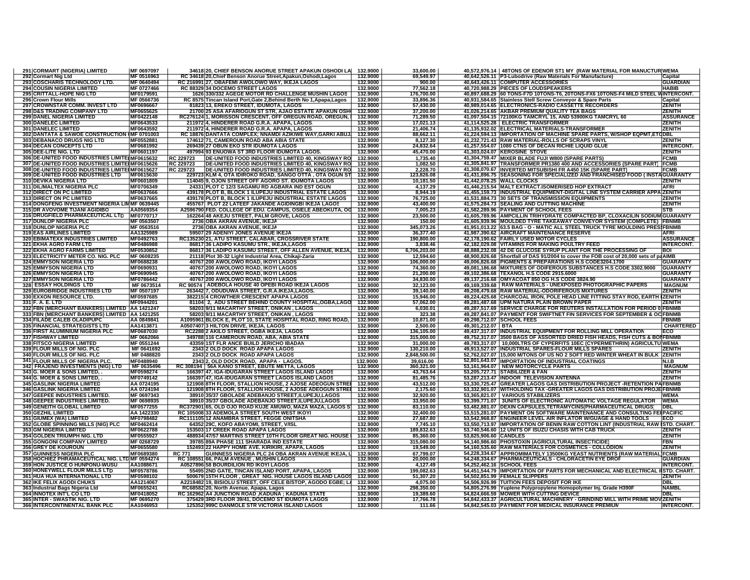| | | | | | | | | |
|---|---|---|---|---|---|---|---|---|
| 291 | CORMART (NIGERIA) LIMITED | MF 0697097 | 34618 | 20, CHIEF BENSON ANORUE STREET APAKUN OSHODI LA | 132.9000 | 33,600.00 | 40,572,976.14 | 48TONS OF EDENOR ST1 MY (RAW MATERIAL FOR MANUCTUR | WEMA |
| 292 | Cormart Nig Ltd | MF 0516963 | RC 34618 | 20,Chief Benson Anorue Street,Apakun,Oshodi,Lagos | 132.9000 | 69,549.97 | 40,642,526.11 | P3-Lubodrive (Raw Materials For Manufacture) | Capital |
| 293 | COSCHARIS TECHNOLOGY LTD. | MF 0640494 | RC 216991 | 27, OBAFEMI AWOLOWO WAY, IKEJA LAGOS | 132.9000 | 900.00 | 40,643,426.11 | COMPUTER ACCESSORIES | GUARDIAN |
| 294 | COUSIN NIGERIA LIMITED | MF 0727466 | RC 88329 | 34 DOCEMO STREET LAGOS | 132.9000 | 77,562.18 | 40,720,988.29 | PIECES OF LOUDSPEAKERS | HABIB |
| 295 | CRITTALL-HOPE NIG LTD | MF0179591 | 1626 | 330/332 AGEGE MOTOR RD CHALLENGE MUSHIN LAGOS | 132.9000 | 176,700.00 | 40,897,688.29 | 60 TONS-F7D 10TONS-T6, 20TONS-FX6 10TONS-F4 MILD STEEL W | INTERCONT. |
| 296 | Crown Flour Mills | MF 0566736 | RC 8575 | Tincan Island Port,Gate 2,Behind Berth No 1,Apapa,Lagos | 132.9000 | 33,896.36 | 40,931,584.65 | Stainless Stell Screw Conveyor & Spare Parts | Capital |
| 297 | CROWNSTAR COMM. INVEST LTD | MF0696667 | 81823 | 13, EREKO STREET, IDUMOTA, LAGOS | 132.9000 | 57,430.00 | 40,989,014.65 | ELECTRONICS-RADIO CASSETTE RECORDERS | ZENITH |
| 298 | D&S TRADING COMPANY LTD | MF0655625 | 21700 | 25 ASA AFARIOGUN ST STR, AJAO ESTATE APAKUN OSH | 132.9000 | 37,200.00 | 41,026,214.65 | AKBAR PREMIUM QUALITY TEA BAGS | ZENITH |
| 299 | DANEL NIGERIA LIMITED | MF0422148 | RC276124 | 1, MORRISON CRESCENT, OFF OREGUN ROAD, OREGUN, | 132.9000 | 71,289.50 | 41,097,504.15 | 72100KG TAMCRYL 15, AND 53900KG TAMCRYL 60 | ASSURANCE |
| 300 | DANELEC LIMITED | MF0643533 | 211972 | 4, HINDERER ROAD G.R.A. APAPA, LAGOS. | 132.9000 | 17,021.13 | 41,114,525.28 | ELECTRIC TRANSFORMER | ZENITH |
| 301 | DANELEC LIMITED | MF0643592 | 211972 | 4, HINDERER ROAD G.R.A. APAPA, LAGOS. | 132.9000 | 21,406.74 | 41,135,932.02 | ELECTRICAL MATERIALS-TRANSFORMER | ZENITH |
| 302 | DANTATA & SAWOE CONSTRUCTION C | MF 0701003 | RC 18876 | DANTATA COMPLEX; NNAMDI AZIKIWE WAY,GARKI ABUJ | 132.9000 | 88,662.11 | 41,224,594.13 | IMPORTATION OF MACHINE SPARE PARTS, W/SHOP EQPMT,ETC | DBL |
| 303 | DEBANACO DRUGS NIG LTD | MF0552881 | 174612 | 71, CAMEROUN ROAD ABA ABIA STATE | 132.9000 | 8,127.30 | 41,232,721.43 | RAW MATERIAL-ROLLS OF SCRAPS VINYL | ZENITH |
| 304 | DECAN CONCEPTS LTD | MF0681992 | 269439 | 27 OBUN EKO STR IDUMOTA LAGOS | 132.9000 | 24,832.64 | 41,257,554.07 | 1080 CTNS OF DECAN RICHIE LIQUID GLUE | INTERCONT. |
| 305 | DEE-LITE NIG. LTD | MF0601197 | 497994 | 93 ENUOWA ST 3RD FLOOR IDUMOTA LAGOS. | 132.9000 | 45,470.00 | 41,303,024.07 | KEROSINE STOVE | ZENITH |
| 306 | DE-UNITED FOOD INDUSTRIES LIMITED | MF0615632 | RC 229723 | DE-UNITED FOOD INDUSTRIES LIMITED 40, KINGSWAY RO | 132.9000 | 1,735.40 | 41,304,759.47 | MIXER BLADE FUJI W800 (SPARE PARTS) | FCMB |
| 307 | DE-UNITED FOOD INDUSTRIES LIMITED | MF0615626 | RC 229723 | DE-UNITED FOOD INDUSTRIES LIMITED 40, KINGSWAY RO | 132.9000 | 1,082.50 | 41,305,841.97 | TRANSFORMER PR1380 400 AND ACCESSORIES (SPARE PART) | FCMB |
| 308 | DE-UNITED FOOD INDUSTRIES LIMITED | MF0615627 | RC 229723 | DE-UNITED FOOD INDUSTRIES LIMITED 40, KINGSWAY RO | 132.9000 | 2,228.70 | 41,308,070.67 | INVERTED MITSUBISHI FR A450 15K (SPARE PART) | FCMB |
| 309 | DE-UNITED FOOD INDUSTRIES LTD | MF0615630 | 229723 | KLM 4, OTA IDIROKO ROAD, SANGO OTTA , OTA OGUN ST | 132.9000 | 123,826.08 | 41,431,896.75 | SEASONING FOR SPECIALIZED AND FRANCHISED FOOD ( INSTA | GUARANTY |
| 310 | DEVIKA NIGERIA LTD | MF0601809 | 114045 | 9, OJON STREET OFF AGORO ST. IDUMOTA LAGOS | 132.9000 | 10,181.50 | 41,442,078.25 | WALL CLOCKS | ZENITH |
| 311 | DIL/MALTEX NIGERIA PLC | MF0706349 | 24331 | PLOT C 12/3 SAGAMU RD AGBARA IND EST OGUN | 132.9000 | 4,137.29 | 41,446,215.54 | MALT EXTRACT.ISOMERISED HOP EXTRACT | AFRI |
| 312 | DIRECT ON PC LIMITED | MF0637666 | 439178 | PLOT B, BLOCK 1 ILUPEJU INDUSTRIAL ESTATE LAGOS | 132.9000 | 8,944.19 | 41,455,159.73 | INDUSTRIAL EQUIPMENT-DIGITAL LINE SYSTEM CARRIER APPA | ZENITH |
| 313 | DIRECT ON PC LIMITED | MF0637665 | 439178 | PLOT B, BLOCK 1 ILUPEJU INDUSTRIAL ESTATE LAGOS | 132.9000 | 76,725.00 | 41,531,884.73 | 30 SETS OF TRANSMISSION EQUIPMENTS | ZENITH |
| 314 | DONGFENG INVESTMENT NIGERIA LIM | MF 0639445 | 455767 | PLOT 22 LATEEF JAKANDE AGIDINGBI IKEJA LAGOS | 132.9000 | 43,400.00 | 41,575,284.73 | SEALING AND CUTTING MACHINE | ZENITH |
| 315 | DR AYOVOME TIJANI AGIDIBO | AA0569354 | A2596790 | FED. COLLEGE OF EDU. CAMPUS, OSIELE ABEOKUTA, OG | 132.9000 | 7,005.23 | 41,582,289.96 | PAYMENT OF SCHOOL FEES | STB |
| 316 | DRUGFIELD PHARMACEUTICAL LTD | MF0770717 | 162264 | 48 AKEJU STREET, PALM GROVE, LAGOS | 132.9000 | 23,500.00 | 41,605,789.96 | AMPCILLIN TRIHYDRATE COMPACTED BP, CLOXACILIN SODIUM | GUARANTY |
| 317 | DUNLOP NIGERIA PLC | MF 0563507 | 2736 | OBA AKRAN AVENUE, IKEJA | 132.9000 | 150.00 | 41,605,939.96 | MOULDED TYRE TAKEAWAY CONVEYOR SYSTEM (COMPLETE) | FBNMB |
| 318 | DUNLOP NIGERIA PLC | MF 0563516 | 2736 | OBA AKRAN AVENUE, IKEJA | 132.9000 | 345,073.26 | 41,951,013.22 | 63.5 BAG - O - MATIC ALL STEEL TRUCK TYRE MOULDING PRES | FBNMB |
| 319 | EAS AIRLINES LIMITED | AA1325989 | 59507 | 29 ADENIYI JONES AVENUE IKEJA | 132.9000 | 36,377.40 | 41,987,390.62 | AIRCRAFT MAINTENANCE RESERVE | AFRI |
| 320 | EBIMATEX INDUSTRIES LIMITED | MF0492763 | RC135230 | 21, ATU STREET, CALABAR, CROSSRIVER STATE | 132.9000 | 190,800.00 | 42,178,190.62 | FAIRLY USED MOTOR CYCLES | ASSURANCE |
| 321 | EKHA AGRO FARM LTD | MF0486988 | 86817 | 36 LADIPO KASUMU STR., IKEJA,LAGOS | 132.9000 | 3,838.46 | 42,182,029.08 | VITAMINS FOR MAKING POULTRY FEED | INTERCONT. |
| 322 | EKHA AGRO FARMS LIMITED | MF0530852 | 86817 | 36 LADIPO KASUMO STREET, OFF ALLEN AVENUE, IKEJA, | 132.9000 | 6,706,203.00 | 48,888,232.08 | 42 DE GLUCOSE SYRUP PLANT FOR THE PROCESSING OF | BOI |
| 323 | ELECTRICITY METER CO. NIG. PLC | MF 0608235 | 21118 | Plot 30-32 Light Industrial Area, Chikaji-Zaria | 132.9000 | 12,594.60 | 48,900,826.68 | Shortfall of DAS 91/2004 to cover the FOB cost of 20,000 sets of pa | AIMB |
| 324 | EMMYSON NIGERIA LTD | MF0688238 | 40767 | 200 AWOLOWO ROAD, IKOYI LAGOS | 132.9000 | 106,000.00 | 49,006,826.68 | PIGMENTS & PREPARATIONS H.S CODE3204.1700 | GUARANTY |
| 325 | EMMYSON NIGERIA LTD | MF0690931 | 40767 | 200 AWOLOWO ROAD, IKOYI LAGOS | 132.9000 | 74,360.00 | 49,081,186.68 | MIXTURES OF ODIFEROUS SUBSTANCES H.S CODE 3302.9000 | GUARANTY |
| 326 | EMMYSON NIGERIA LTD | MF0690945 | 40767 | 200 AWOLOWO ROAD, IKOYI LAGOS | 132.9000 | 21,200.00 | 49,102,386.68 | TEXANOL H.S CODE 2915.6000 | GUARANTY |
| 327 | EMMYSON NIGERIA LTD | MF0786442 | 40767 | 200 AWOLOWO ROAD, IKOYI LAGOS | 132.9000 | 34,830.00 | 49,137,216.68 | OMYACOAT 850 OG H.S CODE 3824.90 | GUARANTY |
| 328 | ESSAY HOLDINGS LTD | MF 0673514 | RC 90574 | ADEBOLA HOUSE 40 OPEBI ROAD IKEJA LAGOS | 132.9000 | 32,123.00 | 49,169,339.68 | RAW MATERIALS - UNEXPOSED PHOTOGRAPHIC PAPERS | MAGNUM |
| 329 | EUROBRIDGE INDUSTRIES LTD | MF 0507197 | 263442 | 7, ODUDUWA STREET, G.R.A.IKEJA,LAGOS. | 132.9000 | 39,140.00 | 49,208,479.68 | RAW MATERIAL-ODORIFEROUS MIXTURES | ZENITH |
| 330 | EXXON RESOURCE LTD. | MF0597685 | 382215 | 4 CROWTHER CRESCENT APAPA LAGOS | 132.9000 | 15,946.00 | 49,224,425.68 | CHARCOAL IRON, POLE HEAD LINE FITTING STAY ROD, EARTH | ZENITH |
| 331 | F. A. E. LTD | MF0944201 | 81104 | 2, ADU STREET BEHIND COUNTY HOSPITAL,OGBA,LAGO | 132.9000 | 57,062.00 | 49,281,487.68 | UPM NATURA PLAIN BROWN PAPER | ZENITH |
| 332 | FBN (MERCHANT BANKERS) LIMITED | AA 1421247 | 58203 | 9/11 MACARTHY STREET, ONIKAN , LAGOS | 132.9000 | 6,030.01 | 49,287,517.69 | SERVICE CHARGE FOR REUTERS INSTALLATION FOR PERIOD 0 | FBNMB |
| 333 | FBN (MERCHANT BANKERS) LIMITED | AA 1421255 | 58203 | 9/11 MACARTHY STREET, ONIKAN , LAGOS | 132.9000 | 323.38 | 49,287,841.07 | PAYMENT FOR SWIFTNET FIN SERVICES FOR SEPTEMBER & OC | FBNMB |
| 334 | FILADE CALEB OLADIPUPO | AA 0849841 | A1095961 | BLOCK E, PLOT 10, STATE HOSPITAL ROAD, RING ROAD, | 132.9000 | 10,871.00 | 49,298,712.07 | SCHOOL FEES | FBNMB |
| 335 | FINANCIAL STRATEGISTS LTD | AA1413871 | A0507407 | 3 HILTON DRIVE, IKEJA, LAGOS | 132.9000 | 2,500.00 | 49,301,212.07 | BTA | CHARTERED |
| 336 | FIRST ALUMINIUM NIGERIA PLC | MF0687030 | RC2288 | 2 AKILO STREET, OGBA IKEJA, LAGOS | 132.9000 | 136,105.00 | 49,437,317.07 | INDUSTRIAL EQUIPMENT FOR ROLLING MILL OPERATION | ECO |
| 337 | FISHWAY LIMITED | MF 0662066 | 349788 | 116 CAMEROUN ROAD, ABA, ABIA STATE | 132.9000 | 315,000.00 | 49,752,317.07 | 3500 BAGS OF ASSORTED DRIED FISH HEADS, FISH CUTS & BON | FBNMB |
| 338 | FITSCO NIGERIA LIMITED | MF 0651244 | 43359 | 1ST FLR ANCE BUILD JERICHO IBADAN | 132.9000 | 31,000.00 | 49,783,317.07 | 10,000LTRS OF CYPERFITS 10EC (CYPERMETHRIN) AGRICULTU | WEMA |
| 339 | FLOUR MILLS OF NIG. PLC | MF 0641692 | 2343 | 2 OLD DOCK ROAD APAPA LAGOS | 132.9000 | 130,210.00 | 49,913,527.07 | INDUSTRIAL SPARES-FLOUR MILLS SPARES | ZENITH |
| 340 | FLOUR MILLS OF NIG. PLC | MF 0488820 | 2343 | 2 OLD DOCK ROAD APAPA LAGOS | 132.9000 | 2,848,500.00 | 52,762,027.07 | 15,000 M/TONS OF US NO 2 SOFT RED WINTER WHEAT IN BULK | ZENITH |
| 341 | FLOUR MILLS OF NIGERIA PLC. | MF0488940 | 2343 | 2, OLD DOCK ROAD, APAPA - LAGOS. | 132.9000 | 39,616.00 | 52,801,643.07 | IMPORTATION OF INDUSTRIAL COATINGS | N.I.B |
| 342 | FRAJEND INVESTMENTS (NIG) LTD | MF 0635496 | RC 308194 | 56A KANO STREET, EBUTE METTA, LAGOS | 132.9000 | 360,321.00 | 53,161,964.07 | NEW MOTORCYCLE PARTS | MAGNUM |
| 343 | G. MOER & SONS LIMITED, . | MF0598274 | 166397 | 47, IGA-IDUGARAN STREET LAGOS ISLAND LAGOS | 132.9000 | 43,763.64 | 53,205,727.71 | STABILIZER & FAN | ZENITH |
| 344 | G. MOER & SONS LIMITED, . | MF0749142 | 166397 | 47, IGA-IDUGARAN STREET LAGOS ISLAND LAGOS | 132.9000 | 81,485.76 | 53,287,213.47 | INDOOR TELEVISION ANTENNA | ZENITH |
| 345 | GASLINK NIGERIA LIMITED | AA 0724195 | 121908 | 8TH FLOOR, STALLION HOUSE, 2 AJOSE ADEOGUN STREE | 132.9000 | 43,512.00 | 53,330,725.47 | GREATER LAGOS GAS DISTRIBUTION PROJECT -RETENTION PA | FBNMB |
| 346 | GASLINK NIGERIA LIMITED | AA 0724194 | 121908 | 8TH FLOOR, STALLION HOUSE, 2 AJOSE ADEOGUN STREE | 132.9000 | 2,175.60 | 53,332,901.07 | WITHOLDING TAX -GREATER LAGOS GAS DISTRIBUTION PROJE | FBNMB |
| 347 | GEEPEE INDUSTRIES LIMITED. | MF 0697343 | 38910 | 35/37 GBOLADE ADEBANJO STREET,ILUPEJU,LAGOS | 132.9000 | 32,920.00 | 53,365,821.07 | VARIOUS STABILIZERS | WEMA |
| 348 | GEEPEE INDUSTRIES LIMITED. | MF 0698935 | 38910 | 35/37 GBOLADE ADEBANJO STREET,ILUPEJU,LAGOS | 132.9000 | 33,950.00 | 53,399,771.07 | 3UNITS OF ELECTRONIC AUTOMATIC VOLTAGE REGULATOR | WEMA |
| 349 | GENEITH GLOBAL LIMITED | MF0577255 | RC372901 | 65, OLD OJO ROAD KUJE AMUWO, MAZA MAZA, LAGOS S | 132.9000 | 83,110.00 | 53,482,881.07 | DEXIN CAPSULES,TETRAMYCINS(PHARMACEUTICAL DRUGS) | DBL |
| 350 | GEZHIL LIMITED | AA 1422330 | RC 105008 | 33 ADEMOLA STREET SOUTH WEST IKOYI | 132.9000 | 32,400.00 | 53,515,281.07 | PAYMENT ON SOFTWARE MAINTENANCE AND CONSULTING FEE | PACIFIC |
| 351 | GIUMEX (WA) LIMITED | MF0798482 | RC111105 | 12 ANAMBRA STREET, FEGGE ONITSHA | 132.9000 | 27,687.80 | 53,542,968.87 | ENGINEER LEVEL AIR INFLATOR W/GUAGE & HAND TOOLS | ECO |
| 352 | GLOBE SPINNING MILLS (NIG) PLC | MF0462414 | 64352 | 29C, KOFO ABAYOMI, STREET, V/ISL | 132.9000 | 7,745.10 | 53,550,713.97 | IMPORTATION OF BENIN RAW COTTON LINT (INDUSTRIAL RAW | STD. CHART. |
| 353 | GM NIGERIA LIMITED | MF0622788 | 153503 | 17 CREEK ROAD APAPA LAGOS | 132.9000 | 189,832.63 | 53,740,546.60 | 12 UNITS OF ISUZU CHASIS WITH CAB TRUCK | ZENITH |
| 354 | GOLDEN TRIUMPH NIG. LTD | MF0555927 | 488934 | 47/57 MARTINS STREET 10TH FLOOR GREAT NIG. HOUSE | 132.9000 | 85,360.00 | 53,825,906.60 | CANDLES | ZENITH |
| 355 | GONGONI COMPANY LIMITED | MF 0268729 | 39785 | 89A PHASE 111 SHARADA IND ESTATE | 132.9000 | 315,080.00 | 54,140,986.60 | PHOSTOXIN (AGRICULTURAL INSECTICIDE) | FBN |
| 356 | GREY DE KOUROUN | MF0655580 | 152493 | 22 HAPPY HOME AVE. KIRIKIRI, APAPA, LAGOS | 132.9000 | 19,549.00 | 54,160,535.60 | RAW MATERIALS FOR COSMETICS - COLLODION | ZENITH |
| 357 | GUINNESS NIGERIA PLC | MF0689380 | RC 771 | GUINNESS NIGERIA PLC 24 OBA AKRAN AVENUE IKEJA, L | 132.9000 | 67,799.07 | 54,228,334.67 | APPROMIMATELY 13500KG YEAST NUTRIENTS (RAW MATERIAL | FCMB |
| 358 | HOCHIEZ PHRAMACEUTICAL NIG. LTD | MF 0594274 | RC 108551 | 66, PALM AVENUE , MUSHIN LAGOS | 132.9000 | 20,000.00 | 54,248,334.67 | PHARMACEUTICALS - CHLORACETIN EYE DROP | GUARDIAN |
| 359 | HON JUSTICE O HUNPONU-WUSU | AA1088671 | A0527896 | 58 BOURDILION RD IKOYI LAGOS | 132.9000 | 4,127.49 | 54,252,462.16 | SCHOOL FEES | INTERCONT. |
| 360 | HONEYWELL FLOUR MILLS LTD | MF0578786 | 55495 | 2ND GATE, TINCAN ISLAND PORT, APAPA, LAGOS | 132.9000 | 199,082.63 | 54,451,544.79 | IMPORTATION OF PARTS FOR MECHANICAL AND ELECTRICAL I | STD. CHART. |
| 361 | HUA HUA INTERNATIONAL LTD | MF0598102 | 500679 | 15TH FLOOR , GREAT NIG. HOUSE LAGOS ISLAND LAGOS | 132.9000 | 51,307.20 | 54,502,851.99 | FEMALE SLIPPERS | ZENITH |
| 362 | IKE FELIX AGODI CHUKS | AA1214067 | A2218482 | 19, BISIOLU STREET, OFF CELE B/STOP, AGODO EGBE; L | 132.9000 | 4,075.00 | 54,506,926.99 | TUITION FEES DEPOSIT FOR IKE | DBL |
| 363 | Industrial Bags Nigeria Ltd | MF0655241 | RC68582 | 20, North Avenue, Apapa, Lagos | 132.9000 | 298,350.00 | 54,805,276.99 | Yuplene Polypropylene Homopolymer Inj. Grade H390F | NAMBL |
| 364 | INNOTEX INT'L CO LTD | MF0418052 | RC 162962 | A4 JUNCTION ROAD ,KADUNA ; KADUNA STATE | 132.9000 | 19,389.60 | 54,824,666.59 | MOWER WITH CUTTING DEVICE | DBL |
| 365 | INTER - SWASTIK NIG. LTD | MF 0695270 | 375429 | 3RD FLOOR 39/41, DOCEMO ST IDUMOTA LAGOS | 132.9000 | 17,766.78 | 54,842,433.37 | AGRICULTURAL MACHINERY - GRINDIND MILL WITH PRIME MOV | ZENITH |
| 366 | INTERCONTINENTAL BANK PLC | AA1046953 | 125352 | 999C DANMOLE STR VICTORIA ISLAND LAGOS | 132.9000 | 111.66 | 54,842,545.03 | PAYMENT FOR MEDICAL INSURANCE PREMIUM | INTERCONT. |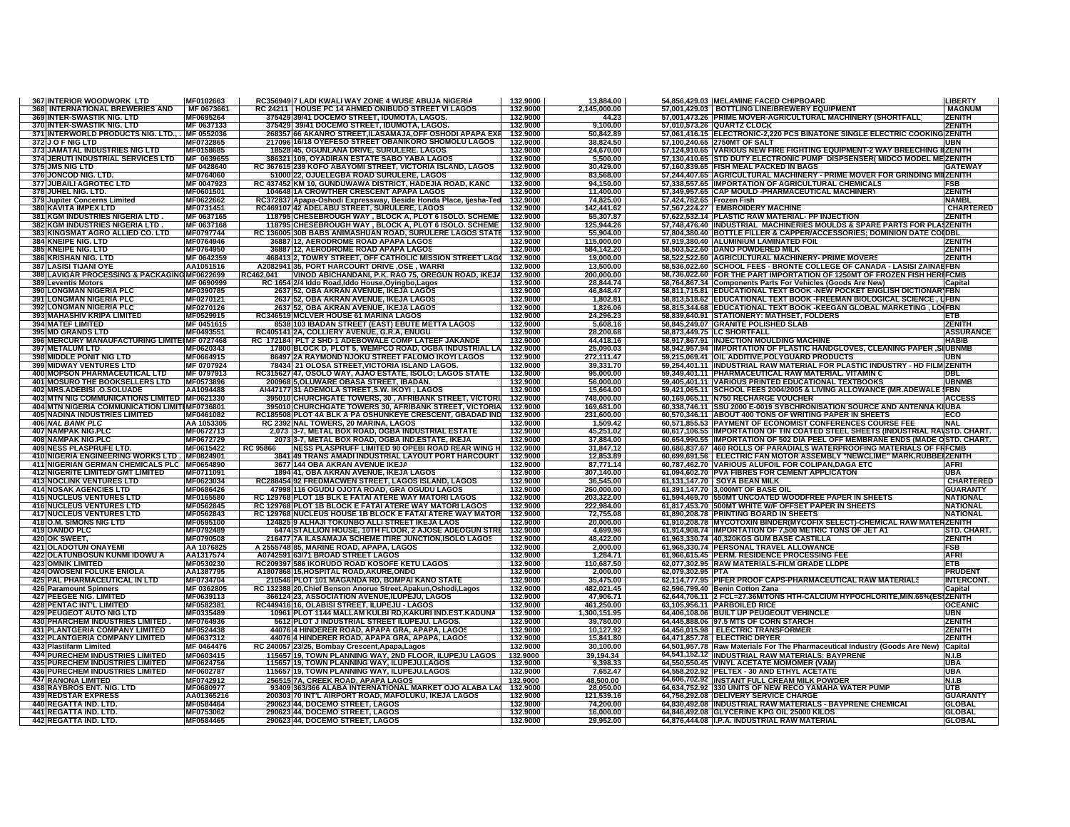| | | | | | | | | | |
|---|---|---|---|---|---|---|---|---|---|
| 367 | INTERIOR WOODWORK LTD | MF0102663 | RC356949 | 7 LADI KWALI WAY ZONE 4 WUSE ABUJA NIGERIA | 132.9000 | 13,884.00 | 54,856,429.03 | MELAMINE FACED CHIPBOARD | LIBERTY |
| 368 | INTERNATIONAL BREWERIES AND | MF 0673661 | RC 24211 | HOUSE PC 14 AHMED ONIBUDO STREET VI LAGOS | 132.9000 | 2,145,000.00 | 57,001,429.03 | BOTTLING LINE/BREWERY EQUIPMENT | MAGNUM |
| 369 | INTER-SWASTIK NIG. LTD | MF0695264 | 375429 | 39/41 DOCEMO STREET, IDUMOTA, LAGOS. | 132.9000 | 44.23 | 57,001,473.26 | PRIME MOVER-AGRICULTURAL MACHINERY (SHORTFALL) | ZENITH |
| 370 | INTER-SWASTIK NIG. LTD | MF0637133 | 375429 | 39/41 DOCEMO STREET, IDUMOTA, LAGOS. | 132.9000 | 9,100.00 | 57,010,573.26 | QUARTZ CLOCK | ZENITH |
| 371 | INTERWORLD PRODUCTS NIG. LTD., | MF 0552036 | 268357 | 66 AKANRO STREET,ILASAMAJA,OFF OSHODI APAPA EXP | 132.9000 | 50,842.89 | 57,061,416.15 | ELECTRONIC-2,220 PCS BINATONE SINGLE ELECTRIC COOKING | ZENITH |
| 372 | J O F NIG LTD | MF0732865 | 217096 | 16/18 OYEFESO STREET OBANIKORO SHOMOLU LAGOS | 132.9000 | 38,824.50 | 57,100,240.65 | 2750MT OF SALT | UBN |
| 373 | JAMATAL INDUSTRIES NIG LTD | MF0158685 | 18528 | 45, OGUNLANA DRIVE, SURULERE. LAGOS. | 132.9000 | 24,670.00 | 57,124,910.65 | VARIOUS NEW FIRE FIGHTING EQUIPMENT-2 WAY BREECHING I | ZENITH |
| 374 | JERUTI INDUSTRIAL SERVICES LTD | MF 0639655 | 386321 | 109, OYADIRAN ESTATE SABO YABA LAGOS | 132.9000 | 5,500.00 | 57,130,410.65 | STD DUTY ELECTRONIC PUMP DISPSENSER( MIDCO MODEL ME | ZENITH |
| 375 | JMS NIG LTD | MF 0428640 | RC 367615 | 239 KOFO ABAYOMI STREET, VICTORIA ISLAND, LAGOS | 132.9000 | 30,429.00 | 57,160,839.65 | FISH MEAL PACKED IN BAGS | GATEWAY |
| 376 | JONCOD NIG. LTD. | MF0764060 | 51000 | 22, OJUELEGBA ROAD SURULERE, LAGOS | 132.9000 | 83,568.00 | 57,244,407.65 | AGRICULTURAL MACHINERY - PRIME MOVER FOR GRINDING MI | ZENITH |
| 377 | JUBAILI AGROTEC LTD | MF 0047923 | RC 437452 | KM 10, GUNDUWAWA DISTRICT, HADEJIA ROAD, KANO | 132.9000 | 94,150.00 | 57,338,557.65 | IMPORTATION OF AGRICULTURAL CHEMICALS | FSB |
| 378 | JUHEL NIG. LTD. | MF0601501 | 104648 | 1A CROWTHER CRESCENT APAPA LAGOS | 132.9000 | 11,400.00 | 57,349,957.65 | CAP MOULD -PHARMACEUTICAL MACHINERY | ZENITH |
| 379 | Jupiter Concerns Limited | MF0622662 | RC372837 | Apapa-Oshodi Expressway, Beside Honda Place, Ijesha-Ted | 132.9000 | 74,825.00 | 57,424,782.65 | Frozen Fish | NAMBL |
| 380 | KAVITA IMPEX LTD | MF0731451 | RC469107 | 42 ADELABU STREET, SURULERE, LAGOS | 132.9000 | 142,441.62 | 57,567,224.27 | EMBROIDERY MACHINE | CHARTERED |
| 381 | KGM INDUSTRIES NIGERIA LTD . | MF 0637165 | 118795 | CHESEBROUGH WAY , BLOCK A, PLOT 6 ISOLO. SCHEME | 132.9000 | 55,307.87 | 57,622,532.14 | PLASTIC RAW MATERIAL- PP INJECTION | ZENITH |
| 382 | KGM INDUSTRIES NIGERIA LTD . | MF 0637168 | 118795 | CHESEBROUGH WAY , BLOCK A, PLOT 6 ISOLO. SCHEME | 132.9000 | 125,944.26 | 57,748,476.40 | INDUSTRIAL MACHINERIES MOULDS & SPARE PARTS FOR PLAS | ZENITH |
| 383 | KINGSMAT AGRO ALLIED CO. LTD | MF0797744 | RC 136005 | 30B BABS ANIMASHUAN ROAD, SURULERE LAGOS STATE | 132.9000 | 55,904.00 | 57,804,380.40 | BOTTLE FILLER & CAPPER/ACCESSORIES; DOMINION DATE CO | DBL |
| 384 | KNEIPE NIG. LTD | MF0764946 | 36887 | 12, AERODROME ROAD APAPA LAGOS | 132.9000 | 115,000.00 | 57,919,380.40 | ALUMINIUM LAMINATED FOIL | ZENITH |
| 385 | KNEIPE NIG. LTD | MF0764950 | 36887 | 12, AERODROME ROAD APAPA LAGOS | 132.9000 | 584,142.20 | 58,503,522.60 | DANO POWDERED MILK | ZENITH |
| 386 | KRISHAN NIG. LTD | MF 0642359 | 468413 | 2, TOWRY STREET, OFF CATHOLIC MISSION STREET LAGO | 132.9000 | 19,000.00 | 58,522,522.60 | AGRICULTURAL MACHINERY- PRIME MOVERS | ZENITH |
| 387 | LASISI TIJANI OYE | AA1051516 | A2082941 | 35, PORT HARCOURT DRIVE ,OSE , WARRI | 132.9000 | 13,500.00 | 58,536,022.60 | SCHOOL FEES - BRONTE COLLEGE OF CANADA - LASISI ZAINAB | FBN |
| 388 | LAVIGAR PROCESSING & PACKAGING | MF0622699 | RC462,041 | VINOD ABICHANDANI, P.K. RAO 75, OREGUN ROAD, IKEJA | 132.9000 | 200,000.00 | 58,736,022.60 | FOR THE PART IMPORTATION OF 1250MT OF FROZEN FISH HERI | FCMB |
| 389 | Leventis Motors | MF 0690999 | RC 1654 | 2/4 Iddo Road,Iddo House,Oyingbo,Lagos | 132.9000 | 28,844.74 | 58,764,867.34 | Components Parts For Vehicles (Goods Are New) | Capital |
| 390 | LONGMAN NIGERIA PLC | MF0390785 | 2637 | 52, OBA AKRAN AVENUE, IKEJA LAGOS | 132.9000 | 46,848.47 | 58,811,715.81 | EDUCATIONAL TEXT BOOK -NEW POCKET ENGLISH DICTIONARY | FBN |
| 391 | LONGMAN NIGERIA PLC | MF0270121 | 2637 | 52, OBA AKRAN AVENUE, IKEJA LAGOS | 132.9000 | 1,802.81 | 58,813,518.62 | EDUCATIONAL TEXT BOOK -FREEMAN BIOLOGICAL SCIENCE , L | FBN |
| 392 | LONGMAN NIGERIA PLC | MF0270126 | 2637 | 52, OBA AKRAN AVENUE, IKEJA LAGOS | 132.9000 | 1,826.06 | 58,815,344.68 | EDUCATIONAL TEXT BOOK -KEEGAN GLOBAL MARKETING , LO | FBN |
| 393 | MAHASHIV KRIPA LIMITED | MF0529915 | RC346519 | MCLVER HOUSE 61 MARINA LAGOS | 132.9000 | 24,296.23 | 58,839,640.91 | STATIONERY: MATHSET, FOLDERS | ETB |
| 394 | MATEF LIMITED | MF 0451615 | 8538 | 103 IBADAN STREET (EAST) EBUTE METTA LAGOS | 132.9000 | 5,608.16 | 58,845,249.07 | GRANITE POLISHED SLAB | ZENITH |
| 395 | MD GRANDS LTD | MF0493551 | RC405141 | 2A, COLLIERY AVENUE, G.R.A, ENUGU | 132.9000 | 28,200.68 | 58,873,449.75 | LC SHORTFALL | ASSURANCE |
| 396 | MERCURY MANUFACTURING LIMITED | MF 0727468 | RC 172184 | PLT 2 SHD 1 ADEBOWALE COMP LATEEF JAKANDE | 132.9000 | 44,418.16 | 58,917,867.91 | INJECTION MOULDING MACHINE | HABIB |
| 397 | METALUM LTD | MF0620343 | 17800 | BLOCK D, PLOT 5, WEMPCO ROAD, OGBA INDUSTRIAL LA | 132.9000 | 25,090.03 | 58,942,957.94 | IMPORTATION OF PLASTIC HANDGLOVES, CLEANING PAPER ,S | UBNMB |
| 398 | MIDDLE PONIT NIG LTD | MF0664915 | 86497 | 2A RAYMOND NJOKU STREET FALOMO IKOYI LAGOS | 132.9000 | 272,111.47 | 59,215,069.41 | OIL ADDITIVE,POLYGUARD PRODUCTS | UBN |
| 399 | MIDWAY VENTURES LTD | MF 0707924 | 78434 | 21 OLOSA STREET,VICTORIA ISLAND LAGOS. | 132.9000 | 39,331.70 | 59,254,401.11 | INDUSTRIAL RAW MATERIAL FOR PLASTIC INDUSTRY - HD FILM | ZENITH |
| 400 | MOPSON PHARMACEUTICAL LTD | MF 0797913 | RC315627 | 47, OSOLO WAY, AJAO ESTATE, ISOLO; LAGOS STATE | 132.9000 | 95,000.00 | 59,349,401.11 | PHARMACEUTICAL RAW MATERIAL. VITAMIN C | DBL |
| 401 | MOSURO THE BOOKSELLERS LTD | MF0573896 | 200968 | 5,OLUWARE OBASA STREET, IBADAN. | 132.9000 | 56,000.00 | 59,405,401.11 | VARIOUS PRINTED EDUCATIONAL TEXTBOOKS | UBNMB |
| 402 | MRS.ADEBISI .O.SOLUADE | AA1094488 | AI447177 | 31 ADEMOLA STREET,S.W. IKOYI , LAGOS | 132.9000 | 15,664.00 | 59,421,065.11 | SCHOOL FEES 2004/2005 & LIVING ALLOWANCE (MR.ADEWALE S | FBN |
| 403 | MTN NIG COMMUNICATIONS LIMITED | MF0621330 | 395010 | CHURCHGATE TOWERS, 30 , AFRIBANK STREET, VICTORI | 132.9000 | 748,000.00 | 60,169,065.11 | N750 RECHARGE VOUCHER | ACCESS |
| 404 | MTN NIGERIA COMMUNICATION LIMITED | MF0736801 | 395010 | CHURCHGATE TOWERS 30, AFRIBANK STREET, VICTORIA | 132.9000 | 169,681.00 | 60,338,746.11 | SSU 2000 E-0019 SYBCHRONISATION SOURCE AND ANTENNA KI | UBA |
| 405 | NADINA INDUSTRIES LIMITED | MF0461082 | RC185508 | PLOT 4A BLK A PA OSHUNKEYE CRESCENT, GBADAD IND | 132.9000 | 231,600.00 | 60,570,346.11 | ABOUT 400 TONS OF WRITING PAPER IN SHEETS | ECO |
| 406 | *NAL BANK PLC* | AA 1053305 | RC 2392 | NAL TOWERS, 20 MARINA, LAGOS | 132.9000 | 1,509.42 | 60,571,855.53 | PAYMENT OF ECONOMIST CONFERENCES COURSE FEE | NAL |
| 407 | NAMPAK NIG.PLC | MF0672713 | 2,073 | 3-7, METAL BOX ROAD, OGBA INDUSTRIAL ESTATE | 132.9000 | 45,251.02 | 60,617,106.55 | IMPORTATION OF TIN COATED STEEL SHEETS (INDUSTRIAL RA | STD. CHART. |
| 408 | NAMPAK NIG.PLC | MF0672729 | 2073 | 3-7, METAL BOX ROAD, OGBA IND.ESTATE, IKEJA | 132.9000 | 37,884.00 | 60,654,990.55 | IMPORTATION OF 502 DIA PEEL OFF MEMBRANE ENDS (MADE O | STD. CHART. |
| 409 | NESS PLASPRUFE LTD. | MF0615422 | RC 95866 | NESS PLASPRUFF LIMITED 90 OPEBI ROAD REAR WING H | 132.9000 | 31,847.12 | 60,686,837.67 | 460 ROLLS OF PARADIALS WATERPROOFING MATERIALS OF FR | FCMB |
| 410 | NIGERIA ENGINEERING WORKS LTD . | MF0824901 | 3841 | 49 TRANS AMADI INDUSTRIAL LAYOUT PORT HARCOURT | 132.9000 | 12,853.89 | 60,699,691.56 | ELECTRIC FAN MOTOR ASSEMBLY "NEWCLIME" MARK,RUBBER | ZENITH |
| 411 | NIGERIAN GERMAN CHEMICALS PLC | MF0654890 | 3677 | 144 OBA AKRAN AVENUE IKEJA | 132.9000 | 87,771.14 | 60,787,462.70 | VARIOUS ALUFOIL FOR COLIPAN,DAGA ETC | AFRI |
| 412 | NIGERITE LIMITED/ GMT LIMITED | MF0711091 | 1894 | 41, OBA AKRAN AVENUE, IKEJA LAGOS | 132.9000 | 307,140.00 | 61,094,602.70 | PVA FIBRES FOR CEMENT APPLICATON | UBA |
| 413 | NOCLINK VENTURES LTD | MF0623034 | RC288454 | 92 FREDMACWEN STREET, LAGOS ISLAND, LAGOS | 132.9000 | 36,545.00 | 61,131,147.70 | SOYA BEAN MILK | CHARTERED |
| 414 | NOSAK AGENCIES LTD | MF0686426 | 47998 | 116 OGUDU OJOTA ROAD, GRA OGUDU LAGOS | 132.9000 | 260,000.00 | 61,391,147.70 | 3,000MT OF BASE OIL | GUARANTY |
| 415 | NUCLEUS VENTURES LTD | MF0165580 | RC 129768 | PLOT 1B BLK E FATAI ATERE WAY MATORI LAGOS | 132.9000 | 203,322.00 | 61,594,469.70 | 550MT UNCOATED WOODFREE PAPER IN SHEETS | NATIONAL |
| 416 | NUCLEUS VENTURES LTD | MF0562845 | RC 129768 | PLOT 1B BLOCK E FATAI ATERE WAY MATORI LAGOS | 132.9000 | 222,984.00 | 61,817,453.70 | 500MT WHITE W/F OFFSET PAPER IN SHEETS | NATIONAL |
| 417 | NUCLEUS VENTURES LTD | MF0562843 | RC 129768 | NUCLEUS HOUSE 1B BLOCK E FATAI ATERE WAY MATOR | 132.9000 | 72,755.08 | 61,890,208.78 | PRINTING BOARD IN SHEETS | NATIONAL |
| 418 | O.M. SIMONS NIG LTD | MF0595100 | 124825 | 9 ALHAJI TOKUNBO ALLI STREET IKEJA LAOS | 132.9000 | 20,000.00 | 61,910,208.78 | MYCOTOXIN BINDER(MYCOFIX SELECT)-CHEMICAL RAW MATER | ZENITH |
| 419 | OANDO PLC | MF0792489 | 6474 | STALLION HOUSE, 10TH FLOOR, 2 AJOSE ADEOGUN STRE | 132.9000 | 4,699.96 | 61,914,908.74 | IMPORTATION OF 7,500 METRIC TONS OF JET A1 | STD. CHART. |
| 420 | OK SWEET, | MF0790508 | 216477 | 7A ILASAMAJA SCHEME ITIRE JUNCTION,ISOLO LAGOS | 132.9000 | 48,422.00 | 61,963,330.74 | 40,320KGS GUM BASE CASTILLA | ZENITH |
| 421 | OLADOTUN ONAYEMI | AA 1076825 | A 2555748 | 85, MARINE ROAD, APAPA, LAGOS | 132.9000 | 2,000.00 | 61,965,330.74 | PERSONAL TRAVEL ALLOWANCE | FSB |
| 422 | OLATUNBOSUN KUNMI IDOWU A | AA1317574 | A0742591 | 63/71 BROAD STREET LAGOS | 132.9000 | 1,284.71 | 61,966,615.45 | PERM. RESIDENCE PROCESSING FEE | AFRI |
| 423 | OMNIK LIMITED | MF0530230 | RC209397 | 586 IKORUDO ROAD KOSOFE KETU LAGOS | 132.9000 | 110,687.50 | 62,077,302.95 | RAW MATERIALS-FILM GRADE LLDPE | ETB |
| 424 | OWOSENI FOLUKE ENIOLA | AA1387795 | A1807868 | 15,HOSPITAL ROAD,AKURE,ONDO | 132.9000 | 2,000.00 | 62,079,302.95 | PTA | PRUDENT |
| 425 | PAL PHARMACEUTICAL IN LTD | MF0734704 | 21054 | 6PLOT 101 MAGANDA RD, BOMPAI KANO STATE | 132.9000 | 35,475.00 | 62,114,777.95 | PIFER PROOF CAPS-PHARMACEUTICAL RAW MATERIALS | INTERCONT. |
| 426 | Paramount Spinners | MF 0362805 | RC 132388 | 20,Chief Benson Anorue Street,Apakun,Oshodi,Lagos | 132.9000 | 482,021.45 | 62,596,799.40 | Benin Cotton Zana | Capital |
| 427 | PEEGEE NIG. LIMITED | MF0639113 | 366124 | 23, ASSOCIATION AVENUE,ILUPEJU, LAGOS | 132.9000 | 47,906.71 | 62,644,706.11 | 2 FCL=27.36M/TONS HTH-CALCIUM HYPOCHLORITE,MIN.65%(ES | ZENITH |
| 428 | PENTAC INT'L LIMITED | MF0582381 | RC449416 | 16, OLABISI STREET, ILUPEJU - LAGOS | 132.9000 | 461,250.00 | 63,105,956.11 | PARBOILED RICE | OCEANIC |
| 429 | PEUGEOT AUTO NIG LTD | MF0335489 | 10961 | PLOT 1144 MALLAM KULBI RD,KAKURI IND.EST.KADUNA | 132.9000 | 1,300,151.95 | 64,406,108.06 | BUILT UP PEUGEOUT VEHINCLE | UBN |
| 430 | PHARCHEM INDUSTRIES LIMITED . | MF0764936 | 5612 | PLOT J INDUSTRIAL STREET ILUPEJU. LAGOS. | 132.9000 | 39,780.00 | 64,445,888.06 | 97.5 MTS OF CORN STARCH | ZENITH |
| 431 | PLANTGERIA COMPANY LIMITED | MF0524438 | 44076 | 4 HINDERER ROAD, APAPA GRA, APAPA, LAGOS | 132.9000 | 10,127.92 | 64,456,015.98 | ELECTRIC TRANSFORMER | ZENITH |
| 432 | PLANTGERIA COMPANY LIMITED | MF0637312 | 44076 | 4 HINDERER ROAD, APAPA GRA, APAPA, LAGOS | 132.9000 | 15,841.80 | 64,471,857.78 | ELECTRIC DRYER | ZENITH |
| 433 | Plastifarm Limited | MF 0464476 | RC 240057 | 23/25, Bombay Crescent,Apapa,Lagos | 132.9000 | 30,100.00 | 64,501,957.78 | Raw Materials For The Pharmaceutical Industry (Goods Are New) | Capital |
| 434 | PURECHEM INDUSTRIES LIMITED | MF0603415 | 115657 | 19, TOWN PLANNING WAY, 2ND FLOOR, ILUPEJU LAGOS | 132.9000 | 39,194.34 | 64,541,152.12 | INDUSTRIAL RAW MATERIALS: BAYPRENE | N.I.B |
| 435 | PURECHEM INDUSTRIES LIMITED | MF0624756 | 115657 | 19, TOWN PLANNING WAY, ILUPEJU.LAGOS | 132.9000 | 9,398.33 | 64,550,550.45 | VINYL ACETATE MOMOMER (VAM) | UBA |
| 436 | PURECHEM INDUSTRIES LIMITED | MF0602787 | 115657 | 19, TOWN PLANNING WAY, ILUPEJU.LAGOS | 132.9000 | 7,652.47 | 64,558,202.92 | PELTEX - 30 AND ETHYL ACETATE | UBA |
| 437 | RANONA LIMITED | MF0742912 | 256515 | 7A, CREEK ROAD, APAPA LAGOS | 132.9000 | 48,500.00 | 64,606,702.92 | INSTANT FULL CREAM MILK POWDER | N.I.B |
| 438 | RAYBROS ENT. NIG. LTD | MF0680977 | 93409 | 363/366 ALABA INTERNATIONAL MARKET OJO ALABA LAG | 132.9000 | 28,050.00 | 64,634,752.92 | 330 UNITS OF NEW RECO YAMAHA WATER PUMP | UTB |
| 439 | REDSTAR EXPRESS | AA01365216 | 200303 | 70 INT'L AIRPORT ROAD, MAFOLUKU, IKEJA LAGOS | 132.9000 | 121,539.16 | 64,756,292.08 | DELIVERY SERVICE CHARGE | GUARANTY |
| 440 | REGATTA IND. LTD. | MF0584464 | 290623 | 44, DOCEMO STREET, LAGOS | 132.9000 | 74,200.00 | 64,830,492.08 | INDUSTRIAL RAW MATERIALS - BAYPRENE CHEMICAL | GLOBAL |
| 441 | REGATTA IND. LTD. | MF0753062 | 290623 | 44, DOCEMO STREET, LAGOS | 132.9000 | 16,000.00 | 64,846,492.08 | GLYCERINE KPG OIL 25000 KILOS | GLOBAL |
| 442 | REGATTA IND. LTD. | MF0584465 | 290623 | 44, DOCEMO STREET, LAGOS | 132.9000 | 29,952.00 | 64,876,444.08 | I.P.A. INDUSTRIAL RAW MATERIAL | GLOBAL |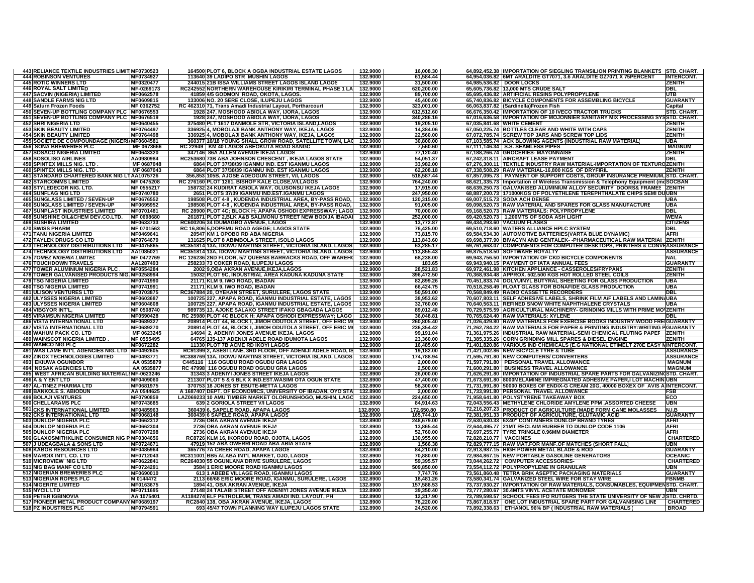| | | | | | | | | |
|---|---|---|---|---|---|---|---|---|
| 443 | RELIANCE TEXTILE INDUSTRIES LIMIT | MF0730523 | 164500 PLOT 6, BLOCK A OGBA INDUSTRIAL ESTATE LAGOS | 132.9000 | 16,008.30 | 64,892,452.38 | IMPORTATION OF SIEGLING TRANSILION PRINTING BLANKETS | STD. CHART. |
| 444 | ROBINSON VENTURES | MF0734927 | 113640 39 LADIPO STR MUSHIN LAGOS | 132.9000 | 61,584.44 | 64,954,036.82 | 6MT ARALDITE GT7071, 3.6 ARALDITE GZ7071 X 75PERCENT | INTERCONT. |
| 445 | ROTIC WINNERS LTD | MF0320477 | 244015 21B ISSA WILLIAMS STREET LAGOS ISLAND LAGOS | 132.9000 | 31,500.00 | 64,985,536.82 | DOOR LOCKS | ZENITH |
| 446 | ROYAL SALT LIMITED | MF-0269173 | RC242552 NORTHERN WAREHOUSE KIRIKIRI TERMINAL PHASE 1 LA | 132.9000 | 620,200.00 | 65,605,736.82 | 13,000 MTS CRUDE SALT | DBL |
| 447 | SACVIN (NIGERIA) LIMITED | MF0662578 | 41859 4/5 GODMON ROAD, OKOTA, LAGOS. | 132.9000 | 89,700.00 | 65,695,436.82 | ARTIFICIAL RESINS POLYPROPYLENE | UTB |
| 448 | SANDLE FARMS NIG LTD | MF0609815 | 133006 NO. 20 SERE CLOSE, ILUPEJU LAGOS | 132.9000 | 45,400.00 | 65,740,836.82 | BICYCLE COMPONENTS FOR ASSEMBLING BICYCLE | GUARANTY |
| 449 | Saturn Frozen Foods | MF 0362752 | RC 462310 71, Trans Amadi Industrial Layout, Portharcourt | 132.9000 | 323,001.00 | 66,063,837.82 | (Sardinella)Frozen Fish | Capital |
| 450 | SEVEN-UP BOTTLING COMPANY PLC | MF0676553 | 1928 247, MOSHOOD ABIOLA WAY, IJORA, LAGOS | 132.9000 | 612,512.60 | 66,676,350.42 | IMPORTATION OF 10 IVECO TRACTOR TRUCKS | STD. CHART. |
| 451 | SEVEN-UP BOTTLING COMPANY PLC | MF0676519 | 1928 247, MOSHOOD ABIOLA WAY, IJORA, LAGOS | 132.9000 | 340,286.16 | 67,016,636.58 | IMPORTATION OF MOJONNIER SANITARY MIX PROCESSING SYS | STD. CHART. |
| 452 | SHRI NIGERIA LTD | MF0640455 | 375480 PLT 1617 DANMOLE STR, VICTORIA ISLAND,LAGOS | 132.9000 | 19,205.10 | 67,035,841.68 | WHITE CEMENT | ZENITH |
| 453 | SKIN BEAUTY LIMITED | MF0764497 | 336925 4, MOBOLAJI BANK ANTHONY WAY, IKEJA, LAGOS | 132.9000 | 14,384.06 | 67,050,225.74 | BOTTLES CLEAR AND WHITE WITH CAPS | ZENITH |
| 454 | SKIN BEAUTY LIMITED | MF0764498 | 336925 4, MOBOLAJI BANK ANTHONY WAY, IKEJA, LAGOS | 132.9000 | 22,560.00 | 67,072,785.74 | SCREW TOP JARS AND SCREW TOP LIDS | ZENITH |
| 455 | SOCIETE DE COMPOUNDAGE (NIGERI | MF0604581 | 360377 16/18 YOUNG SHALL GROW ROAD, SATELLITE TOWN, LAG | 132.9000 | 30,800.00 | 67,103,585.74 | ACK BLOWING AGENTS (INDUSTRIAL RAW MATERIAL) | UBA |
| 456 | SONA BREWERIES PLC | MF 0673666 | RC 22949 KM 40 LAGOS ABEOKUTA ROAD SANGO | 132.9000 | 7,560.60 | 67,111,146.34 | S.S. SEAMLESS PIPES | MAGNUM |
| 457 | SOSACO NIGERIA LIMITED | MF0643320 | 347146 86A ALLEN AVENUE IKEJA LAGOS | 132.9000 | 77,120.40 | 67,188,266.74 | GROCERIES- MAYONNAISE | ZENITH |
| 458 | SOSOLISO AIRLINES | AA0980984 | RC253680 73B ABA JOHNSON CRESCENT , IKEJA LAGOS STATE | 132.9000 | 54,051.37 | 67,242,318.11 | AIRCRAFT LEASE PAYMENT | DBL |
| 459 | SPINTEX MILLS NIG. LTD . | MF 0687048 | 6864 PLOT 37/38/39 IGANMU IND. EST IGANMU LAGOS | 132.9000 | 33,982.00 | 67,276,300.11 | TEXTILE INDUSTRY RAW MATERIAL-IMPORTATION OF TEXTURO | ZENITH |
| 460 | SPINTEX MILLS NIG. LTD . | MF 0687043 | 6864 PLOT 37/38/39 IGANMU IND. EST IGANMU LAGOS | 132.9000 | 62,208.18 | 67,338,508.29 | RAW MATERIAL-16,800 KGS OF DRYFIRIL | ZENITH |
| 461 | STANDARD CHARTERED BANK NIG LT | AA1075726 | 356,853 105B, AJOSE ADEOGUN STREET, V/I, LAGOS | 132.9000 | 518,587.44 | 67,857,095.73 | PAYMENT OF SUPPORT COSTS, GROUP INSURANCE PREMIUM, | STD. CHART. |
| 462 | STARCOMMS LIMITED | MF 0475208 | RC 276160 PLOT 1261, BISHOP KALE CLOSE,V/I.LAGOS | 132.9000 | 764,240.00 | 68,621,335.73 | Importation of Wireless Transmission & Telephony Equipment (mo | SOCBAN |
| 463 | STYLEDECOR NIG. LTD. | MF 0555217 | 158732 24 KUDIRAT ABIOLA WAY, OLUSONSU IKEJA LAGOS | 132.9000 | 17,915.00 | 68,639,250.73 | GALVANISED ALUMINIUM ALLOY SECURITY DOORS& FRAMES | ZENITH |
| 464 | SUNFLAG NIG LTD | MF0740780 | 2651 PLOTS 37/39 IGANMU IND.EST.IGANMU LAGOS | 132.9000 | 247,950.00 | 68,887,200.73 | 171000KGS OF POLYETHLENE TEREPHTHALATE CHIPS SEMI DU | UBN |
| 465 | SUNGLASS LIMITED / SEVEN-UP | MF0676552 | 198508 PLOT 4-8 , KUDENDA INDUSTRIAL AREA, BY-PASS ROAD, | 132.9000 | 120,315.00 | 69,007,515.73 | SODA ACH DENSE | UBA |
| 466 | SUNGLASS LIMITED / SEVEN-UP | MF0695952 | 198508 PLOT 4-8 , KUDENDA INDUSTRIAL AREA, BY-PASS ROAD, | 132.9000 | 91,005.00 | 69,098,520.73 | RAW MATERIAL AND SPARES FOR GLASS MANUFACTURE | UBA |
| 467 | SUNPLAST INDUSTRIES LIMITED | MF0701481 | RC 28900 PLOT 4C; BLOCK H; APAPA OSHODI EXPRESSWAY; LAGO | 132.9000 | 70,000.00 | 69,168,520.73 | RAW MATERIALS: POLYPROPYLENE | DBL |
| 468 | SUNSHINE OIL&CHEM DEV.CO.LTD. | MF 0698680 | 261871 PLOT 2,BLK A&B SALIMONU STREET NEW BODIJA IBADA | 132.9000 | 252,000.00 | 69,420,520.73 | 1,200MTS OF SODA ASH LIGHT | WEMA |
| 469 | SUSHIRA LIMITED | MF0633733 | RC600206 34 IDUMAGBO AVENUE, LAGOS | 132.9000 | 13,772.87 | 69,434,293.60 | VACUUM FLASKS | CITIZENS |
| 470 | SWISS PHARM | MF 0701563 | RC 16,806 5,DOPEMU ROAD AGEGE; LAGOS STATE | 132.9000 | 76,425.00 | 69,510,718.60 | WATERS ALLIANCE HPLC SYSTEM | DBL |
| 471 | TANU NIGERIA LIMITED | MF0469641 | 20547 KM 1 OPOBO RD ABA NIGERIA | 132.9000 | 73,815.70 | 69,584,534.30 | AUTOMOTIVE BATTERIES(VARTA BLUE DYNAMIC) | AFRI |
| 472 | TAYLEK DRUGS CO LTD | MF0764679 | 131625 PLOT 8 ABIMBOLA STREET, ISOLO LAGOS | 132.9000 | 113,843.60 | 69,698,377.90 | BIVACYN AND GENTALEK- -PHARMACEUTICAL RAW MATERIAL | ZENITH |
| 473 | TECHNOLOGY DISTRIBUTIONS LTD | MF0475865 | RC351814 13A, IDOWU MARTINS STREET, VICTORIA ISLAND, LAGOS | 132.9000 | 63,285.17 | 69,761,663.07 | COMPONENTS FOR COMPUTER DESKTOPS, PRINTERS & CONVE | ASSURANCE |
| 474 | TECHNOLOGY DISTRIBUTIONS LTD | AA1085021 | RC351814 13A, IDOWU MARTINS STREET, VICTORIA ISLAND, LAGOS | 132.9000 | 113,855.43 | 69,875,518.50 | SOFTWARE ROYALTY | ASSURANCE |
| 475 | TOMEZ NIGERIA LIMITED | MF 0472769 | RC 126236 2ND FLOOR, 5/7 QUEENS BARRACKS ROAD, OFF WAREH | 132.9000 | 68,238.00 | 69,943,756.50 | IMPORTATION OF CKD BICYCLE COMPONENTS | NAL |
| 476 | TOUCHDOWN TRAVELS | AA1287493 | 258233 73 COKER ROAD, ILUPEJU LAGOS | 132.9000 | 183.65 | 69,943,940.15 | PAYMENT OF IATA ANNUAL FEES | GUARANTY |
| 477 | TOWER ALUMINIUM NIGERIA PLC . | MF0554284 | 2002 9,OBA AKRAN AVENUE,IKEJA,LAGOS | 132.9000 | 28,521.83 | 69,972,461.98 | KITCHEN APPLIANCE - CASSEROLES/FRYPANS | ZENITH |
| 478 | TOWER GALVANISED PRODUCTS NIG | MF0258994 | 15032 PLOT 9C, INDUSTRIAL AREA KADUNA KADUNA STATE | 132.9000 | 396,472.50 | 70,368,934.48 | APPROX. 502.500 KGS HOT ROLLED STEEL COILS | ZENITH |
| 479 | TSG NIGERIA LIMITED | MF0741990 | 21171 KLM 9, IWO ROAD, IBADAN | 132.9000 | 82,899.26 | 70,451,833.74 | POLYVINYL BUTYRAL SHEETING FOR GLASS PRODUCTION | UBA |
| 480 | TSG NIGERIA LIMITED | MF0741991 | 21171 KLM 9, IWO ROAD, IBADAN | 132.9000 | 66,424.75 | 70,518,258.49 | FLOAT GLASS FOR BONAFIDE GLASS PRODUCTION | UBA |
| 481 | ULISON VENTURES LTD | MF0703875 | RC367884 20, OYEKAN STREET, SURULERE, LAGOS STATE | 132.9000 | 50,591.00 | 70,568,849.49 | RADIO CASSETTE RECORDERS | DBL |
| 482 | ULYSSES NIGERIA LIMITED | MF0603687 | 100725 227, APAPA ROAD, IGANMU INDUSTRIAL ESTATE, LAGOS | 132.9000 | 38,953.62 | 70,607,803.11 | SELF ADHESIVE LABELS, SHRINK FILM A/F LABELS AND LAMIN | UBA |
| 483 | ULYSSES NIGERIA LIMITED | MF0604608 | 100725 227, APAPA ROAD, IGANMU INDUSTRIAL ESTATE, LAGOS | 132.9000 | 32,760.00 | 70,640,563.11 | REFINED SNOW WHITE NAPHTHALENE CRYSTALS | UBA |
| 484 | VIBGYOR INT'L. | MF 0508740 | 989735 13, AJOKE SALAKO STREET IFAKO GBAGADA LAGOS | 132.9000 | 89,012.48 | 70,729,575.59 | AGRICULTURAL MACHINERY- GRINDING MILLS WITH PRIME MO | ZENITH |
| 485 | VIRAMSUN NIGERIA LIMITED | MF0590428 | RC 25980 PLOT 4C BLOCK H; APAPA OSHODI EXPRESSWAY; LAGO | 132.9000 | 36,048.81 | 70,765,624.40 | RAW MATERIALS: XYLENE | DBL |
| 486 | VISTA INTERNATIONAL LTD | MF0689327 | 208914 PLOT 44, BLOCK I, JIMOH ODUTOLA STREET, OFF ERIC M | 132.9000 | 260,805.40 | 71,026,429.80 | RAW MATERIALS FOR EXERCISE BOOKS INDUSTRY:WOOD FRE | GUARANTY |
| 487 | VISTA INTERNATIONAL LTD | MF0689270 | 208914 PLOT 44, BLOCK I, JIMOH ODUTOLA STREET, OFF ERIC M | 132.9000 | 236,354.42 | 71,262,784.22 | RAW MATERIALS FOR PAPER & PRINTING INDUSTRY:WRITING P | GUARANTY |
| 488 | WAHUM PACK CO. LTD | MF 0623245 | 14694 2, ADENIYI JONES AVENUE IKEJA. LAGOS | 132.9000 | 99,191.04 | 71,361,975.26 | INDUSTRIAL RAW MATERIAL-SEMI CHEMICAL FLUTING PAPER | ZENITH |
| 489 | WAINSCOT NIGERIA LIMITED . | MF 0555495 | 64765 135-137 ADENIJI ADELE ROAD IDUMOTA LAGOS | 132.9000 | 23,360.00 | 71,385,335.26 | CORN GRINDING MILL SPARES & DIESEL ENGINE | ZENITH |
| 490 | WAMCO NIG PLC | MF0672282 | 11330 PLOT 7B ACME RD IKOYI LAGOS | 132.9000 | 16,485.60 | 71,401,820.86 | VARIOUS IND CHEMICALS (E.G NATIONAL ETIMELT 270E EASY M | INTERCONT. |
| 491 | WAS LAME INT'L AGENCIES NIG. LTD | MF0492605 | RC91399 2, ASESI LANE, 3RD FLOOR, OFF ADENIJI ADELE ROAD, IS | 132.9000 | 19,182.00 | 71,421,002.86 | NEW BICYCLE TYRE & TUBE | ASSURANCE |
| 492 | ZINOX TECHNOLOGIES LIMITED | MF0493771 | RC388769 13A, IDOWU MARTINS STREET, VICTORIA ISLAND, LAGOS | 132.9000 | 174,788.94 | 71,595,791.80 | NEW COMPUTERS/ CONVERTERS | ASSURANCE |
| 493 | EKIUWA OGUNBOR | AA 0535879 | C445116 116 OGUDU ROAD OGUDU GRA LAGOS | 132.8900 | 2,000.00 | 71,597,791.80 | PERSONAL TRAVEL ALLOWANCE | MAGNUM |
| 494 | NOSAK AGENCIES LTD | AA 0535877 | RC 47998 116 OGUDU ROAD OGUDU GRA LAGOS | 132.8900 | 2,500.00 | 71,600,291.80 | BUSINESS TRAVEL ALLOWANCE | MAGNUM |
| 495 | WEST AFRICAN BUILDING MATERIALS | MF-0623246 | 31343 3 ADENIYI JONES STREET IKEJA LAGOS | 132.8900 | 26,000.00 | 71,626,291.80 | IMPORTATION OF INDUSTRIAL SPARE PARTS FOR GALVANIZING | STD. CHART. |
| 496 | A & Y ENT LTD | MF0409060 | 211307 PLOT 5 & 6 BLK X IND.EST.WASIMI OTA OGUN STATE | 132.8900 | 47,400.00 | 71,673,691.80 | 8000MELAMINE IMPREGNATED ADHESIVE PAPER,I LOT MACHIN | UBN |
| 497 | AL-TINEZ PHARMA LTD | MF0681975 | 370753 18 JONES ST EBUTE-METTA LAGOS | 132.8900 | 58,300.00 | 71,731,991.80 | 50000 BOXES OF ENDIX-G CREAM 20G, 40000 BOXEX OF AVIS A | INTERCONT. |
| 498 | BANKOLE S. ABIODUN | AA 0544625 | A 1687407 DEPT. OF ECONOMICS, UNIVERSITY OF IBADAN, OYO STA | 132.8900 | 2,000.00 | 71,733,991.80 | PERSONAL TRAVEL ALLOWANCE | FSB |
| 499 | BOLAJI VENTURES | MF0790859 | LAZ069233 10 AMU TIMBER MARKET OLORUNSHOGO, MUSHIN, LAGO | 132.8900 | 224,650.00 | 71,958,641.80 | POLYSTYRENE TAKEAWAY BOX | ECO |
| 500 | CHELLARAMS PLC | MF0743685 | 639 2 GORIOLA STREET V/I LAGOS | 132.8900 | 84,914.63 | 72,043,556.43 | METHYLENE CHLORIDE AMYLENE PPM ,ASSORTED CHEESE | UBN |
| 501 | CKS INTERNATIONAL LIMITED | MF0485963 | 360439 6, SAPELE ROAD, APAPA LAGOS | 132.8900 | 172,650.80 | 72,216,207.23 | PRODUCT OF AGRICULTURE (MADE FORM CANE MOLASSES | N.I.B |
| 502 | CKS INTERNATIONAL LTD | MF0068148 | 360439 6 SAPELE ROAD, APAPA LAGOS | 132.8900 | 165,744.10 | 72,381,951.33 | PRODUCT OF AGRICULTURE, GLUTAMIC ACID | GUARANTY |
| 503 | DUNLOP NIGERIA PLC | MF0662312 | 2736 OBA AKRAN AVENUE IKEJA | 132.8900 | 248,679.00 | 72,630,630.33 | 6X40" CONTAINERS DUNLOP BRAND TYRES | AFRI |
| 504 | DUNLOP NIGERIA PLC | MF0662304 | 2736 OBA AKRAN AVENUE IKEJA | 132.8900 | 13,865.44 | 72,644,495.77 | 21MT RECLAIM RUBBER TO DUNLOP CODE 1106 | AFRI |
| 505 | DUNLOP NIGERIA PLC | MF0707298 | 2736 OBA AKRAN AVENUE IKEJA | 132.8900 | 52,760.00 | 72,697,255.77 | TYRE TRINGLE 0.96MM DIAMETER | AFRI |
| 506 | GLAXOSMITHKLINE CONSUMER NIG P | MF0304656 | RC8726 KLM 16, IKORODU ROAD, OJOTA, LAGOS | 132.8900 | 130,955.00 | 72,828,210.77 | VACCINES | CHARTERED |
| 507 | J UDEAGBALA & SONS LTD | MF0724671 | 47919 152 ABA OWERRI ROAD ABA ABIA STATE | 132.8900 | 1,566.38 | 72,829,777.15 | RAW MAT.FOR MANF.OF MATCHES (SHORT FALL) | UBN |
| 508 | KABOB RESOURCES LTD | MF0485964 | 365776 7A CREEK ROAD, APAPA LAGOS | 132.8900 | 84,210.00 | 72,913,987.15 | HIGH POWER METAL BLADE & ROD | GUARANTY |
| 509 | MARDIX INT'L CO. LTD | MF0712043 | RC311001 BB5 ALABA INT'L MARKET, OJO, LAGOS | 132.8900 | 70,880.00 | 72,984,867.15 | NEW PORTABLE GASOLINE GENERATORS | OCEANIC |
| 510 | MICROVIEW NIG LTD | MF0622841 | RC264030 55 OGUNLANA DRIVE SURULERE, LAGOS | 132.8900 | 59,395.57 | 73,044,262.72 | COMPUTER ACCESSORIES- | CHARTERED |
| 511 | NIG BAG MANF CO LTD | MF0724291 | 3584 1 ERIC MOORE ROAD IGANMU LAGOS | 132.8900 | 509,850.00 | 73,554,112.72 | POLYPROPYLENE IN GRANULAR | UBN |
| 512 | NIGERIAN BREWERIES PLC | MF0690010 | 613 1 ABEBE VILLAGE ROAD, IGANMU LAGOS | 132.8900 | 7,747.76 | 73,561,860.48 | TETRA BRIK ASEPTIC PACKAGING MATERIALS | GUARANTY |
| 513 | NIGERIAN ROPES PLC | M 0144472 | 2113 66/68 ERIC MOORE ROAD, IGANMU, SURULERE, LAGOS | 132.8900 | 18,481.26 | 73,580,341.74 | GALVANIZED STEEL WIRE FOR STAY WIRE | FBNMB |
| 514 | NIGERITE LIMITED | MF0163675 | 1894 41, OBA AKRAN AVENUE, IKEJA | 132.8900 | 157,588.53 | 73,737,930.27 | IMPORTATION OF RAW MATERIALS, CONSUMABLES, EQUIPMEN | STD. CHART. |
| 515 | NYCIL LTD | MF0711695 | 27148 24 TALABI STREET OFF ADENIYI JONES AVENUE IKEJA | 132.8900 | 39,350.40 | 73,777,280.67 | 30.4MTS VINYL ACETATE MONOMER | UBN |
| 516 | PETER IGBINOVIA | AA 1075401 | A1184274 ELF PETROLEUM, TRANS AMADI IND. LAYOUT, PH | 132.8900 | 12,317.90 | 73,789,598.57 | SCHOOL FEES IFO RUTGERS THE STATE UNIVERSITY OF NEW J | STD. CHRTD. |
| 517 | PIONEER METAL PRODUCT COMPANY | MF0689197 | RC2840 138, OBA AKRAN AVENUE, IKEJA, LAGOS | 132.8900 | 78,220.00 | 73,867,818.57 | ONE LOT INDUSTRIAL SPARE PART FOR GALVANISING LINE | CHARTERED |
| 518 | PZ INDUSTRIES PLC | MF0794591 | 693 45/47 TOWN PLANNING WAY ILUPEJU LAGOS STATE | 132.8900 | 24,520.06 | 73,892,338.63 | ETHANOL 96% BP ( INDUSTRIAL RAW MATERIALS ) | BROAD |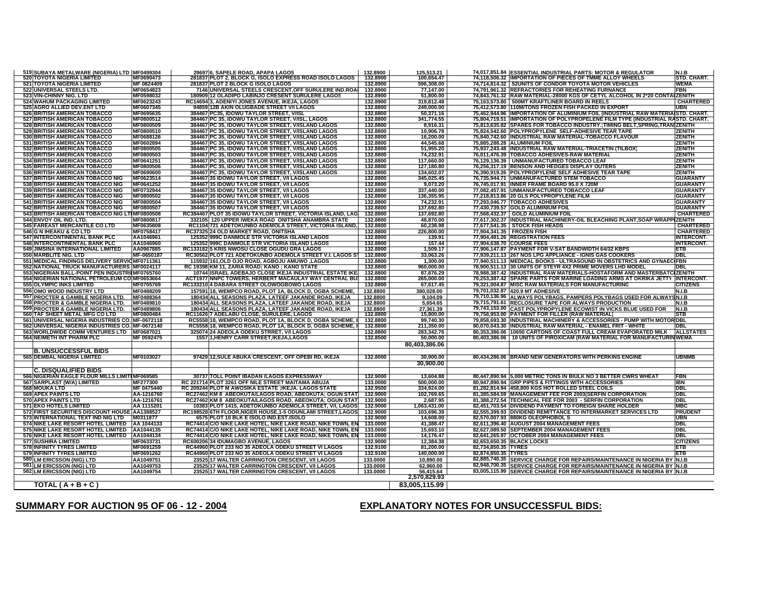| | | | | | | | | | |
|---|---|---|---|---|---|---|---|---|---|
| 519 | SUBAYA METALWARE (NIGERIA) LTD | MF0499304 | | 29697 | 6, SAPELE ROAD, APAPA LAGOS | 132.8900 | 125,513.21 | 74,017,851.84 | ESSENTIAL INDUSTRIAL PARTS: MOTOR & REGULATOR | N.I.B |
| 520 | TOYOTA NIGERIA LIMITED | MF0690473 | | 281837 | PLOT 2, BLOCK G, ISOLO EXPRESS ROAD ISOLO LAGOS | 132.8900 | 100,654.47 | 74,118,506.32 | IMPORTATION OF PIECES OF TMME ALLOY WHEELS | STD. CHART. |
| 521 | TOYOTA NIGERIA LIMITED | MF 0824409 | | 281837 | PLOT 2 BLOCK G ISOLO LAGOS | 132.8900 | 596,308.00 | 74,714,814.32 | 52UNITS OF CONDOR TOYOTA MOTOR VEHICLES | WEMA |
| 522 | UNIVERSAL STEELS LTD. | MF0654823 | | 7146 | UNIVERSAL STEELS CRESCENT,OFF SURULERE IND.ROA | 132.8900 | 77,147.00 | 74,791,961.32 | REFRACTORIES FOR REHEATING FURNANCE | FBN |
| 523 | VIN-CHINNY NIG. LTD | MF0598032 | | 180909 | 12 OLADIPO LABINJO CRESENT SURULERE LAGOS | 132.8900 | 51,800.00 | 74,843,761.32 | RAW MATERIAL-28000 KGS OF CETYL ALCOHOL IN 2*20 CONTAI | ZENITH |
| 524 | WAHUM PACKAGING LIMITED | MF0623243 | | RC14694 | 3, ADENIYI JONES AVENUE, IKEJA, LAGOS | 132.8900 | 319,812.48 | 75,163,573.80 | 500MT KRAFTLINER BOARD IN REELS | CHARTERED |
| 525 | AGRO ALLIED DEV.ENT LTD | MF0607345 | | 94859 | 12B AKIN OLUGBADE STREET V/I LAGOS | 132.8800 | 249,000.00 | 75,412,573.80 | 110M/TONS FROZEN FISH PACKED IN EXPORT | UBN |
| 526 | BRITISH AMERICAN TOBACCO | MF0695635 | | 384467 | PC35, IDOWU TAYLOR STREET, V/ISL | 132.8800 | 50,371.16 | 75,462,944.96 | IMPORTATION OF ALUMINIUM FOIL (INDUSTRIAL RAW MATERIA | STD. CHART. |
| 527 | BRITISH AMERICAN TOBACCO | MF0800512 | | 384467 | PC 35, IDOWU TAYLOR STREET, V/ISL, LAGOS | 132.8800 | 341,774.55 | 75,804,719.51 | IMPORTATION OF POLYPROPELENE FILM TYPE (INDUSTRIAL RA | STD. CHART. |
| 528 | BRITISH AMERICAN TOBACCO | MF0800509 | | 384467 | PC 35, IDOWU TAYLOR STREET, V/ISLAND LAGOS | 132.8800 | 8,916.31 | 75,813,635.82 | SPARES FOR TOBACCO INDUSTRY.;TIMING BELT,SPRING,TRAN | ZENITH |
| 529 | BRITISH AMERICAN TOBACCO | MF0800510 | | 384467 | PC 35, IDOWU TAYLOR STREET, V/ISLAND LAGOS | 132.8800 | 10,906.78 | 75,824,542.60 | POLYPROPYLENE SELF-ADHESIVE TEAR TAPE | ZENITH |
| 530 | BRITISH AMERICAN TOBACCO | MF0688126 | | 384467 | PC 35, IDOWU TAYLOR STREET, V/ISLAND LAGOS | 132.8800 | 16,200.00 | 75,840,742.60 | INDUSTRIAL RAW MATERIAL-TOBACCO FLAVOUR | ZENITH |
| 531 | BRITISH AMERICAN TOBACCO | MF0602894 | | 384467 | PC 35, IDOWU TAYLOR STREET, V/ISLAND LAGOS | 132.8800 | 44,545.68 | 75,885,288.28 | ALUMINIUM FOIL | ZENITH |
| 532 | BRITISH AMERICAN TOBACCO | MF0800505 | | 384467 | PC 35, IDOWU TAYLOR STREET, V/ISLAND LAGOS | 132.8800 | 51,955.20 | 75,937,243.48 | INDUSTRIAL RAW MATERIAL-TRIACETIN (TILBOX) | ZENITH |
| 533 | BRITISH AMERICAN TOBACCO | MF0800503 | | 384467 | PC 35, IDOWU TAYLOR STREET, V/ISLAND LAGOS | 132.8800 | 74,232.91 | 76,011,476.39 | TOBACCO ADHESIVES-RAW MATERIAL | ZENITH |
| 534 | BRITISH AMERICAN TOBACCO | MF0641251 | | 384467 | PC 35, IDOWU TAYLOR STREET, V/ISLAND LAGOS | 132.8800 | 117,660.00 | 76,129,136.39 | UNMANUFACTURED TOBACCO LEAF | ZENITH |
| 535 | BRITISH AMERICAN TOBACCO | MF0800506 | | 384467 | PC 35, IDOWU TAYLOR STREET, V/ISLAND LAGOS | 132.8800 | 127,180.80 | 76,256,317.19 | BENSON AND HEDGES DISPLAY OUTERS | ZENITH |
| 536 | BRITISH AMERICAN TOBACCO | MF0690600 | | 384467 | PC 35, IDOWU TAYLOR STREET, V/ISLAND LAGOS | 132.8800 | 134,602.07 | 76,390,919.26 | POLYPROPYLENE SELF ADHESIVE TEAR TAPE | ZENITH |
| 537 | BRITISH AMERICAN TOBACCO NIG | MF0623514 | | 384467 | 35 IDOWU TAYLOR STREET, V/I LAGOS | 132.8800 | 345,025.45 | 76,735,944.71 | UNMANUFACTURED STEM TOBACCO | GUARANTY |
| 538 | BRITISH AMERICAN TOBACCO NIG | MF0641252 | | 384467 | 35 IDOWU TAYLOR STREET, V/I LAGOS | 132.8800 | 9,073.20 | 76,745,017.91 | INNER FRAME BOARD 95.0 X 720M | GUARANTY |
| 539 | BRITISH AMERICAN TOBACCO NIG | MF0732944 | | 384467 | 35 IDOWU TAYLOR STREET, V/I LAGOS | 132.8800 | 337,440.00 | 77,082,457.91 | UNMANUFACTURED TOBACCO LEAF | GUARANTY |
| 540 | BRITISH AMERICAN TOBACCO NIG | MF0800502 | | 384467 | 35 IDOWU TAYLOR STREET, V/I LAGOS | 132.8800 | 136,355.95 | 77,218,813.86 | 20 GLS POLYPROPYLENE FILM | GUARANTY |
| 541 | BRITISH AMERICAN TOBACCO NIG | MF0800504 | | 384467 | 35 IDOWU TAYLOR STREET, V/I LAGOS | 132.8800 | 74,232.91 | 77,293,046.77 | TOBACCO ADHESIVES | GUARANTY |
| 542 | BRITISH AMERICAN TOBACCO NIG | MF0800507 | | 384467 | 35 IDOWU TAYLOR STREET, V/I LAGOS | 132.8800 | 137,692.80 | 77,430,739.57 | GOLD ALUMINIUM FOIL | GUARANTY |
| 543 | BRITISH AMERICAN TOBACCO NIG LTD | MF0800508 | | RC384467 | PLOT 35 IDOWU TAYLOR STREET, VICTORIA ISLAND, LAG | 132.8800 | 137,692.80 | 77,568,432.37 | GOLD ALUMINIUM FOIL | CHARTERED |
| 544 | ENVOY OIL IND. LTD. | MF0800817 | | 332105 | 120 UPPER IWEKA ROAD ONITSHA ANAMBRA STATE | 132.8800 | 48,870.00 | 77,617,302.37 | INDUSTRIAL MACHINERY-OIL BLEACHING PLANT,SOAP WRAPP | ZENITH |
| 545 | FAREAST MERCANTILE CO LTD | MF0635808 | | RC1104 | 721 ADETOKUNBO ADEMOLA STREET, VICTORIA ISLAND, | 132.8800 | 60,238.98 | 77,677,541.35 | STOCK FISH HEADS | CHARTERED |
| 546 | G N IHEAKU & CO LTD | MF0758417 | | RC37325 | 24 OLD MARKET ROAD, ONITSHA | 132.8800 | 226,800.00 | 77,904,341.35 | FROZEN FISH | CHARTERED |
| 547 | INTERCONTINENTAL BANK PLC | AA1046961 | | 125352 | 999C DANMOLE STR VICTORIA ISLAND LAGOS | 132.8800 | 139.91 | 77,904,481.26 | REGISTRATION FEES | INTERCONT. |
| 548 | INTERCONTINENTAL BANK PLC | AA1046960 | | 125352 | 999C DANMOLE STR VICTORIA ISLAND LAGOS | 132.8800 | 157.44 | 77,904,638.70 | COURSE FEES | INTERCONT. |
| 549 | JIMSINA INTERNATIONAL LIMITED | AA0967885 | | RC133182 | 5 KRIS NWOSU CLOSE OGUDU GRA LAGOS | 132.8800 | 1,509.17 | 77,906,147.87 | PAYMENT FOR V-SAT BANDWIDTH 64/32 KBPS | ETB |
| 550 | MARBLITE NIG. LTD | MF-0650187 | | RC30562 | PLOT 721 ADETOKUNBO ADEMOLA STREET V.I. LAGOS S | 132.8800 | 33,063.26 | 77,939,211.13 | 267 NOS LPG APPLIANCE - IGNIS GAS COOKERS | DBL |
| 551 | MEDICAL FINDINGS DELIVERY SERVIC | MF0711361 | | 115932 | 161,OLD OJO ROAD, AGBOJU AMUWO ,LAGOS | 132.8800 | 1,300.00 | 77,940,511.13 | MEDICAL BOOKS - ULTRASOUND IN OBSTETRICS AND GYNAEC | FBN |
| 552 | NATIONAL TRUCK MANUFACTURERS | MF0024117 | | RC 19398 | KM 11, ZARIA ROAD; KANO ; KANO STATE | 132.8800 | 960,000.00 | 78,900,511.13 | 30 UNITS OF STEYR 4X2 PRIME MOVERS LHD MODEL | DBL |
| 553 | NIGERIAN BALL-POINT PEN INDUSTRI | MF0765760 | | 10744 | ISRAEL ADEBAJO CLOSE IKEJA INDUSTRIAL ESTATE IKE | 132.8800 | 87,876.29 | 78,988,387.42 | INDUSTRIAL RAW MATERIALS-HOSTAFORM AND MASTERBATC | ZENITH |
| 554 | NIGERIAN NATIONAL PETROLEUM CO | MF0653664 | | ACT1977 | NNPC TOWERS, HERBERT MACAULAY WAY CENTRAL BU | 132.8800 | 265,000.00 | 79,253,387.42 | SPARE PARTS FOR MARINE LOADING ARMS AT OKRIKA JETTY | INTERCONT. |
| 555 | OLYMPIC INKS LIMITED | MF0705769 | | RC133210 | 4 DABARA STREET OLOWOGBOWO LAGOS | 132.8800 | 67,617.45 | 79,321,004.87 | MISC RAW MATERIALS FOR MANUFACTURING | CITIZENS |
| 556 | OMO WOOD INDUSTRY LTD | MF0488209 | | 157591 | 18, WEMPCO ROAD, PLOT 1A, BLOCK D, OGBA SCHEME, | 132.8800 | 380,028.00 | 79,701,032.87 | 420.9 MT ADHESIVE | N.I.B |
| 557 | PROCTER & GAMBLE NIGERIA LTD. | MF0488364 | | 180434 | ALL SEASONS PLAZA, LATEEF JAKANDE ROAD, IKEJA | 132.8800 | 9,104.09 | 79,710,136.96 | ALWAYS POLYBAGS, PAMPERS POLYBAGS USED FOR ALWAYS | N.I.B |
| 558 | PROCTER & GAMBLE NIGERIA LTD. | MF0489810 | | 180434 | ALL SEASONS PLAZA, LATEEF JAKANDE ROAD, IKEJA | 132.8800 | 5,654.65 | 79,715,791.61 | RECLOSURE TAPE FOR ALWAYS PRODUCTION | N.I.B |
| 559 | PROCTER & GAMBLE NIGERIA LTD. | MF0489806 | | 180434 | ALL SEASONS PLAZA, LATEEF JAKANDE ROAD, IKEJA | 132.8800 | 27,361.39 | 79,743,153.00 | CAST POLYPROPYLENE ECOWIST IN VICKS BLUE USED FOR | N.I.B |
| 560 | TAF SHEET METAL MFG CO LTD | MF0800484 | | RC11626 | 7 ADELABU CLOSE, SURULERE, LAGOS | 132.8800 | 15,800.00 | 79,758,953.00 | PAYMENT FOR FILLER (RAW MATERIAL) | STB |
| 561 | UNIVERSAL NIGERIA INDUSTRIES CO. | MF-0672118 | | RC5558 | 18, WEMPCO ROAD, PLOT 1A, BLOCK D, OGBA SCHEME, I | 132.8800 | 99,740.30 | 79,858,693.30 | INDUSTRIAL MACHINERY & ACCESSORIES - PUMP WITH MOTOR | DBL |
| 562 | UNIVERSAL NIGERIA INDUSTRIES CO. | MF-0672140 | | RC5558 | 18, WEMPCO ROAD, PLOT 1A, BLOCK D, OGBA SCHEME, I | 132.8800 | 211,350.00 | 80,070,043.30 | INDUSTRIAL RAW MATERIAL - ENAMEL FRIT - WHITE | DBL |
| 563 | WORLDWIDE COMM VENTURES LTD | MF0687021 | | 325074 | 24 ADEOLA ODEKU STREET, V/I LAGOS | 132.8800 | 283,342.76 | 80,353,386.06 | 10650 CARTONS OF COAST FULL CREAM EVAPORATED MILK | ALLSTATES |
| 564 | NEIMETH INT PHARM PLC | MF 0592475 | | 1557 | 1,HENRY CARR STREET,IKEJA,LAGOS | 132.8500 | 50,000.00 | 80,403,386.06 | 10 UNITS OF PIROXICAM (RAW MATERIAL FOR MANUFACTURIN | WEMA |
| | | | | | | | **80,403,386.06** | | | |
| | **B. UNSUCCESSFUL BIDS** | | | | | | | | | |
| 565 | DEMBAL NIGERIA LIMITED | MF0103027 | | 97429 | 12,SULE ABUKA CRESCENT, OFF OPEBI RD, IKEJA | 132.8000 | 30,900.00 | 80,434,286.06 | BRAND NEW GENERATORS WITH PERKINS ENGINE | UBNMB |
| | | | | | | | **30,900.00** | | | |
| | **C. DISQUALIFIED BIDS** | | | | | | | | | |
| 566 | NIGERIAN EAGLE FLOUR MILLS LIMIT | MF069585 | | 30737 | TOLL POINT IBADAN /LAGOS EXPRESSWAY | 132.9000 | 13,604.88 | 80,447,890.94 | 5,000 METRIC TONS IN BIULK NO 3 BETTER CWRS WHEAT | FBN |
| 567 | SARPLAST (W/A) LIMITED | MF277300 | | RC 221714 | PLOT 3261 OFF NILE STREET MAITAMA ABUJA | 133.0000 | 500,000.00 | 80,947,890.94 | GRP PIPES & FITTINGS WITH ACCESSORIES | IBN |
| 568 | MOUKA LTD | MF 0475440 | | RC 209244 | PLOT M AWOSIKA ESTATE ;IKEJA. LAGOS STATE | 132.9500 | 334,924.00 | 81,282,814.94 | 458,800 KGS HOT ROLLED STEEL COILS | DBL |
| 569 | APEX PAINTS LTD | AA-1216760 | | RC27462 | KM 8 ABEOKUTA/LAGOS ROAD, ABEOKUTA; OGUN STAT | 132.9000 | 102,769.65 | 81,385,584.59 | MANAGEMENT FEE FOR 2003(SERFIN CORPORATION | DBL |
| 570 | APEX PAINTS LTD | AA-1216761 | | RC27462 | KM 8 ABEOKUTA/LAGOS ROAD, ABEOKUTA; OGUN STAT | 132.9000 | 2,687.95 | 81,388,272.54 | TECHNICAL FEE FOR 2003 - SERFIN CORPORATION | DBL |
| 571 | EKO HOTELS LIMITED | AA 1115201 | | 10383 | PLOT 1415, ADETOKUNBO ADEMOLA STREET, V/I, LAGOS | 132.9000 | 1,063,431.00 | 82,451,703.54 | DIVIDEND PAYMENT TO FOREIGN SHARE HOLDER | MBC |
| 572 | FIRST SECURITIES DISCOUNT HOUSE | AA1388527 | | RC198528 | 6TH FLOOR,NIGER HOUSE,1-5 ODUNLAMI STREET,LAGOS | 132.9000 | 103,696.39 | 82,555,399.93 | DIVIDEND REMITTANCE TO INTERMARKET SERVICES LTD | PRUDENT |
| 573 | INTERNATIONAL TEXT IND NIG LTD | M0311877 | | 6575 | PLOT 10 BLK E ISOLO IND.EST.ISOLO | 132.9000 | 14,608.00 | 82,570,007.93 | 880KG OLEOPHOBOL S | UBN |
| 574 | NIKE LAKE RESORT HOTEL LIMITED | AA 1044133 | | RC74414 | C/O NIKE LAKE HOTEL, NIKE LAKE ROAD, NIKE TOWN, EN | 133.0000 | 41,388.47 | 82,611,396.40 | AUGUST 2004 MANAGEMENT FEES | DBL |
| 575 | NIKE LAKE RESORT HOTEL LIMITED | AA1044135 | | RC74414 | C/O NIKE LAKE HOTEL, NIKE LAKE ROAD, NIKE TOWN, EN | 133.0000 | 15,693.10 | 82,627,089.50 | SEPTEMBER 2004 MANAGEMENT FEES | DBL |
| 576 | NIKE LAKE RESORT HOTEL LIMITED | AA1044134 | | RC74414 | C/O NIKE LAKE HOTEL, NIKE LAKE ROAD, NIKE TOWN, EN | 133.0000 | 14,176.47 | 82,641,265.97 | OCTOBER 2004 MANAGEMENT FEES | DBL |
| 577 | SUSHIRA LIMITED | MF0633731 | | RC600206 | 34 IDUMAGBO AVENUE, LAGOS | 132.9000 | 12,384.38 | 82,653,650.35 | BLACK LOCKS | CITIZENS |
| 578 | INFINITY TYRES LIMITED | MF0691259 | | RC44960 | PLOT 233 NO 35 ADEOLA ODEKU STREET VI LAGOS | 132.9100 | 81,200.00 | 82,734,850.35 | TYRES | ETB |
| 579 | INFINITY TYRES LIMITED | MF0691262 | | RC44960 | PLOT 233 NO 35 ADEOLA ODEKU STREET VI LAGOS | 132.9100 | 140,000.00 | 82,874,850.35 | TYRES | ETB |
| 580 | LM ERICSSON (NIG) LTD | AA1049751 | | 23525 | 17 WALTER CARRINGTON CRESCENT, V/I LAGOS | 133.0000 | 10,890.00 | 82,885,740.35 | SERVICE CHARGE FOR REPAIRS/MAINTENANCE IN NIGERIA BY | N.I.B |
| 581 | LM ERICSSON (NIG) LTD | AA1049753 | | 23525 | 17 WALTER CARRINGTON CRESCENT, V/I LAGOS | 133.0000 | 62,960.00 | 82,948,700.35 | SERVICE CHARGE FOR REPAIRS/MAINTENANCE IN NIGERIA BY | N.I.B |
| 582 | LM ERICSSON (NIG) LTD | AA1049754 | | 23525 | 17 WALTER CARRINGTON CRESCENT, V/I LAGOS | 133.0000 | 56,415.64 | 83,005,115.99 | SERVICE CHARGE FOR REPAIRS/MAINTENANCE IN NIGERIA BY | N.I.B |
| | | | | | | | **2,570,829.93** | | | |
| | **TOTAL ( A + B + C )** | | | | | | **83,005,115.99** | | | |

**SUMMARY FOR AUCTION 95 OF 06 - 12 - 2004**

**EXPLANATORY NOTES FOR UNSUCCESSFUL BIDS:**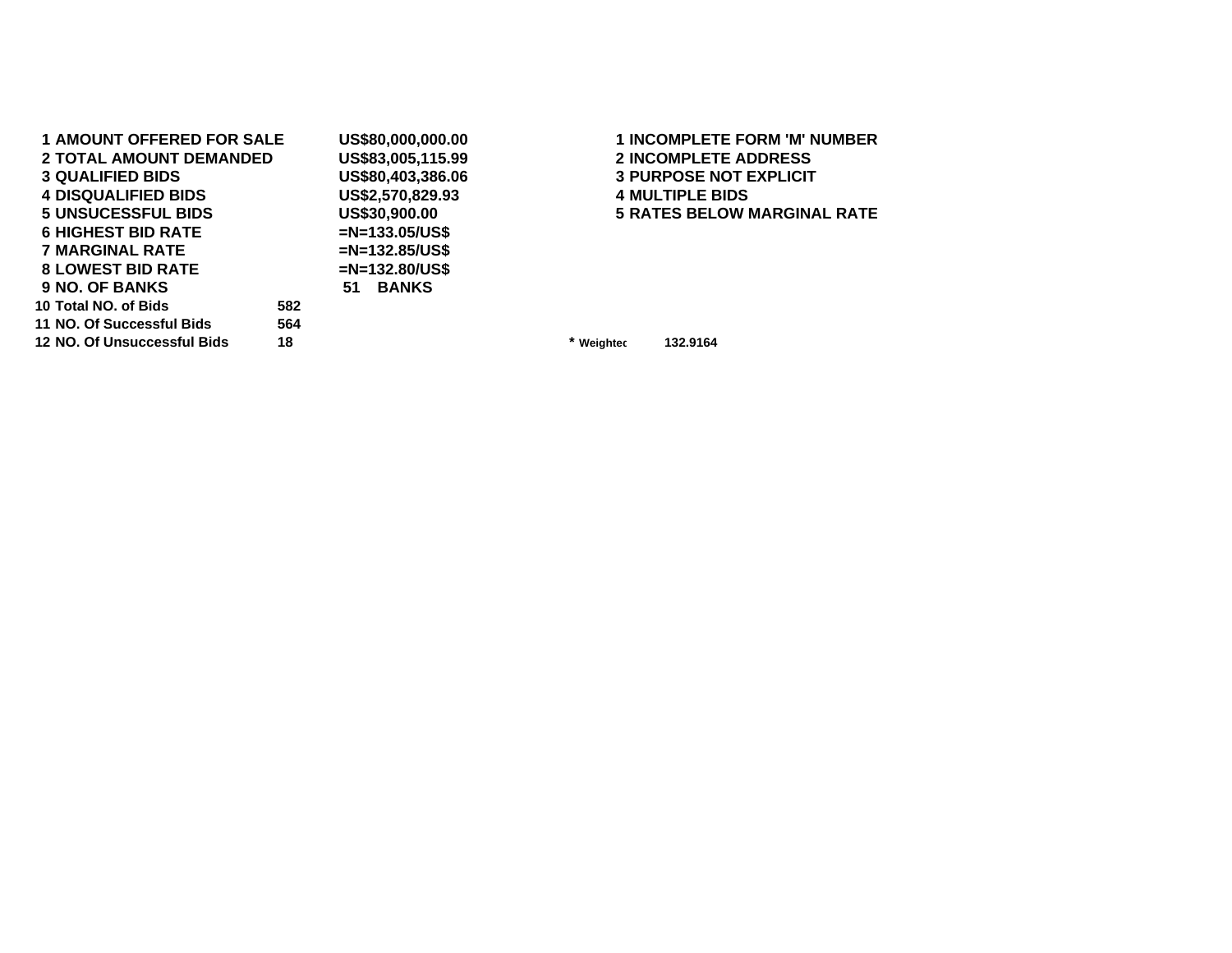| | | |
|---|---|---|
| 1 AMOUNT OFFERED FOR SALE | | US$80,000,000.00 |
| 2 TOTAL AMOUNT DEMANDED | | US$83,005,115.99 |
| 3 QUALIFIED BIDS | | US$80,403,386.06 |
| 4 DISQUALIFIED BIDS | | US$2,570,829.93 |
| 5 UNSUCESSFUL BIDS | | US$30,900.00 |
| 6 HIGHEST BID RATE | | =N=133.05/US$ |
| 7 MARGINAL RATE | | =N=132.85/US$ |
| 8 LOWEST BID RATE | | =N=132.80/US$ |
| 9 NO. OF BANKS | | 51 BANKS |
| 10 Total NO. of Bids | 582 | |
| 11 NO. Of Successful Bids | 564 | |
| 12 NO. Of Unsuccessful Bids | 18 | |

1 INCOMPLETE FORM 'M' NUMBER
2 INCOMPLETE ADDRESS
3 PURPOSE NOT EXPLICIT
4 MULTIPLE BIDS
5 RATES BELOW MARGINAL RATE

* Weighted 132.9164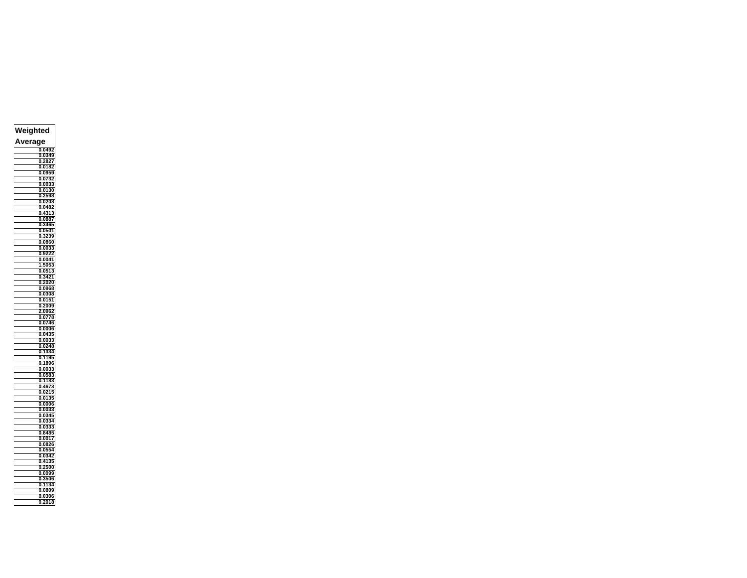| Weighted Average |
|---|
| 0.0492 |
| 0.0349 |
| 0.2827 |
| 0.0182 |
| 0.0959 |
| 0.0732 |
| 0.0033 |
| 0.0130 |
| 0.2598 |
| 0.0208 |
| 0.0482 |
| 0.4313 |
| 0.0887 |
| 0.3465 |
| 0.0501 |
| 0.3239 |
| 0.0860 |
| 0.0033 |
| 0.9222 |
| 0.0041 |
| 1.5053 |
| 0.0513 |
| 0.3421 |
| 0.2020 |
| 0.0968 |
| 0.0308 |
| 0.0151 |
| 0.2009 |
| 2.0962 |
| 0.0778 |
| 0.0746 |
| 0.0006 |
| 0.0435 |
| 0.0033 |
| 0.0248 |
| 0.1334 |
| 0.1195 |
| 0.1896 |
| 0.0033 |
| 0.0583 |
| 0.1183 |
| 0.4673 |
| 0.0215 |
| 0.0135 |
| 0.0006 |
| 0.0033 |
| 0.0345 |
| 0.0334 |
| 0.0333 |
| 0.8485 |
| 0.0017 |
| 0.0826 |
| 0.0554 |
| 0.0342 |
| 0.4135 |
| 0.2500 |
| 0.0099 |
| 0.3506 |
| 0.1134 |
| 0.0809 |
| 0.0306 |
| 0.2018 |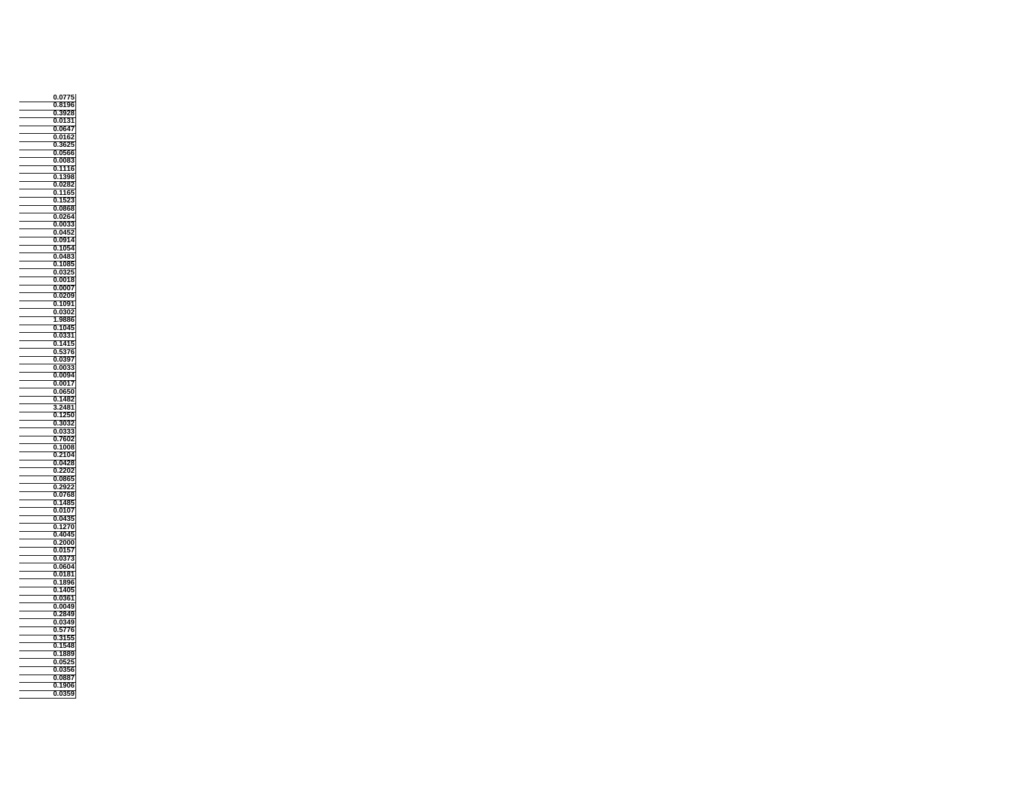| |
|---|
| 0.0775 |
| 0.8196 |
| 0.3928 |
| 0.0131 |
| 0.0647 |
| 0.0162 |
| 0.3625 |
| 0.0566 |
| 0.0083 |
| 0.1116 |
| 0.1398 |
| 0.0282 |
| 0.1165 |
| 0.1523 |
| 0.0868 |
| 0.0264 |
| 0.0033 |
| 0.0452 |
| 0.0914 |
| 0.1054 |
| 0.0483 |
| 0.1085 |
| 0.0325 |
| 0.0018 |
| 0.0007 |
| 0.0209 |
| 0.1091 |
| 0.0302 |
| 1.9886 |
| 0.1045 |
| 0.0331 |
| 0.1415 |
| 0.5376 |
| 0.0397 |
| 0.0033 |
| 0.0094 |
| 0.0017 |
| 0.0650 |
| 0.1482 |
| 3.2481 |
| 0.1250 |
| 0.3032 |
| 0.0333 |
| 0.7602 |
| 0.1008 |
| 0.2104 |
| 0.0428 |
| 0.2202 |
| 0.0865 |
| 0.2922 |
| 0.0768 |
| 0.1485 |
| 0.0107 |
| 0.0435 |
| 0.1270 |
| 0.4045 |
| 0.2000 |
| 0.0157 |
| 0.0373 |
| 0.0604 |
| 0.0181 |
| 0.1896 |
| 0.1405 |
| 0.0361 |
| 0.0049 |
| 0.2849 |
| 0.0349 |
| 0.5776 |
| 0.3155 |
| 0.1548 |
| 0.1889 |
| 0.0525 |
| 0.0356 |
| 0.0887 |
| 0.1906 |
| 0.0359 |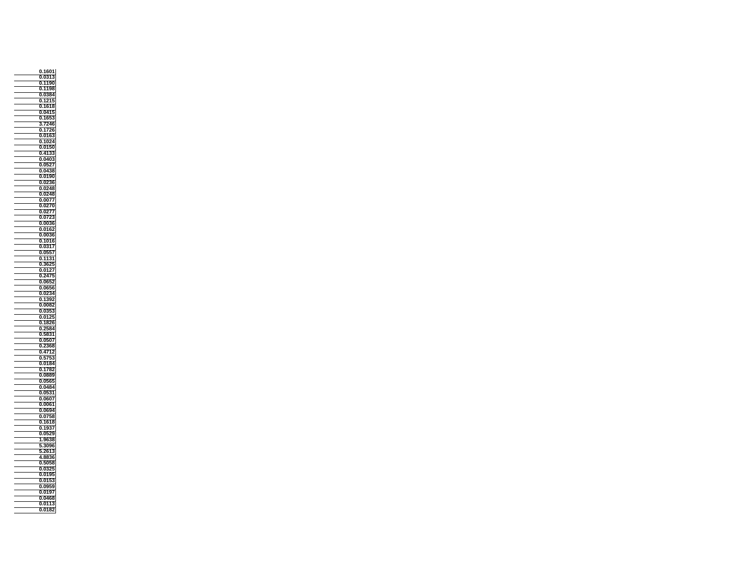| |
|---|
| 0.1601 |
| 0.0313 |
| 0.1190 |
| 0.1198 |
| 0.0384 |
| 0.1215 |
| 0.1618 |
| 0.0415 |
| 0.1653 |
| 3.7246 |
| 0.1726 |
| 0.0163 |
| 0.1024 |
| 0.0150 |
| 0.4133 |
| 0.0403 |
| 0.0527 |
| 0.0438 |
| 0.0190 |
| 0.0236 |
| 0.0248 |
| 0.0248 |
| 0.0077 |
| 0.0270 |
| 0.0277 |
| 0.0723 |
| 0.0036 |
| 0.0162 |
| 0.0036 |
| 0.1016 |
| 0.0317 |
| 0.0557 |
| 0.1131 |
| 0.3625 |
| 0.0127 |
| 0.2475 |
| 0.0652 |
| 0.0656 |
| 0.0234 |
| 0.1392 |
| 0.0082 |
| 0.0353 |
| 0.0125 |
| 0.1826 |
| 0.2584 |
| 0.5831 |
| 0.0507 |
| 0.2368 |
| 0.4712 |
| 0.5753 |
| 0.0184 |
| 0.1782 |
| 0.0889 |
| 0.0565 |
| 0.0484 |
| 0.0531 |
| 0.0607 |
| 0.0061 |
| 0.0694 |
| 0.0758 |
| 0.1618 |
| 0.1937 |
| 0.0529 |
| 1.9638 |
| 5.3096 |
| 5.2613 |
| 4.8836 |
| 0.5058 |
| 0.0325 |
| 0.0195 |
| 0.0153 |
| 0.0959 |
| 0.0197 |
| 0.0468 |
| 0.0113 |
| 0.0182 |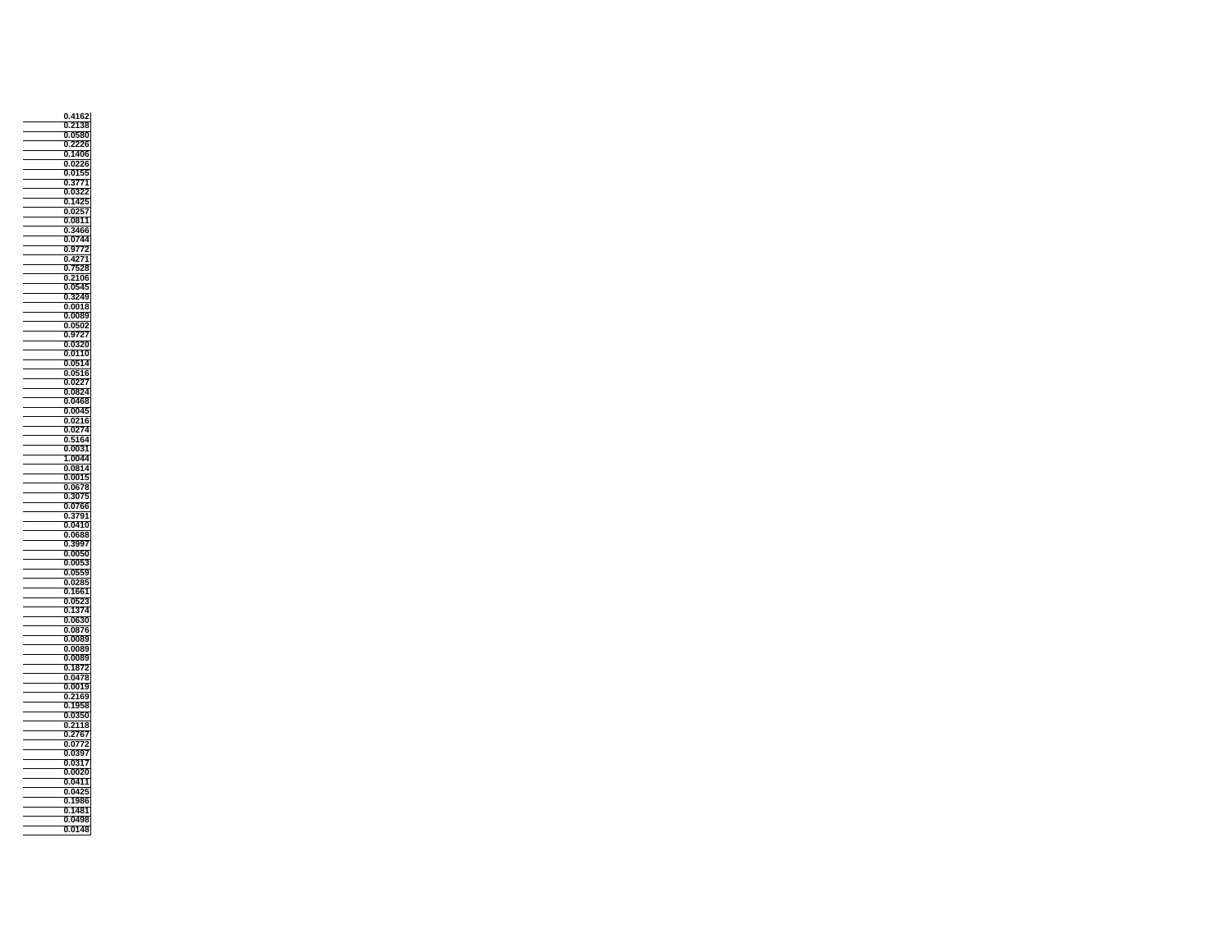| |
|---|
| 0.4162 |
| 0.2138 |
| 0.0580 |
| 0.2226 |
| 0.1406 |
| 0.0226 |
| 0.0155 |
| 0.3771 |
| 0.0322 |
| 0.1425 |
| 0.0257 |
| 0.0811 |
| 0.3466 |
| 0.0744 |
| 0.9772 |
| 0.4271 |
| 0.7528 |
| 0.2106 |
| 0.0545 |
| 0.3249 |
| 0.0018 |
| 0.0089 |
| 0.0502 |
| 0.9727 |
| 0.0320 |
| 0.0110 |
| 0.0514 |
| 0.0516 |
| 0.0227 |
| 0.0824 |
| 0.0468 |
| 0.0045 |
| 0.0216 |
| 0.0274 |
| 0.5164 |
| 0.0031 |
| 1.0044 |
| 0.0814 |
| 0.0015 |
| 0.0678 |
| 0.3075 |
| 0.0766 |
| 0.3791 |
| 0.0410 |
| 0.0688 |
| 0.3997 |
| 0.0050 |
| 0.0053 |
| 0.0559 |
| 0.0285 |
| 0.1661 |
| 0.0523 |
| 0.1374 |
| 0.0630 |
| 0.0876 |
| 0.0089 |
| 0.0089 |
| 0.0089 |
| 0.1872 |
| 0.0478 |
| 0.0019 |
| 0.2169 |
| 0.1958 |
| 0.0350 |
| 0.2118 |
| 0.2767 |
| 0.0772 |
| 0.0397 |
| 0.0317 |
| 0.0020 |
| 0.0411 |
| 0.0425 |
| 0.1986 |
| 0.1481 |
| 0.0498 |
| 0.0148 |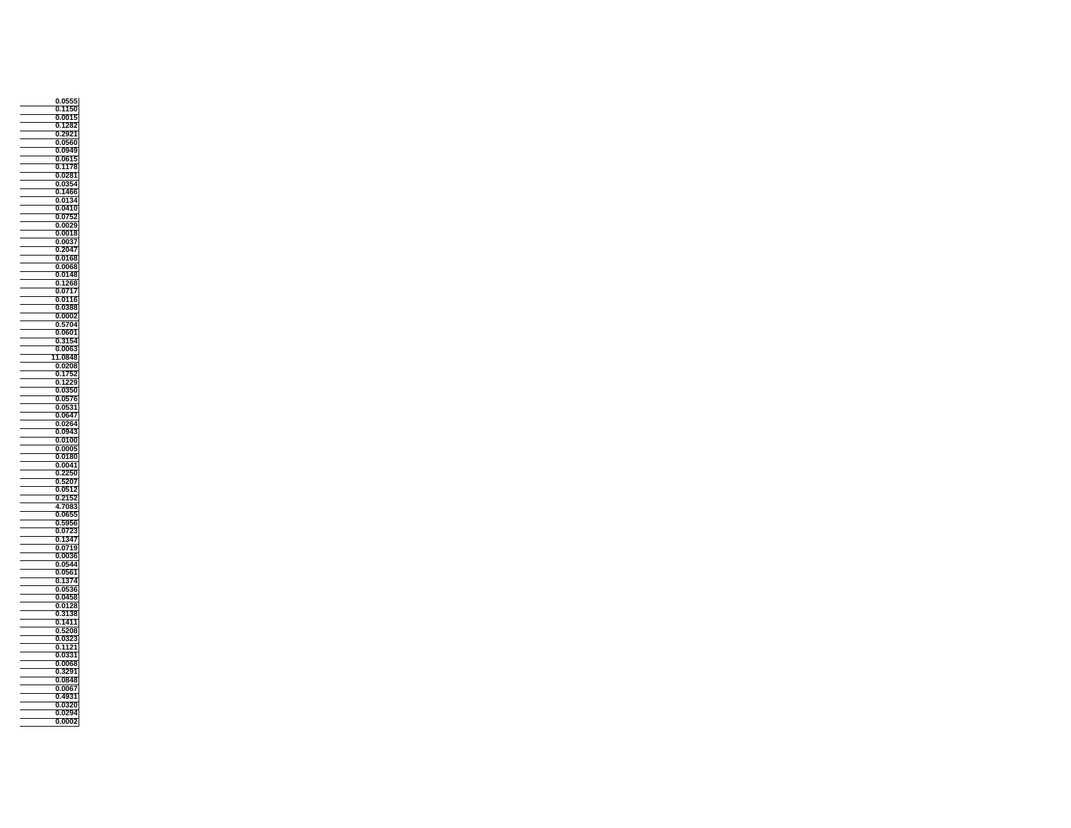| |
|---|
| 0.0555 |
| 0.1150 |
| 0.0015 |
| 0.1282 |
| 0.2921 |
| 0.0560 |
| 0.0949 |
| 0.0615 |
| 0.1178 |
| 0.0281 |
| 0.0354 |
| 0.1466 |
| 0.0134 |
| 0.0410 |
| 0.0752 |
| 0.0029 |
| 0.0018 |
| 0.0037 |
| 0.2047 |
| 0.0168 |
| 0.0068 |
| 0.0148 |
| 0.1268 |
| 0.0717 |
| 0.0116 |
| 0.0388 |
| 0.0002 |
| 0.5704 |
| 0.0601 |
| 0.3154 |
| 0.0063 |
| 11.0848 |
| 0.0208 |
| 0.1752 |
| 0.1229 |
| 0.0350 |
| 0.0576 |
| 0.0531 |
| 0.0647 |
| 0.0264 |
| 0.0943 |
| 0.0100 |
| 0.0005 |
| 0.0180 |
| 0.0041 |
| 0.2250 |
| 0.5207 |
| 0.0512 |
| 0.2152 |
| 4.7083 |
| 0.0655 |
| 0.5956 |
| 0.0723 |
| 0.1347 |
| 0.0719 |
| 0.0036 |
| 0.0544 |
| 0.0561 |
| 0.1374 |
| 0.0536 |
| 0.0458 |
| 0.0128 |
| 0.3138 |
| 0.1411 |
| 0.5208 |
| 0.0323 |
| 0.1121 |
| 0.0331 |
| 0.0068 |
| 0.3291 |
| 0.0848 |
| 0.0067 |
| 0.4931 |
| 0.0320 |
| 0.0294 |
| 0.0002 |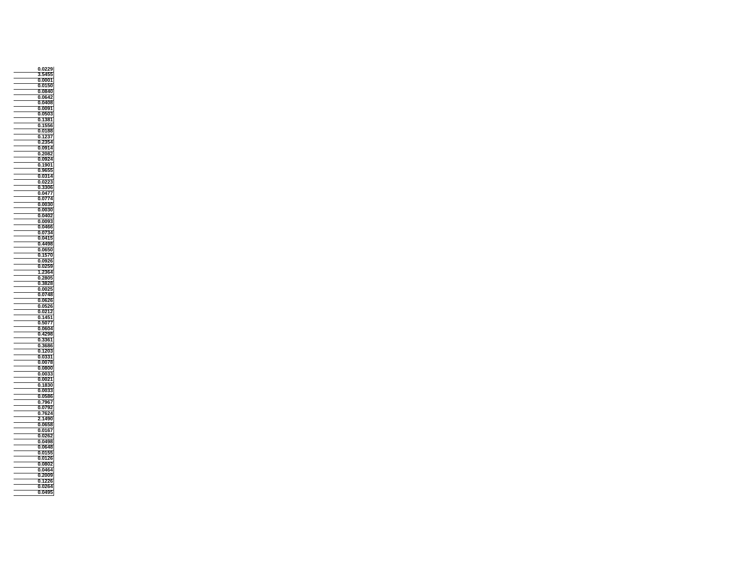| |
|---|
| 0.0229 |
| 3.5455 |
| 0.0001 |
| 0.0150 |
| 0.0840 |
| 0.0642 |
| 0.0408 |
| 0.0091 |
| 0.0503 |
| 0.1381 |
| 0.1556 |
| 0.0188 |
| 0.1237 |
| 0.2354 |
| 0.0914 |
| 0.2082 |
| 0.0924 |
| 0.1901 |
| 0.9655 |
| 0.0314 |
| 0.0223 |
| 0.3306 |
| 0.0477 |
| 0.0774 |
| 0.0030 |
| 0.0030 |
| 0.0402 |
| 0.0093 |
| 0.0466 |
| 0.0734 |
| 0.0415 |
| 0.4498 |
| 0.0650 |
| 0.1570 |
| 0.0926 |
| 0.0259 |
| 1.2364 |
| 0.2805 |
| 0.3828 |
| 0.0025 |
| 0.0748 |
| 0.0626 |
| 0.0526 |
| 0.0212 |
| 0.1451 |
| 0.5077 |
| 0.0604 |
| 0.4298 |
| 0.3361 |
| 0.3686 |
| 0.1203 |
| 0.0331 |
| 0.0078 |
| 0.0800 |
| 0.0033 |
| 0.0021 |
| 0.1830 |
| 0.0033 |
| 0.0586 |
| 0.7967 |
| 0.0792 |
| 0.7624 |
| 2.1490 |
| 0.0658 |
| 0.0167 |
| 0.0262 |
| 0.0498 |
| 0.0648 |
| 0.0155 |
| 0.0126 |
| 0.0802 |
| 0.0464 |
| 0.2009 |
| 0.1226 |
| 0.0264 |
| 0.0495 |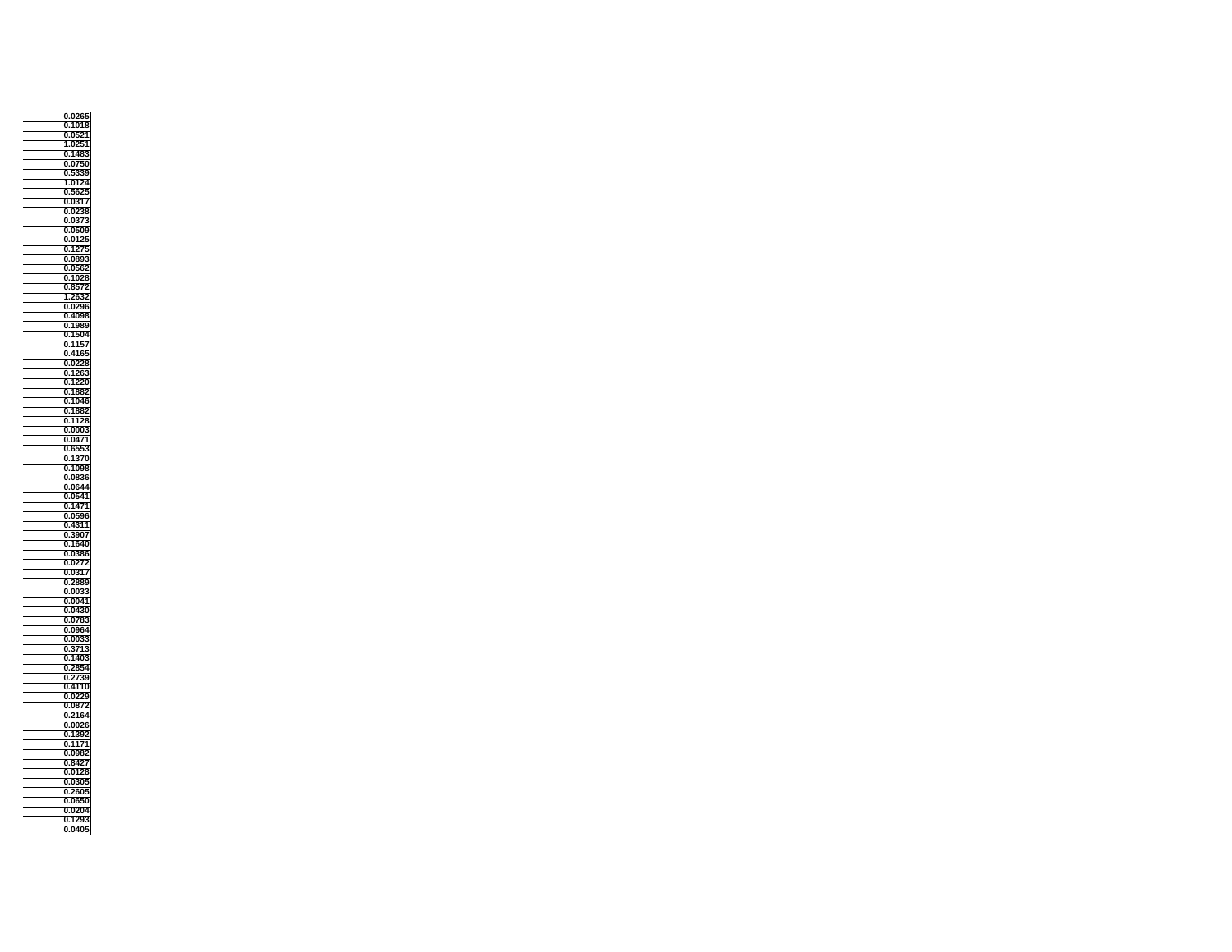| |
|---|
| 0.0265 |
| 0.1018 |
| 0.0521 |
| 1.0251 |
| 0.1483 |
| 0.0750 |
| 0.5339 |
| 1.0124 |
| 0.5625 |
| 0.0317 |
| 0.0238 |
| 0.0373 |
| 0.0509 |
| 0.0125 |
| 0.1275 |
| 0.0893 |
| 0.0562 |
| 0.1028 |
| 0.8572 |
| 1.2632 |
| 0.0296 |
| 0.4098 |
| 0.1989 |
| 0.1504 |
| 0.1157 |
| 0.4165 |
| 0.0228 |
| 0.1263 |
| 0.1220 |
| 0.1882 |
| 0.1046 |
| 0.1882 |
| 0.1128 |
| 0.0003 |
| 0.0471 |
| 0.6553 |
| 0.1370 |
| 0.1098 |
| 0.0836 |
| 0.0644 |
| 0.0541 |
| 0.1471 |
| 0.0596 |
| 0.4311 |
| 0.3907 |
| 0.1640 |
| 0.0386 |
| 0.0272 |
| 0.0317 |
| 0.2889 |
| 0.0033 |
| 0.0041 |
| 0.0430 |
| 0.0783 |
| 0.0964 |
| 0.0033 |
| 0.3713 |
| 0.1403 |
| 0.2854 |
| 0.2739 |
| 0.4110 |
| 0.0229 |
| 0.0872 |
| 0.2164 |
| 0.0026 |
| 0.1392 |
| 0.1171 |
| 0.0982 |
| 0.8427 |
| 0.0128 |
| 0.0305 |
| 0.2605 |
| 0.0650 |
| 0.0204 |
| 0.1293 |
| 0.0405 |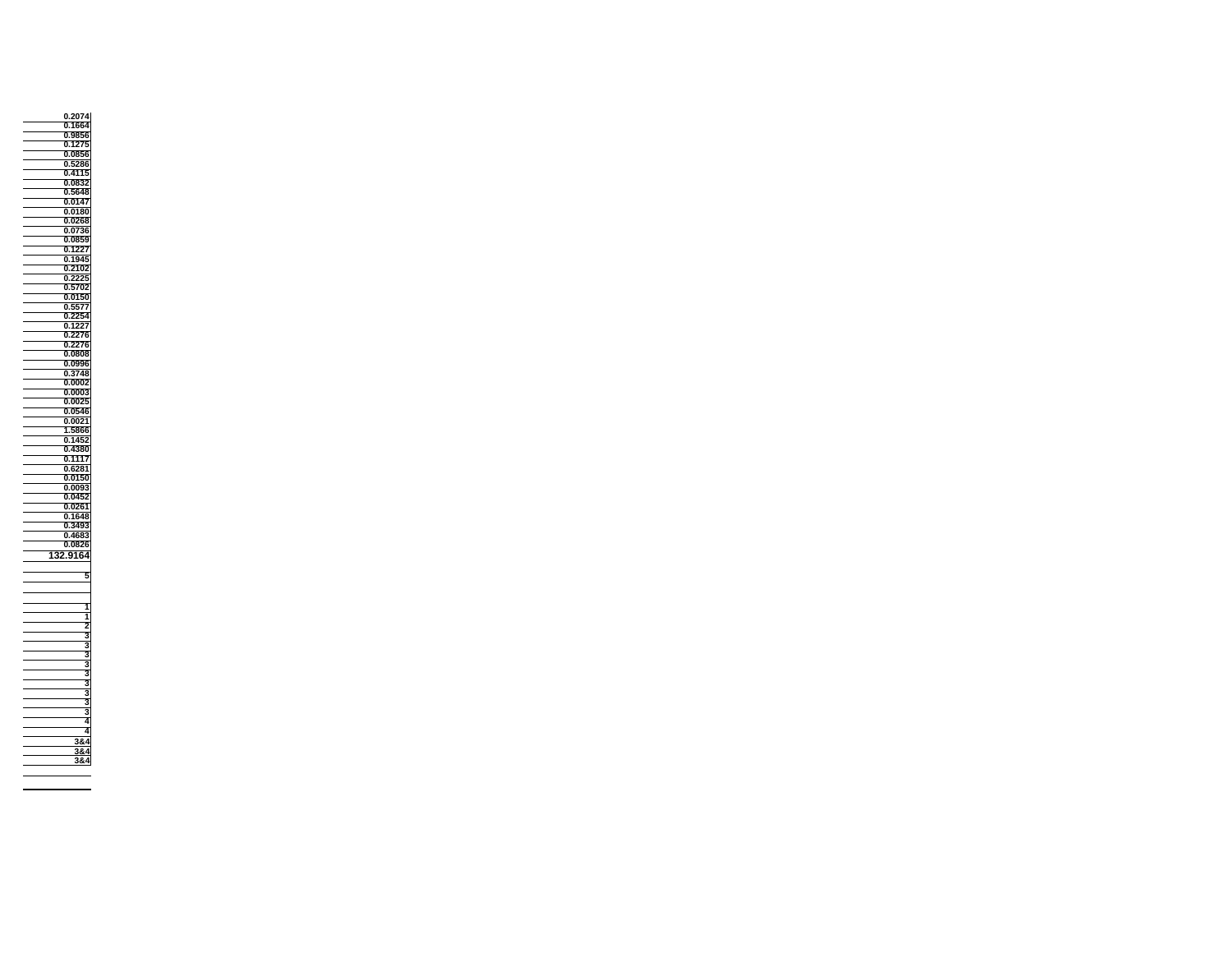| |
|---|
| 0.2074 |
| 0.1664 |
| 0.9856 |
| 0.1275 |
| 0.0856 |
| 0.5286 |
| 0.4115 |
| 0.0832 |
| 0.5648 |
| 0.0147 |
| 0.0180 |
| 0.0268 |
| 0.0736 |
| 0.0859 |
| 0.1227 |
| 0.1945 |
| 0.2102 |
| 0.2225 |
| 0.5702 |
| 0.0150 |
| 0.5577 |
| 0.2254 |
| 0.1227 |
| 0.2276 |
| 0.2276 |
| 0.0808 |
| 0.0996 |
| 0.3748 |
| 0.0002 |
| 0.0003 |
| 0.0025 |
| 0.0546 |
| 0.0021 |
| 1.5866 |
| 0.1452 |
| 0.4380 |
| 0.1117 |
| 0.6281 |
| 0.0150 |
| 0.0093 |
| 0.0452 |
| 0.0261 |
| 0.1648 |
| 0.3493 |
| 0.4683 |
| 0.0826 |
| 132.9164 |
| |
| 5 |
| |
| |
| 1 |
| 1 |
| 2 |
| 3 |
| 3 |
| 3 |
| 3 |
| 3 |
| 3 |
| 3 |
| 3 |
| 3 |
| 4 |
| 4 |
| 3&4 |
| 3&4 |
| 3&4 |